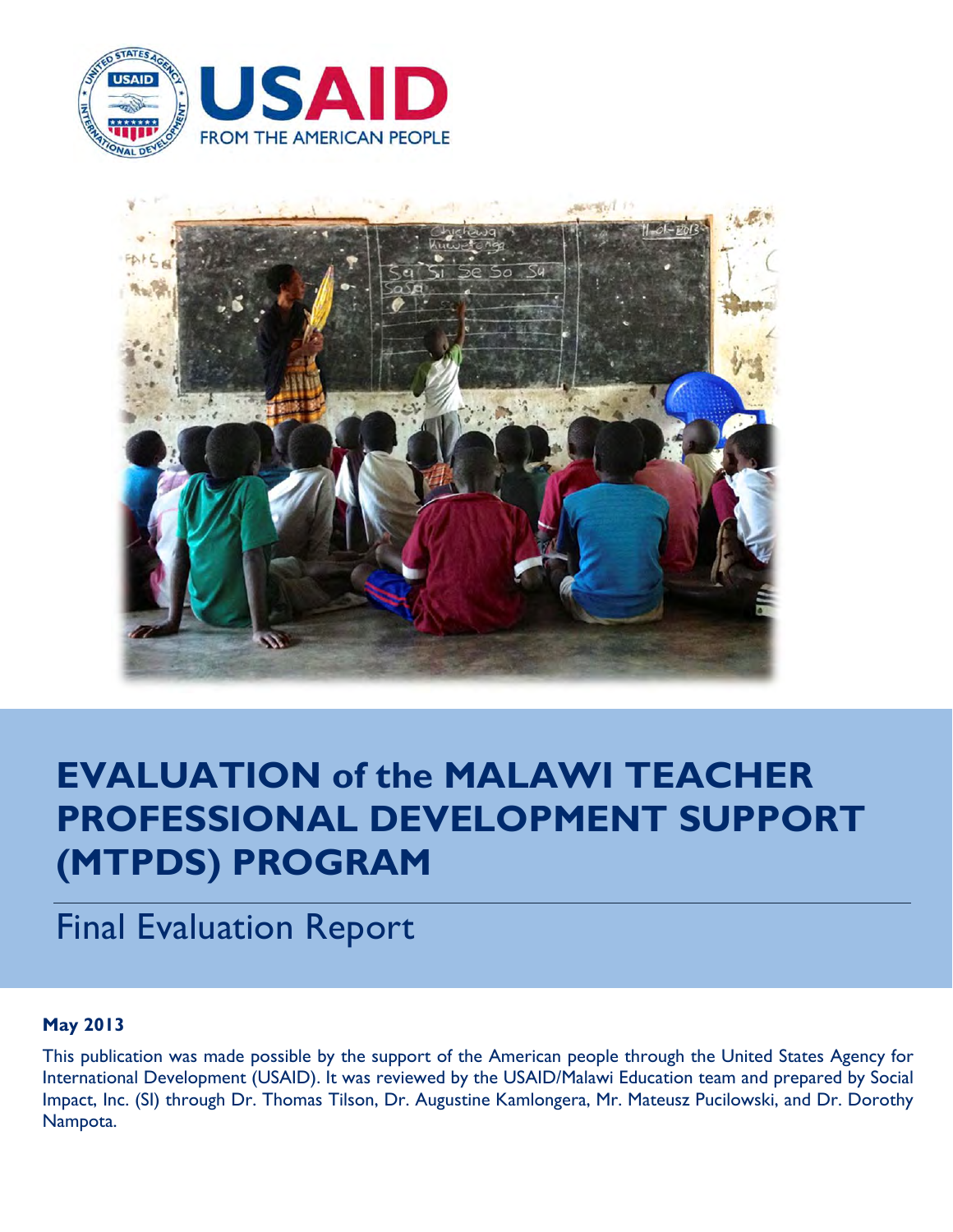USAID
FROM THE AMERICAN PEOPLE

# EVALUATION of the MALAWI TEACHER PROFESSIONAL DEVELOPMENT SUPPORT (MTPDS) PROGRAM

## Final Evaluation Report

**May 2013**

This publication was made possible by the support of the American people through the United States Agency for International Development (USAID). It was reviewed by the USAID/Malawi Education team and prepared by Social Impact, Inc. (SI) through Dr. Thomas Tilson, Dr. Augustine Kamlongera, Mr. Mateusz Pucilowski, and Dr. Dorothy Nampota.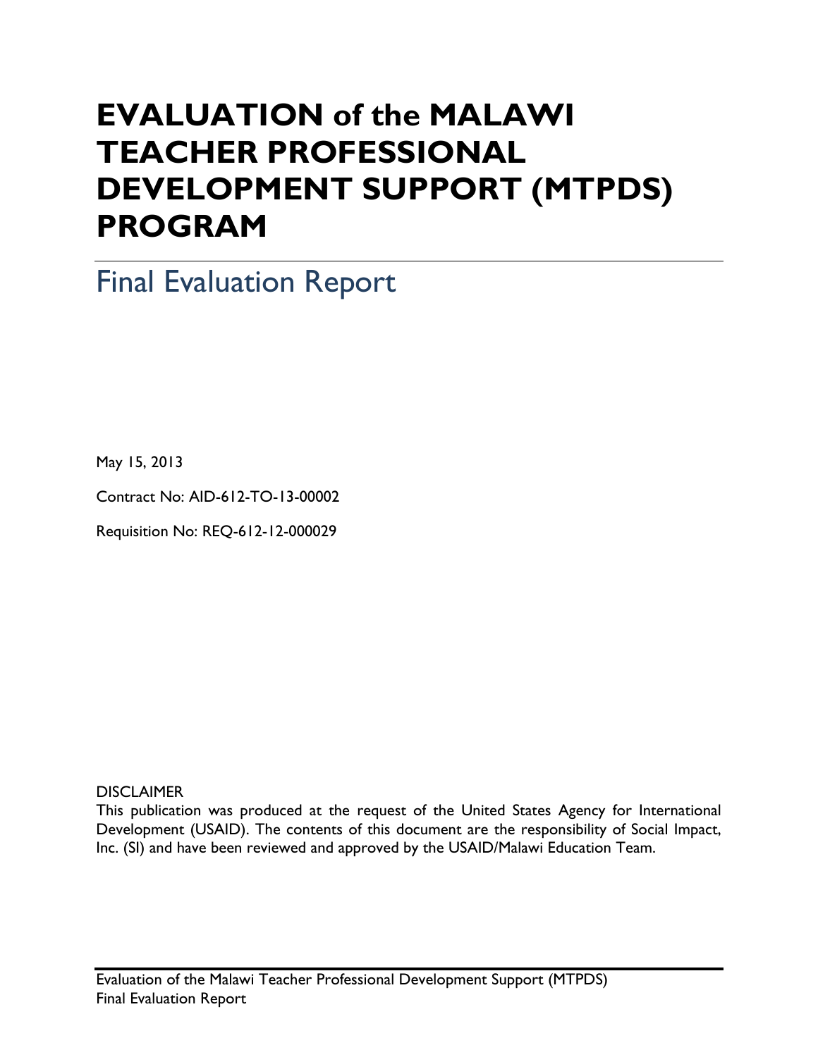# EVALUATION of the MALAWI TEACHER PROFESSIONAL DEVELOPMENT SUPPORT (MTPDS) PROGRAM

## Final Evaluation Report

May 15, 2013

Contract No: AID-612-TO-13-00002

Requisition No: REQ-612-12-000029

DISCLAIMER

This publication was produced at the request of the United States Agency for International Development (USAID). The contents of this document are the responsibility of Social Impact, Inc. (SI) and have been reviewed and approved by the USAID/Malawi Education Team.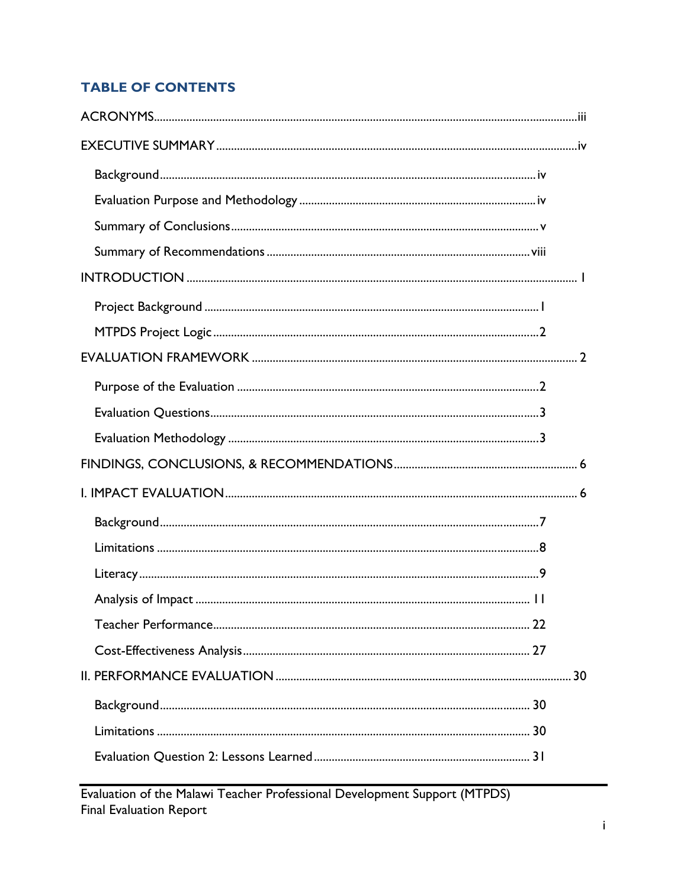## TABLE OF CONTENTS

ACRONYMS ........ iii

EXECUTIVE SUMMARY ........ iv

- Background ........ iv
- Evaluation Purpose and Methodology ........ iv
- Summary of Conclusions ........ v
- Summary of Recommendations ........ viii

INTRODUCTION ........ 1

- Project Background ........ 1
- MTPDS Project Logic ........ 2

EVALUATION FRAMEWORK ........ 2

- Purpose of the Evaluation ........ 2
- Evaluation Questions ........ 3
- Evaluation Methodology ........ 3

FINDINGS, CONCLUSIONS, & RECOMMENDATIONS ........ 6

I. IMPACT EVALUATION ........ 6

- Background ........ 7
- Limitations ........ 8
- Literacy ........ 9
- Analysis of Impact ........ 11
- Teacher Performance ........ 22
- Cost-Effectiveness Analysis ........ 27

II. PERFORMANCE EVALUATION ........ 30

- Background ........ 30
- Limitations ........ 30
- Evaluation Question 2: Lessons Learned ........ 31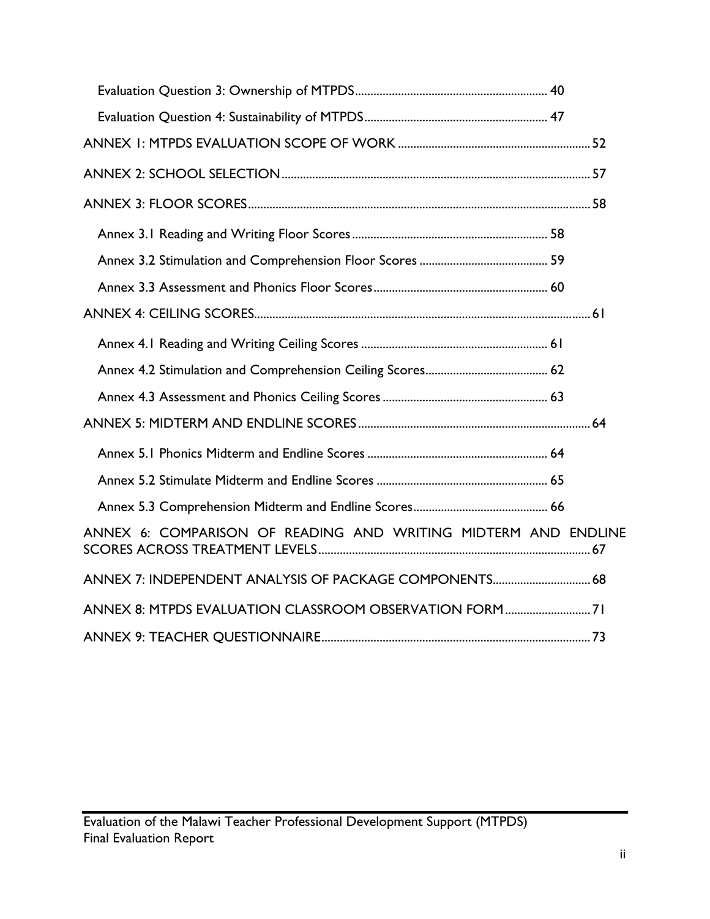Evaluation Question 3: Ownership of MTPDS ............................................................. 40

Evaluation Question 4: Sustainability of MTPDS ......................................................... 47

ANNEX 1: MTPDS EVALUATION SCOPE OF WORK ............................................................. 52

ANNEX 2: SCHOOL SELECTION ........................................................................................... 57

ANNEX 3: FLOOR SCORES .................................................................................................... 58

Annex 3.1 Reading and Writing Floor Scores ............................................................... 58

Annex 3.2 Stimulation and Comprehension Floor Scores ......................................... 59

Annex 3.3 Assessment and Phonics Floor Scores ....................................................... 60

ANNEX 4: CEILING SCORES ................................................................................................... 61

Annex 4.1 Reading and Writing Ceiling Scores ........................................................... 61

Annex 4.2 Stimulation and Comprehension Ceiling Scores ....................................... 62

Annex 4.3 Assessment and Phonics Ceiling Scores ..................................................... 63

ANNEX 5: MIDTERM AND ENDLINE SCORES ..................................................................... 64

Annex 5.1 Phonics Midterm and Endline Scores ......................................................... 64

Annex 5.2 Stimulate Midterm and Endline Scores ...................................................... 65

Annex 5.3 Comprehension Midterm and Endline Scores ........................................... 66

ANNEX 6: COMPARISON OF READING AND WRITING MIDTERM AND ENDLINE SCORES ACROSS TREATMENT LEVELS ............................................................................... 67

ANNEX 7: INDEPENDENT ANALYSIS OF PACKAGE COMPONENTS ............................... 68

ANNEX 8: MTPDS EVALUATION CLASSROOM OBSERVATION FORM ........................... 71

ANNEX 9: TEACHER QUESTIONNAIRE ............................................................................... 73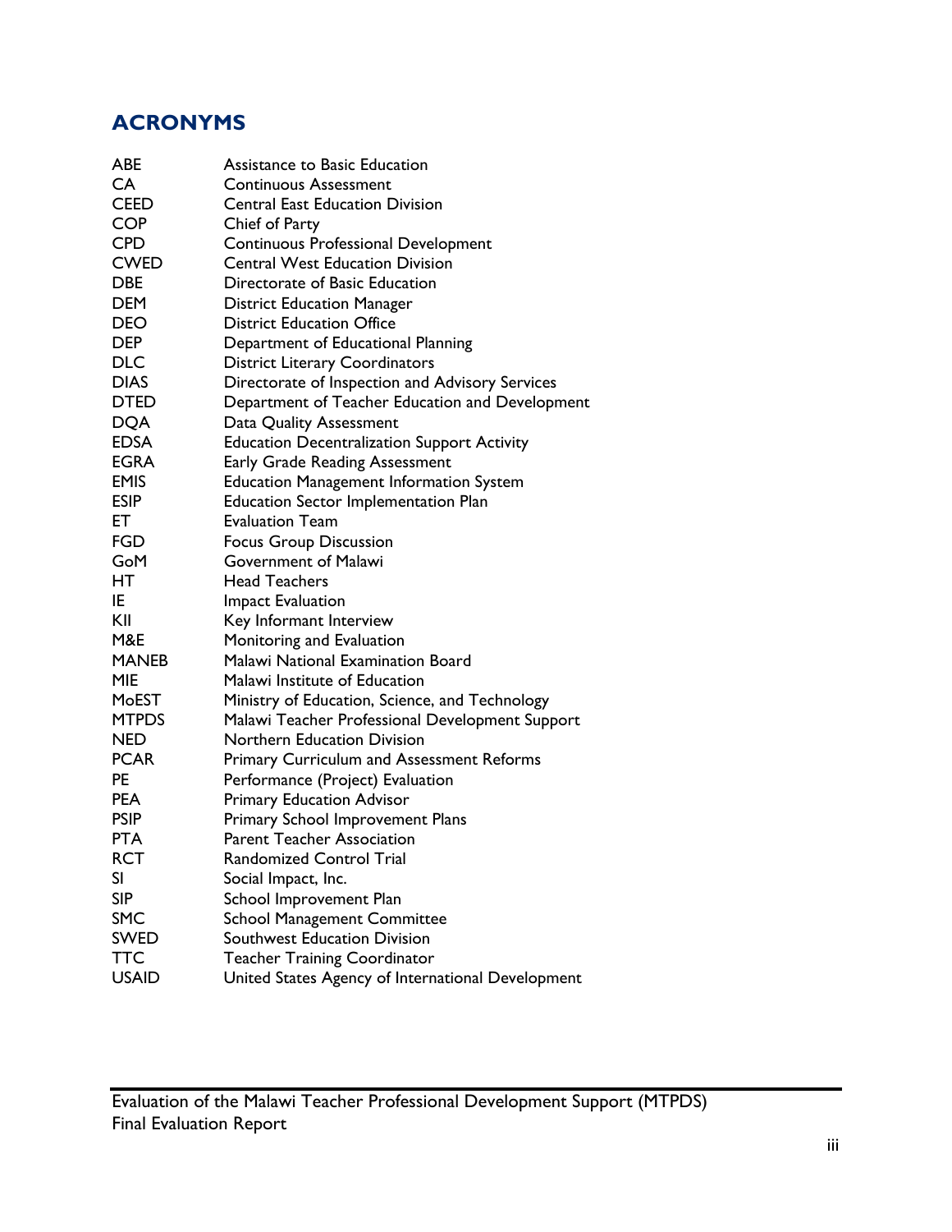## ACRONYMS

| | |
|---|---|
| ABE | Assistance to Basic Education |
| CA | Continuous Assessment |
| CEED | Central East Education Division |
| COP | Chief of Party |
| CPD | Continuous Professional Development |
| CWED | Central West Education Division |
| DBE | Directorate of Basic Education |
| DEM | District Education Manager |
| DEO | District Education Office |
| DEP | Department of Educational Planning |
| DLC | District Literary Coordinators |
| DIAS | Directorate of Inspection and Advisory Services |
| DTED | Department of Teacher Education and Development |
| DQA | Data Quality Assessment |
| EDSA | Education Decentralization Support Activity |
| EGRA | Early Grade Reading Assessment |
| EMIS | Education Management Information System |
| ESIP | Education Sector Implementation Plan |
| ET | Evaluation Team |
| FGD | Focus Group Discussion |
| GoM | Government of Malawi |
| HT | Head Teachers |
| IE | Impact Evaluation |
| KII | Key Informant Interview |
| M&E | Monitoring and Evaluation |
| MANEB | Malawi National Examination Board |
| MIE | Malawi Institute of Education |
| MoEST | Ministry of Education, Science, and Technology |
| MTPDS | Malawi Teacher Professional Development Support |
| NED | Northern Education Division |
| PCAR | Primary Curriculum and Assessment Reforms |
| PE | Performance (Project) Evaluation |
| PEA | Primary Education Advisor |
| PSIP | Primary School Improvement Plans |
| PTA | Parent Teacher Association |
| RCT | Randomized Control Trial |
| SI | Social Impact, Inc. |
| SIP | School Improvement Plan |
| SMC | School Management Committee |
| SWED | Southwest Education Division |
| TTC | Teacher Training Coordinator |
| USAID | United States Agency of International Development |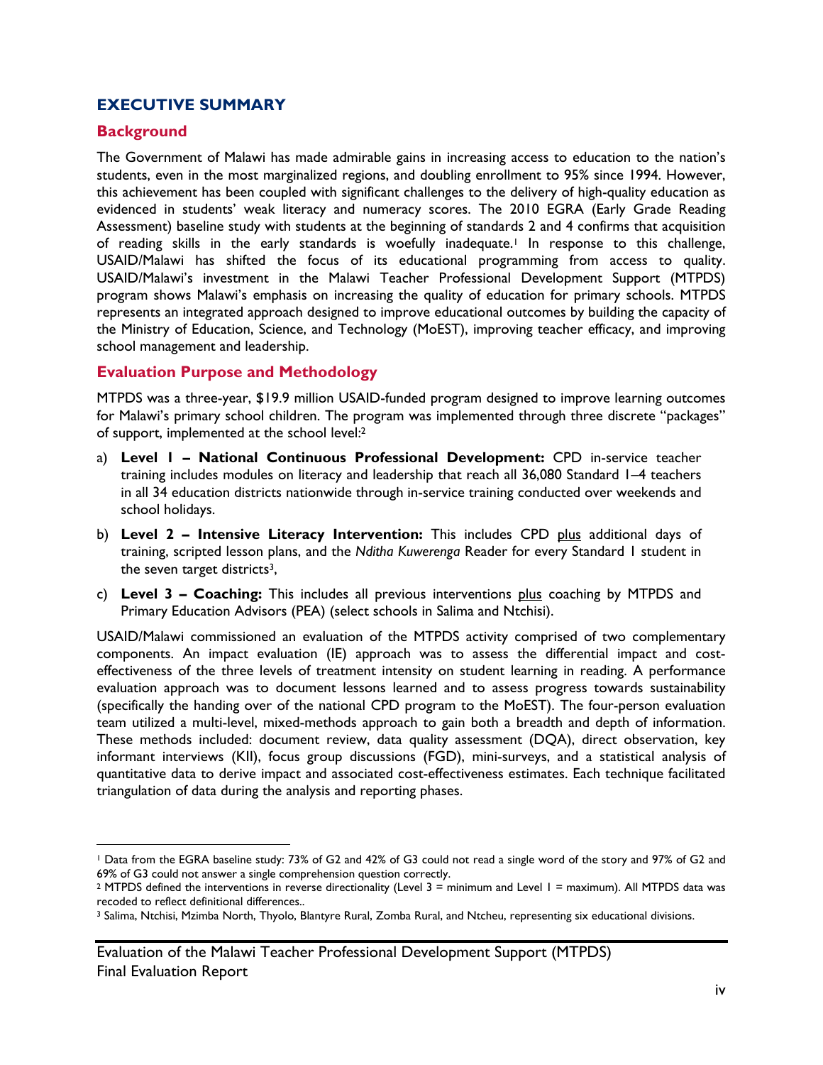# EXECUTIVE SUMMARY

## Background

The Government of Malawi has made admirable gains in increasing access to education to the nation's students, even in the most marginalized regions, and doubling enrollment to 95% since 1994. However, this achievement has been coupled with significant challenges to the delivery of high-quality education as evidenced in students' weak literacy and numeracy scores. The 2010 EGRA (Early Grade Reading Assessment) baseline study with students at the beginning of standards 2 and 4 confirms that acquisition of reading skills in the early standards is woefully inadequate.[1] In response to this challenge, USAID/Malawi has shifted the focus of its educational programming from access to quality. USAID/Malawi's investment in the Malawi Teacher Professional Development Support (MTPDS) program shows Malawi's emphasis on increasing the quality of education for primary schools. MTPDS represents an integrated approach designed to improve educational outcomes by building the capacity of the Ministry of Education, Science, and Technology (MoEST), improving teacher efficacy, and improving school management and leadership.

## Evaluation Purpose and Methodology

MTPDS was a three-year, $19.9 million USAID-funded program designed to improve learning outcomes for Malawi's primary school children. The program was implemented through three discrete "packages" of support, implemented at the school level:[2]

a) **Level 1 – National Continuous Professional Development:** CPD in-service teacher training includes modules on literacy and leadership that reach all 36,080 Standard 1–4 teachers in all 34 education districts nationwide through in-service training conducted over weekends and school holidays.

b) **Level 2 – Intensive Literacy Intervention:** This includes CPD plus additional days of training, scripted lesson plans, and the *Nditha Kuwerenga* Reader for every Standard 1 student in the seven target districts[3],

c) **Level 3 – Coaching:** This includes all previous interventions plus coaching by MTPDS and Primary Education Advisors (PEA) (select schools in Salima and Ntchisi).

USAID/Malawi commissioned an evaluation of the MTPDS activity comprised of two complementary components. An impact evaluation (IE) approach was to assess the differential impact and cost-effectiveness of the three levels of treatment intensity on student learning in reading. A performance evaluation approach was to document lessons learned and to assess progress towards sustainability (specifically the handing over of the national CPD program to the MoEST). The four-person evaluation team utilized a multi-level, mixed-methods approach to gain both a breadth and depth of information. These methods included: document review, data quality assessment (DQA), direct observation, key informant interviews (KII), focus group discussions (FGD), mini-surveys, and a statistical analysis of quantitative data to derive impact and associated cost-effectiveness estimates. Each technique facilitated triangulation of data during the analysis and reporting phases.

---

[1] Data from the EGRA baseline study: 73% of G2 and 42% of G3 could not read a single word of the story and 97% of G2 and 69% of G3 could not answer a single comprehension question correctly.

[2] MTPDS defined the interventions in reverse directionality (Level 3 = minimum and Level 1 = maximum). All MTPDS data was recoded to reflect definitional differences..

[3] Salima, Ntchisi, Mzimba North, Thyolo, Blantyre Rural, Zomba Rural, and Ntcheu, representing six educational divisions.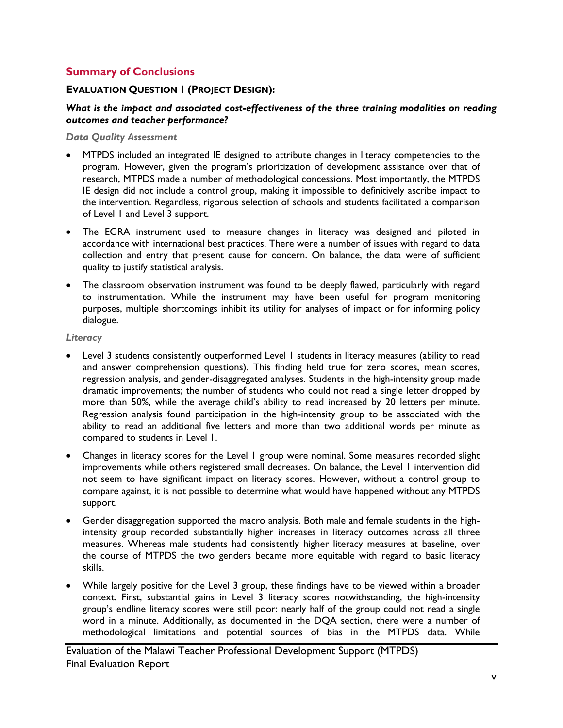## Summary of Conclusions

### EVALUATION QUESTION 1 (PROJECT DESIGN):

***What is the impact and associated cost-effectiveness of the three training modalities on reading outcomes and teacher performance?***

*Data Quality Assessment*

- MTPDS included an integrated IE designed to attribute changes in literacy competencies to the program. However, given the program's prioritization of development assistance over that of research, MTPDS made a number of methodological concessions. Most importantly, the MTPDS IE design did not include a control group, making it impossible to definitively ascribe impact to the intervention. Regardless, rigorous selection of schools and students facilitated a comparison of Level 1 and Level 3 support.
- The EGRA instrument used to measure changes in literacy was designed and piloted in accordance with international best practices. There were a number of issues with regard to data collection and entry that present cause for concern. On balance, the data were of sufficient quality to justify statistical analysis.
- The classroom observation instrument was found to be deeply flawed, particularly with regard to instrumentation. While the instrument may have been useful for program monitoring purposes, multiple shortcomings inhibit its utility for analyses of impact or for informing policy dialogue.

*Literacy*

- Level 3 students consistently outperformed Level 1 students in literacy measures (ability to read and answer comprehension questions). This finding held true for zero scores, mean scores, regression analysis, and gender-disaggregated analyses. Students in the high-intensity group made dramatic improvements; the number of students who could not read a single letter dropped by more than 50%, while the average child's ability to read increased by 20 letters per minute. Regression analysis found participation in the high-intensity group to be associated with the ability to read an additional five letters and more than two additional words per minute as compared to students in Level 1.
- Changes in literacy scores for the Level 1 group were nominal. Some measures recorded slight improvements while others registered small decreases. On balance, the Level 1 intervention did not seem to have significant impact on literacy scores. However, without a control group to compare against, it is not possible to determine what would have happened without any MTPDS support.
- Gender disaggregation supported the macro analysis. Both male and female students in the high-intensity group recorded substantially higher increases in literacy outcomes across all three measures. Whereas male students had consistently higher literacy measures at baseline, over the course of MTPDS the two genders became more equitable with regard to basic literacy skills.
- While largely positive for the Level 3 group, these findings have to be viewed within a broader context. First, substantial gains in Level 3 literacy scores notwithstanding, the high-intensity group's endline literacy scores were still poor: nearly half of the group could not read a single word in a minute. Additionally, as documented in the DQA section, there were a number of methodological limitations and potential sources of bias in the MTPDS data. While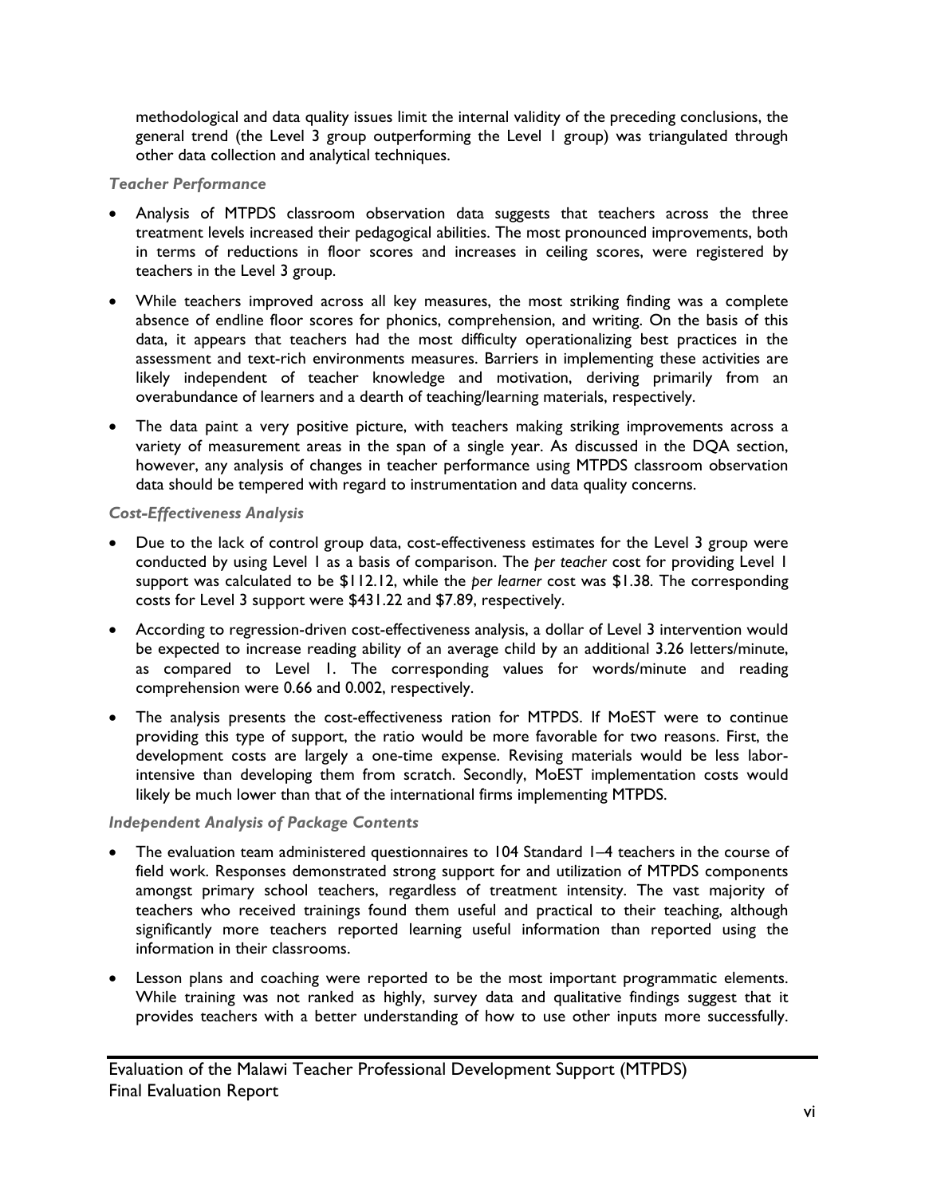methodological and data quality issues limit the internal validity of the preceding conclusions, the general trend (the Level 3 group outperforming the Level 1 group) was triangulated through other data collection and analytical techniques.

### *Teacher Performance*

- Analysis of MTPDS classroom observation data suggests that teachers across the three treatment levels increased their pedagogical abilities. The most pronounced improvements, both in terms of reductions in floor scores and increases in ceiling scores, were registered by teachers in the Level 3 group.
- While teachers improved across all key measures, the most striking finding was a complete absence of endline floor scores for phonics, comprehension, and writing. On the basis of this data, it appears that teachers had the most difficulty operationalizing best practices in the assessment and text-rich environments measures. Barriers in implementing these activities are likely independent of teacher knowledge and motivation, deriving primarily from an overabundance of learners and a dearth of teaching/learning materials, respectively.
- The data paint a very positive picture, with teachers making striking improvements across a variety of measurement areas in the span of a single year. As discussed in the DQA section, however, any analysis of changes in teacher performance using MTPDS classroom observation data should be tempered with regard to instrumentation and data quality concerns.

### *Cost-Effectiveness Analysis*

- Due to the lack of control group data, cost-effectiveness estimates for the Level 3 group were conducted by using Level 1 as a basis of comparison. The *per teacher* cost for providing Level 1 support was calculated to be $112.12, while the *per learner* cost was $1.38. The corresponding costs for Level 3 support were $431.22 and $7.89, respectively.
- According to regression-driven cost-effectiveness analysis, a dollar of Level 3 intervention would be expected to increase reading ability of an average child by an additional 3.26 letters/minute, as compared to Level 1. The corresponding values for words/minute and reading comprehension were 0.66 and 0.002, respectively.
- The analysis presents the cost-effectiveness ration for MTPDS. If MoEST were to continue providing this type of support, the ratio would be more favorable for two reasons. First, the development costs are largely a one-time expense. Revising materials would be less labor-intensive than developing them from scratch. Secondly, MoEST implementation costs would likely be much lower than that of the international firms implementing MTPDS.

### *Independent Analysis of Package Contents*

- The evaluation team administered questionnaires to 104 Standard 1–4 teachers in the course of field work. Responses demonstrated strong support for and utilization of MTPDS components amongst primary school teachers, regardless of treatment intensity. The vast majority of teachers who received trainings found them useful and practical to their teaching, although significantly more teachers reported learning useful information than reported using the information in their classrooms.
- Lesson plans and coaching were reported to be the most important programmatic elements. While training was not ranked as highly, survey data and qualitative findings suggest that it provides teachers with a better understanding of how to use other inputs more successfully.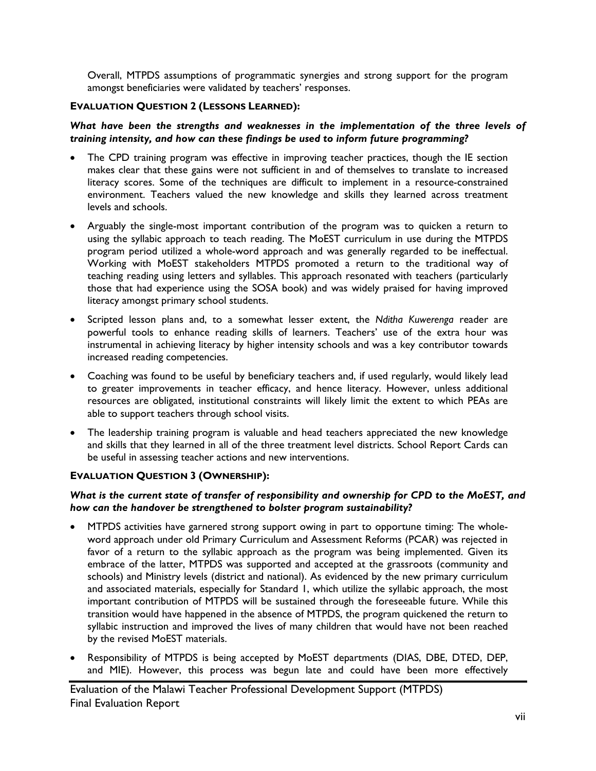Overall, MTPDS assumptions of programmatic synergies and strong support for the program amongst beneficiaries were validated by teachers' responses.

**EVALUATION QUESTION 2 (LESSONS LEARNED):**

***What have been the strengths and weaknesses in the implementation of the three levels of training intensity, and how can these findings be used to inform future programming?***

- The CPD training program was effective in improving teacher practices, though the IE section makes clear that these gains were not sufficient in and of themselves to translate to increased literacy scores. Some of the techniques are difficult to implement in a resource-constrained environment. Teachers valued the new knowledge and skills they learned across treatment levels and schools.
- Arguably the single-most important contribution of the program was to quicken a return to using the syllabic approach to teach reading. The MoEST curriculum in use during the MTPDS program period utilized a whole-word approach and was generally regarded to be ineffectual. Working with MoEST stakeholders MTPDS promoted a return to the traditional way of teaching reading using letters and syllables. This approach resonated with teachers (particularly those that had experience using the SOSA book) and was widely praised for having improved literacy amongst primary school students.
- Scripted lesson plans and, to a somewhat lesser extent, the *Nditha Kuwerenga* reader are powerful tools to enhance reading skills of learners. Teachers' use of the extra hour was instrumental in achieving literacy by higher intensity schools and was a key contributor towards increased reading competencies.
- Coaching was found to be useful by beneficiary teachers and, if used regularly, would likely lead to greater improvements in teacher efficacy, and hence literacy. However, unless additional resources are obligated, institutional constraints will likely limit the extent to which PEAs are able to support teachers through school visits.
- The leadership training program is valuable and head teachers appreciated the new knowledge and skills that they learned in all of the three treatment level districts. School Report Cards can be useful in assessing teacher actions and new interventions.

**EVALUATION QUESTION 3 (OWNERSHIP):**

***What is the current state of transfer of responsibility and ownership for CPD to the MoEST, and how can the handover be strengthened to bolster program sustainability?***

- MTPDS activities have garnered strong support owing in part to opportune timing: The whole-word approach under old Primary Curriculum and Assessment Reforms (PCAR) was rejected in favor of a return to the syllabic approach as the program was being implemented. Given its embrace of the latter, MTPDS was supported and accepted at the grassroots (community and schools) and Ministry levels (district and national). As evidenced by the new primary curriculum and associated materials, especially for Standard 1, which utilize the syllabic approach, the most important contribution of MTPDS will be sustained through the foreseeable future. While this transition would have happened in the absence of MTPDS, the program quickened the return to syllabic instruction and improved the lives of many children that would have not been reached by the revised MoEST materials.
- Responsibility of MTPDS is being accepted by MoEST departments (DIAS, DBE, DTED, DEP, and MIE). However, this process was begun late and could have been more effectively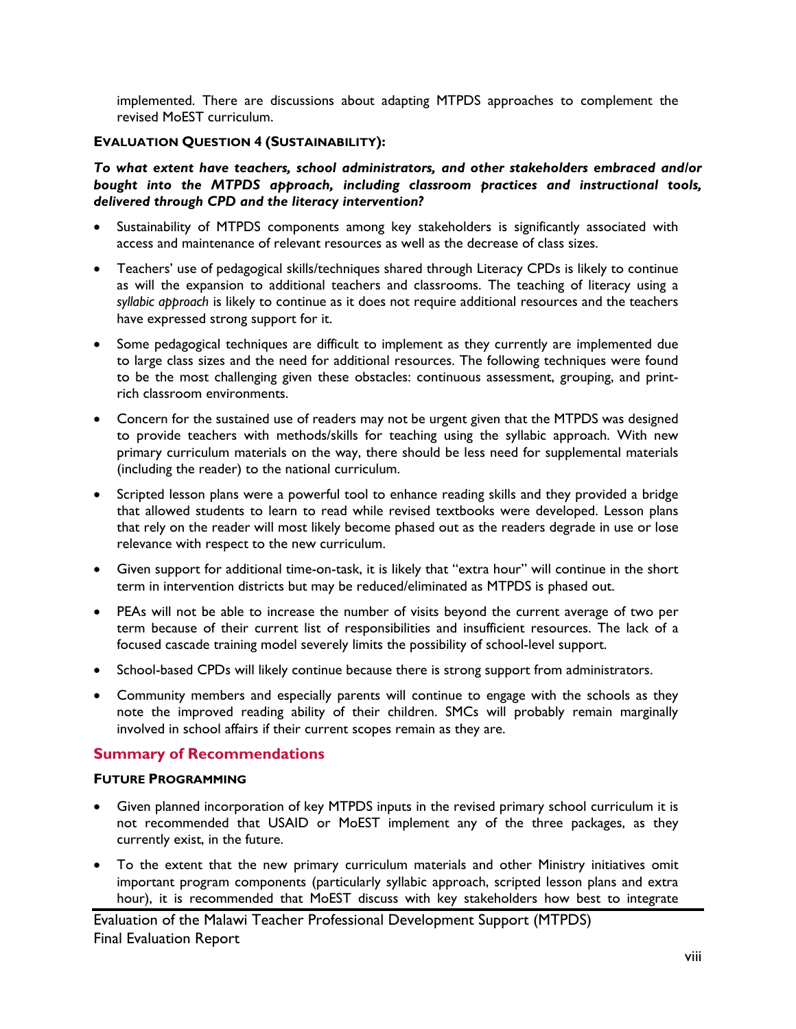implemented. There are discussions about adapting MTPDS approaches to complement the revised MoEST curriculum.

**EVALUATION QUESTION 4 (SUSTAINABILITY):**

***To what extent have teachers, school administrators, and other stakeholders embraced and/or bought into the MTPDS approach, including classroom practices and instructional tools, delivered through CPD and the literacy intervention?***

- Sustainability of MTPDS components among key stakeholders is significantly associated with access and maintenance of relevant resources as well as the decrease of class sizes.
- Teachers' use of pedagogical skills/techniques shared through Literacy CPDs is likely to continue as will the expansion to additional teachers and classrooms. The teaching of literacy using a *syllabic approach* is likely to continue as it does not require additional resources and the teachers have expressed strong support for it.
- Some pedagogical techniques are difficult to implement as they currently are implemented due to large class sizes and the need for additional resources. The following techniques were found to be the most challenging given these obstacles: continuous assessment, grouping, and print-rich classroom environments.
- Concern for the sustained use of readers may not be urgent given that the MTPDS was designed to provide teachers with methods/skills for teaching using the syllabic approach. With new primary curriculum materials on the way, there should be less need for supplemental materials (including the reader) to the national curriculum.
- Scripted lesson plans were a powerful tool to enhance reading skills and they provided a bridge that allowed students to learn to read while revised textbooks were developed. Lesson plans that rely on the reader will most likely become phased out as the readers degrade in use or lose relevance with respect to the new curriculum.
- Given support for additional time-on-task, it is likely that "extra hour" will continue in the short term in intervention districts but may be reduced/eliminated as MTPDS is phased out.
- PEAs will not be able to increase the number of visits beyond the current average of two per term because of their current list of responsibilities and insufficient resources. The lack of a focused cascade training model severely limits the possibility of school-level support.
- School-based CPDs will likely continue because there is strong support from administrators.
- Community members and especially parents will continue to engage with the schools as they note the improved reading ability of their children. SMCs will probably remain marginally involved in school affairs if their current scopes remain as they are.

## Summary of Recommendations

**FUTURE PROGRAMMING**

- Given planned incorporation of key MTPDS inputs in the revised primary school curriculum it is not recommended that USAID or MoEST implement any of the three packages, as they currently exist, in the future.
- To the extent that the new primary curriculum materials and other Ministry initiatives omit important program components (particularly syllabic approach, scripted lesson plans and extra hour), it is recommended that MoEST discuss with key stakeholders how best to integrate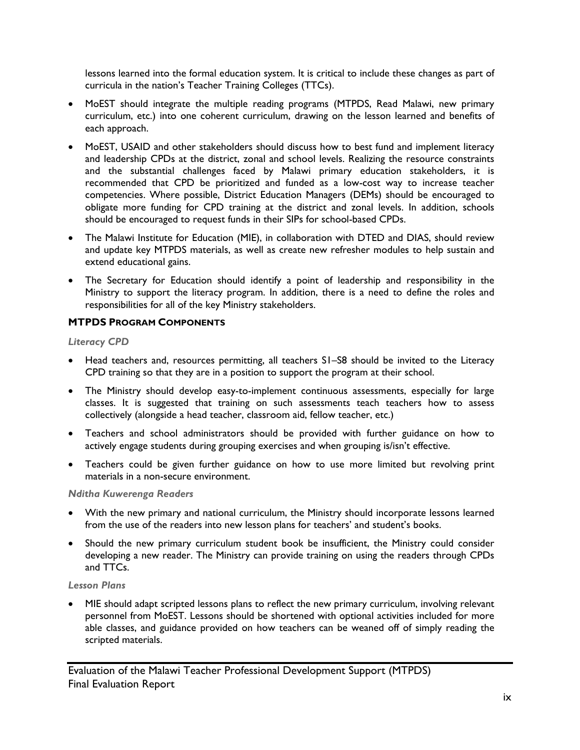lessons learned into the formal education system. It is critical to include these changes as part of curricula in the nation's Teacher Training Colleges (TTCs).

- MoEST should integrate the multiple reading programs (MTPDS, Read Malawi, new primary curriculum, etc.) into one coherent curriculum, drawing on the lesson learned and benefits of each approach.
- MoEST, USAID and other stakeholders should discuss how to best fund and implement literacy and leadership CPDs at the district, zonal and school levels. Realizing the resource constraints and the substantial challenges faced by Malawi primary education stakeholders, it is recommended that CPD be prioritized and funded as a low-cost way to increase teacher competencies. Where possible, District Education Managers (DEMs) should be encouraged to obligate more funding for CPD training at the district and zonal levels. In addition, schools should be encouraged to request funds in their SIPs for school-based CPDs.
- The Malawi Institute for Education (MIE), in collaboration with DTED and DIAS, should review and update key MTPDS materials, as well as create new refresher modules to help sustain and extend educational gains.
- The Secretary for Education should identify a point of leadership and responsibility in the Ministry to support the literacy program. In addition, there is a need to define the roles and responsibilities for all of the key Ministry stakeholders.

### MTPDS Program Components

*Literacy CPD*

- Head teachers and, resources permitting, all teachers S1–S8 should be invited to the Literacy CPD training so that they are in a position to support the program at their school.
- The Ministry should develop easy-to-implement continuous assessments, especially for large classes. It is suggested that training on such assessments teach teachers how to assess collectively (alongside a head teacher, classroom aid, fellow teacher, etc.)
- Teachers and school administrators should be provided with further guidance on how to actively engage students during grouping exercises and when grouping is/isn't effective.
- Teachers could be given further guidance on how to use more limited but revolving print materials in a non-secure environment.

*Nditha Kuwerenga Readers*

- With the new primary and national curriculum, the Ministry should incorporate lessons learned from the use of the readers into new lesson plans for teachers' and student's books.
- Should the new primary curriculum student book be insufficient, the Ministry could consider developing a new reader. The Ministry can provide training on using the readers through CPDs and TTCs.

*Lesson Plans*

- MIE should adapt scripted lessons plans to reflect the new primary curriculum, involving relevant personnel from MoEST. Lessons should be shortened with optional activities included for more able classes, and guidance provided on how teachers can be weaned off of simply reading the scripted materials.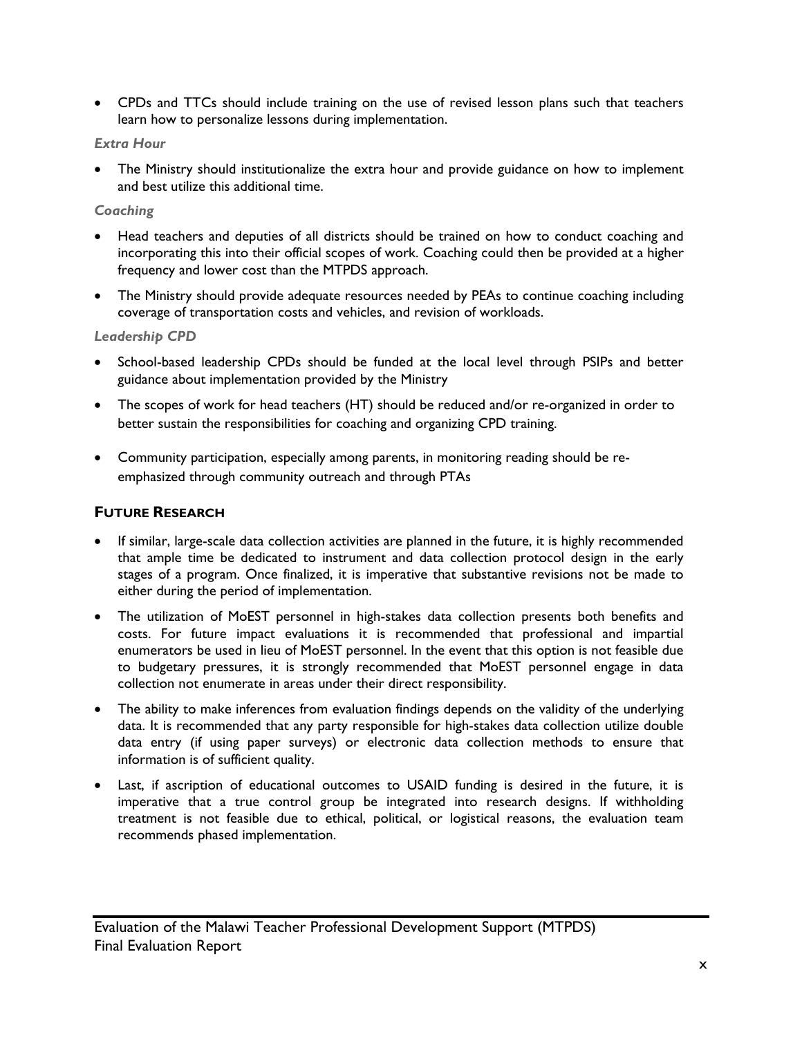- CPDs and TTCs should include training on the use of revised lesson plans such that teachers learn how to personalize lessons during implementation.

*Extra Hour*

- The Ministry should institutionalize the extra hour and provide guidance on how to implement and best utilize this additional time.

*Coaching*

- Head teachers and deputies of all districts should be trained on how to conduct coaching and incorporating this into their official scopes of work. Coaching could then be provided at a higher frequency and lower cost than the MTPDS approach.
- The Ministry should provide adequate resources needed by PEAs to continue coaching including coverage of transportation costs and vehicles, and revision of workloads.

*Leadership CPD*

- School-based leadership CPDs should be funded at the local level through PSIPs and better guidance about implementation provided by the Ministry
- The scopes of work for head teachers (HT) should be reduced and/or re-organized in order to better sustain the responsibilities for coaching and organizing CPD training.
- Community participation, especially among parents, in monitoring reading should be re-emphasized through community outreach and through PTAs

## Future Research

- If similar, large-scale data collection activities are planned in the future, it is highly recommended that ample time be dedicated to instrument and data collection protocol design in the early stages of a program. Once finalized, it is imperative that substantive revisions not be made to either during the period of implementation.
- The utilization of MoEST personnel in high-stakes data collection presents both benefits and costs. For future impact evaluations it is recommended that professional and impartial enumerators be used in lieu of MoEST personnel. In the event that this option is not feasible due to budgetary pressures, it is strongly recommended that MoEST personnel engage in data collection not enumerate in areas under their direct responsibility.
- The ability to make inferences from evaluation findings depends on the validity of the underlying data. It is recommended that any party responsible for high-stakes data collection utilize double data entry (if using paper surveys) or electronic data collection methods to ensure that information is of sufficient quality.
- Last, if ascription of educational outcomes to USAID funding is desired in the future, it is imperative that a true control group be integrated into research designs. If withholding treatment is not feasible due to ethical, political, or logistical reasons, the evaluation team recommends phased implementation.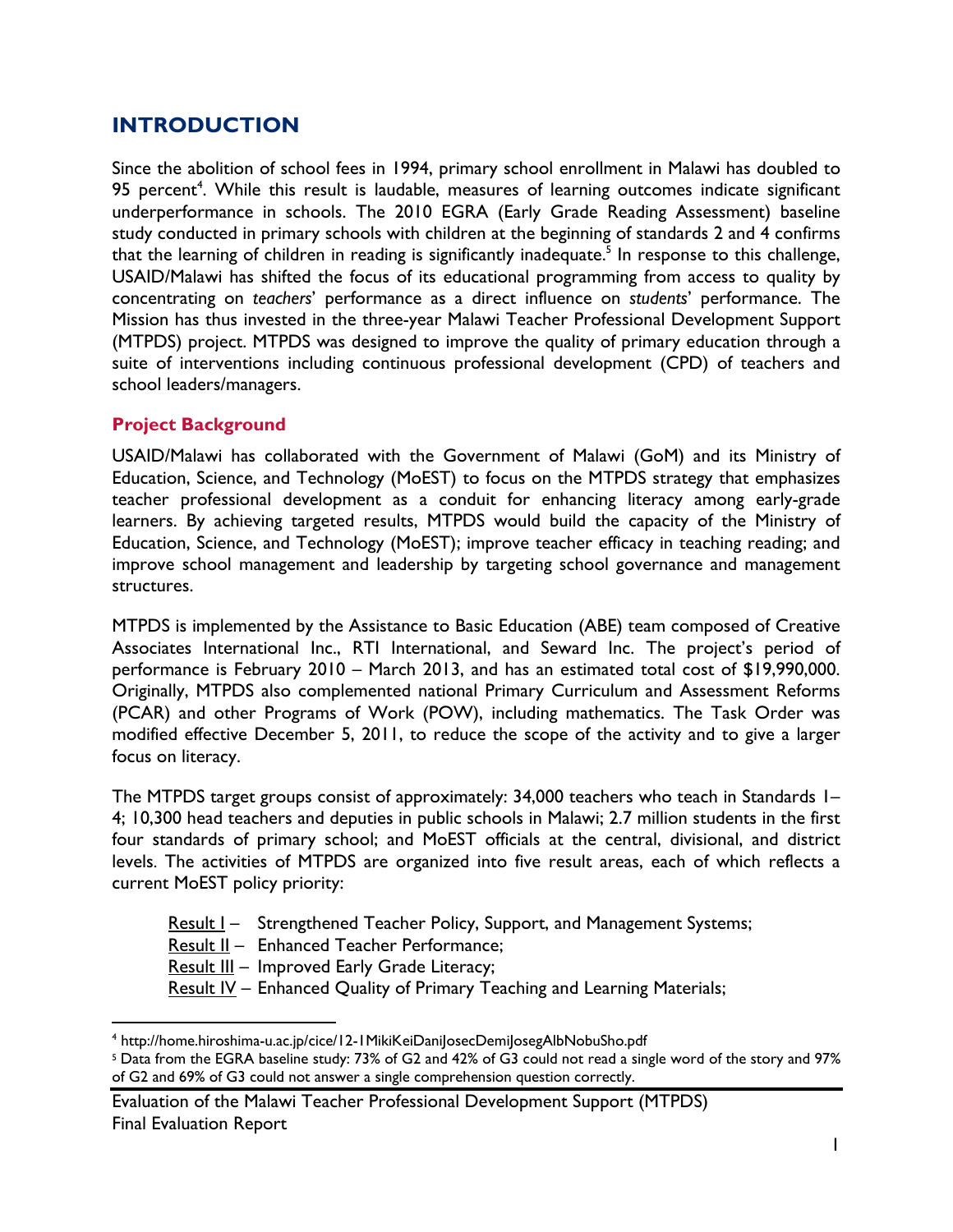# INTRODUCTION

Since the abolition of school fees in 1994, primary school enrollment in Malawi has doubled to 95 percent[4]. While this result is laudable, measures of learning outcomes indicate significant underperformance in schools. The 2010 EGRA (Early Grade Reading Assessment) baseline study conducted in primary schools with children at the beginning of standards 2 and 4 confirms that the learning of children in reading is significantly inadequate.[5] In response to this challenge, USAID/Malawi has shifted the focus of its educational programming from access to quality by concentrating on *teachers*' performance as a direct influence on *students*' performance. The Mission has thus invested in the three-year Malawi Teacher Professional Development Support (MTPDS) project. MTPDS was designed to improve the quality of primary education through a suite of interventions including continuous professional development (CPD) of teachers and school leaders/managers.

## Project Background

USAID/Malawi has collaborated with the Government of Malawi (GoM) and its Ministry of Education, Science, and Technology (MoEST) to focus on the MTPDS strategy that emphasizes teacher professional development as a conduit for enhancing literacy among early-grade learners. By achieving targeted results, MTPDS would build the capacity of the Ministry of Education, Science, and Technology (MoEST); improve teacher efficacy in teaching reading; and improve school management and leadership by targeting school governance and management structures.

MTPDS is implemented by the Assistance to Basic Education (ABE) team composed of Creative Associates International Inc., RTI International, and Seward Inc. The project's period of performance is February 2010 – March 2013, and has an estimated total cost of $19,990,000. Originally, MTPDS also complemented national Primary Curriculum and Assessment Reforms (PCAR) and other Programs of Work (POW), including mathematics. The Task Order was modified effective December 5, 2011, to reduce the scope of the activity and to give a larger focus on literacy.

The MTPDS target groups consist of approximately: 34,000 teachers who teach in Standards 1–4; 10,300 head teachers and deputies in public schools in Malawi; 2.7 million students in the first four standards of primary school; and MoEST officials at the central, divisional, and district levels. The activities of MTPDS are organized into five result areas, each of which reflects a current MoEST policy priority:

- Result I – Strengthened Teacher Policy, Support, and Management Systems;
- Result II – Enhanced Teacher Performance;
- Result III – Improved Early Grade Literacy;
- Result IV – Enhanced Quality of Primary Teaching and Learning Materials;

---

[4] http://home.hiroshima-u.ac.jp/cice/12-1MikiKeiDaniJosecDemiJosegAlbNobuSho.pdf

[5] Data from the EGRA baseline study: 73% of G2 and 42% of G3 could not read a single word of the story and 97% of G2 and 69% of G3 could not answer a single comprehension question correctly.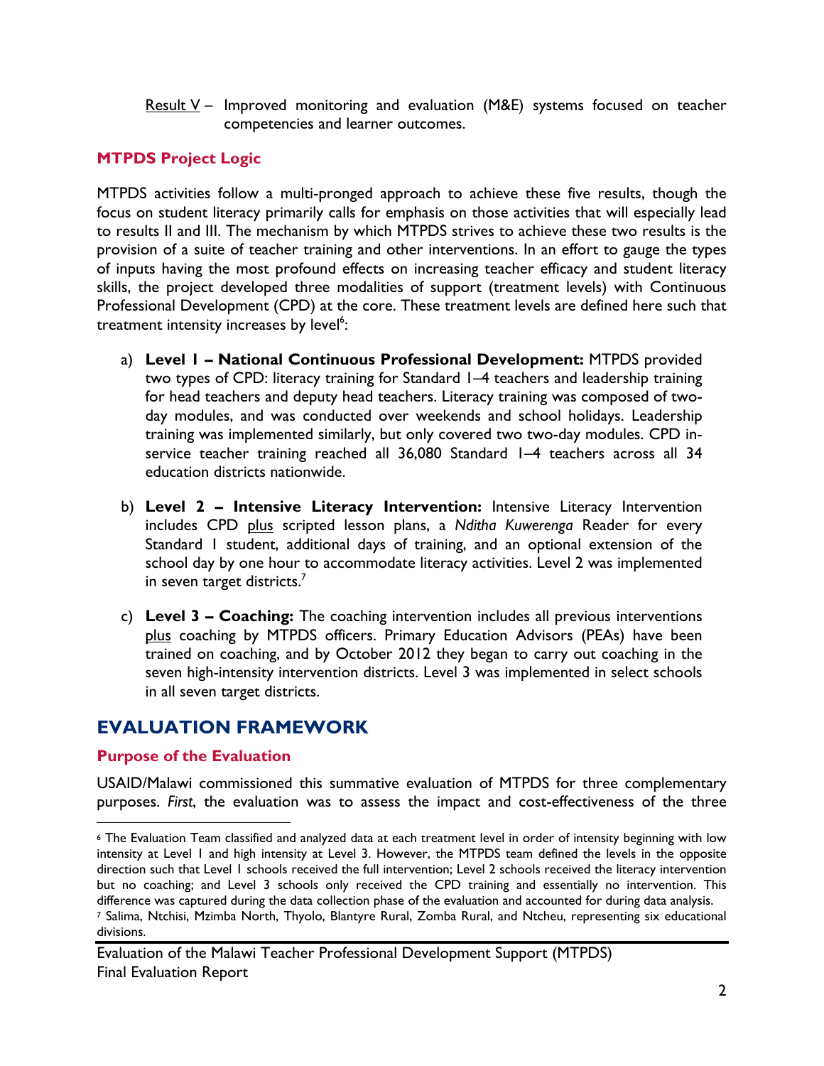Result V – Improved monitoring and evaluation (M&E) systems focused on teacher competencies and learner outcomes.

### MTPDS Project Logic

MTPDS activities follow a multi-pronged approach to achieve these five results, though the focus on student literacy primarily calls for emphasis on those activities that will especially lead to results II and III. The mechanism by which MTPDS strives to achieve these two results is the provision of a suite of teacher training and other interventions. In an effort to gauge the types of inputs having the most profound effects on increasing teacher efficacy and student literacy skills, the project developed three modalities of support (treatment levels) with Continuous Professional Development (CPD) at the core. These treatment levels are defined here such that treatment intensity increases by level[6]:

a) **Level 1 – National Continuous Professional Development:** MTPDS provided two types of CPD: literacy training for Standard 1–4 teachers and leadership training for head teachers and deputy head teachers. Literacy training was composed of two-day modules, and was conducted over weekends and school holidays. Leadership training was implemented similarly, but only covered two two-day modules. CPD in-service teacher training reached all 36,080 Standard 1–4 teachers across all 34 education districts nationwide.

b) **Level 2 – Intensive Literacy Intervention:** Intensive Literacy Intervention includes CPD plus scripted lesson plans, a *Nditha Kuwerenga* Reader for every Standard 1 student, additional days of training, and an optional extension of the school day by one hour to accommodate literacy activities. Level 2 was implemented in seven target districts.[7]

c) **Level 3 – Coaching:** The coaching intervention includes all previous interventions plus coaching by MTPDS officers. Primary Education Advisors (PEAs) have been trained on coaching, and by October 2012 they began to carry out coaching in the seven high-intensity intervention districts. Level 3 was implemented in select schools in all seven target districts.

## EVALUATION FRAMEWORK

### Purpose of the Evaluation

USAID/Malawi commissioned this summative evaluation of MTPDS for three complementary purposes. *First*, the evaluation was to assess the impact and cost-effectiveness of the three

---

[6] The Evaluation Team classified and analyzed data at each treatment level in order of intensity beginning with low intensity at Level 1 and high intensity at Level 3. However, the MTPDS team defined the levels in the opposite direction such that Level 1 schools received the full intervention; Level 2 schools received the literacy intervention but no coaching; and Level 3 schools only received the CPD training and essentially no intervention. This difference was captured during the data collection phase of the evaluation and accounted for during data analysis.

[7] Salima, Ntchisi, Mzimba North, Thyolo, Blantyre Rural, Zomba Rural, and Ntcheu, representing six educational divisions.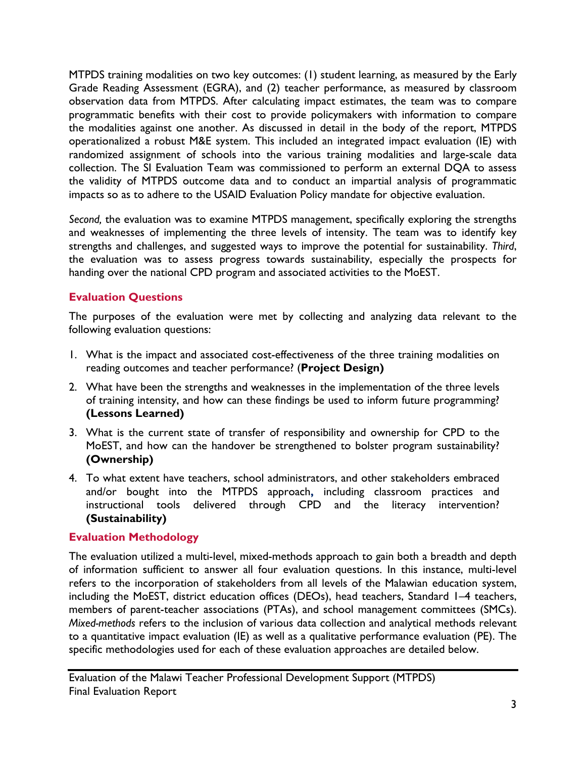MTPDS training modalities on two key outcomes: (1) student learning, as measured by the Early Grade Reading Assessment (EGRA), and (2) teacher performance, as measured by classroom observation data from MTPDS. After calculating impact estimates, the team was to compare programmatic benefits with their cost to provide policymakers with information to compare the modalities against one another. As discussed in detail in the body of the report, MTPDS operationalized a robust M&E system. This included an integrated impact evaluation (IE) with randomized assignment of schools into the various training modalities and large-scale data collection. The SI Evaluation Team was commissioned to perform an external DQA to assess the validity of MTPDS outcome data and to conduct an impartial analysis of programmatic impacts so as to adhere to the USAID Evaluation Policy mandate for objective evaluation.

*Second,* the evaluation was to examine MTPDS management, specifically exploring the strengths and weaknesses of implementing the three levels of intensity. The team was to identify key strengths and challenges, and suggested ways to improve the potential for sustainability. *Third*, the evaluation was to assess progress towards sustainability, especially the prospects for handing over the national CPD program and associated activities to the MoEST.

## Evaluation Questions

The purposes of the evaluation were met by collecting and analyzing data relevant to the following evaluation questions:

1. What is the impact and associated cost-effectiveness of the three training modalities on reading outcomes and teacher performance? (**Project Design)**
2. What have been the strengths and weaknesses in the implementation of the three levels of training intensity, and how can these findings be used to inform future programming? **(Lessons Learned)**
3. What is the current state of transfer of responsibility and ownership for CPD to the MoEST, and how can the handover be strengthened to bolster program sustainability? **(Ownership)**
4. To what extent have teachers, school administrators, and other stakeholders embraced and/or bought into the MTPDS approach, including classroom practices and instructional tools delivered through CPD and the literacy intervention? **(Sustainability)**

## Evaluation Methodology

The evaluation utilized a multi-level, mixed-methods approach to gain both a breadth and depth of information sufficient to answer all four evaluation questions. In this instance, multi-level refers to the incorporation of stakeholders from all levels of the Malawian education system, including the MoEST, district education offices (DEOs), head teachers, Standard 1–4 teachers, members of parent-teacher associations (PTAs), and school management committees (SMCs). *Mixed-methods* refers to the inclusion of various data collection and analytical methods relevant to a quantitative impact evaluation (IE) as well as a qualitative performance evaluation (PE). The specific methodologies used for each of these evaluation approaches are detailed below.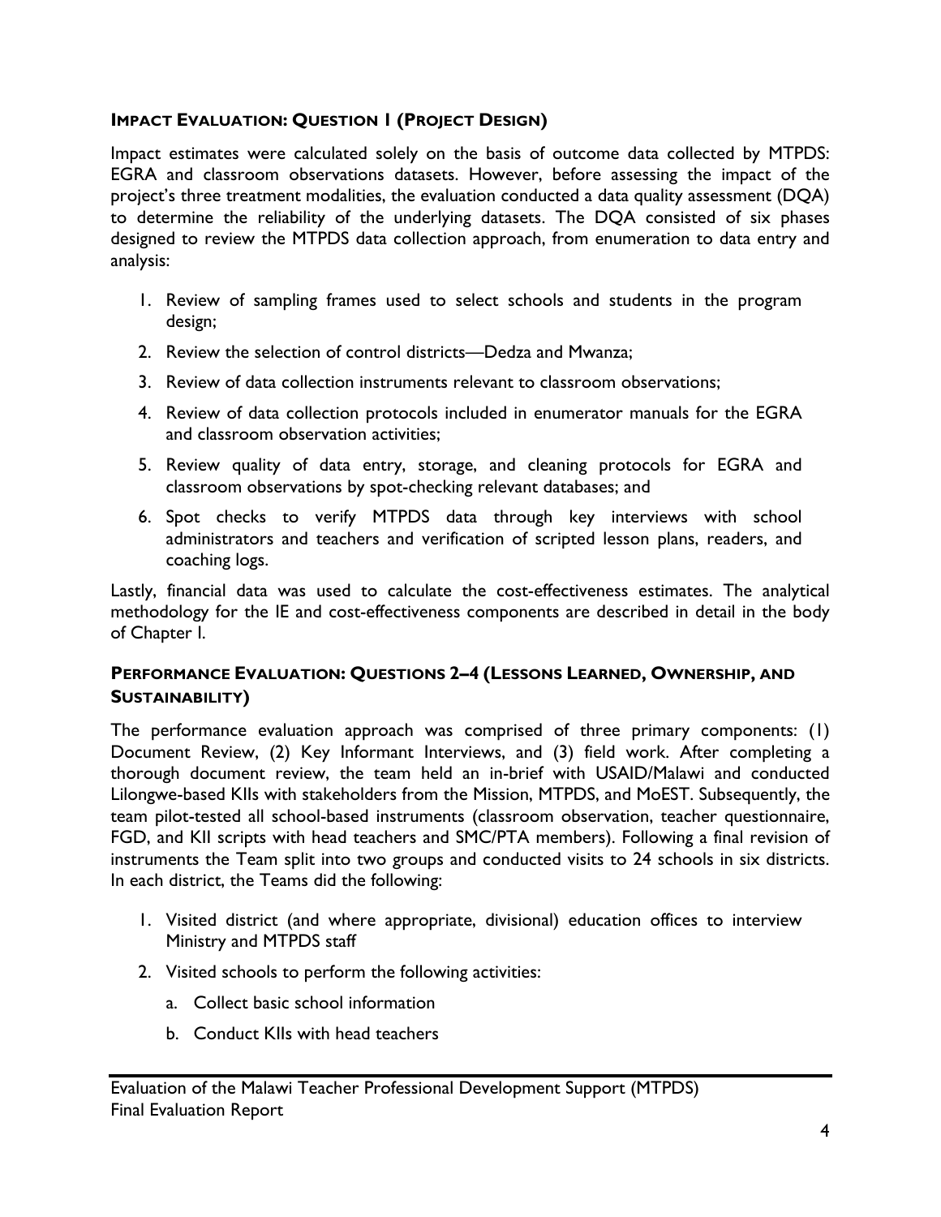### IMPACT EVALUATION: QUESTION 1 (PROJECT DESIGN)

Impact estimates were calculated solely on the basis of outcome data collected by MTPDS: EGRA and classroom observations datasets. However, before assessing the impact of the project's three treatment modalities, the evaluation conducted a data quality assessment (DQA) to determine the reliability of the underlying datasets. The DQA consisted of six phases designed to review the MTPDS data collection approach, from enumeration to data entry and analysis:

1. Review of sampling frames used to select schools and students in the program design;
2. Review the selection of control districts—Dedza and Mwanza;
3. Review of data collection instruments relevant to classroom observations;
4. Review of data collection protocols included in enumerator manuals for the EGRA and classroom observation activities;
5. Review quality of data entry, storage, and cleaning protocols for EGRA and classroom observations by spot-checking relevant databases; and
6. Spot checks to verify MTPDS data through key interviews with school administrators and teachers and verification of scripted lesson plans, readers, and coaching logs.

Lastly, financial data was used to calculate the cost-effectiveness estimates. The analytical methodology for the IE and cost-effectiveness components are described in detail in the body of Chapter I.

### PERFORMANCE EVALUATION: QUESTIONS 2–4 (LESSONS LEARNED, OWNERSHIP, AND SUSTAINABILITY)

The performance evaluation approach was comprised of three primary components: (1) Document Review, (2) Key Informant Interviews, and (3) field work. After completing a thorough document review, the team held an in-brief with USAID/Malawi and conducted Lilongwe-based KIIs with stakeholders from the Mission, MTPDS, and MoEST. Subsequently, the team pilot-tested all school-based instruments (classroom observation, teacher questionnaire, FGD, and KII scripts with head teachers and SMC/PTA members). Following a final revision of instruments the Team split into two groups and conducted visits to 24 schools in six districts. In each district, the Teams did the following:

1. Visited district (and where appropriate, divisional) education offices to interview Ministry and MTPDS staff
2. Visited schools to perform the following activities:
   a. Collect basic school information
   b. Conduct KIIs with head teachers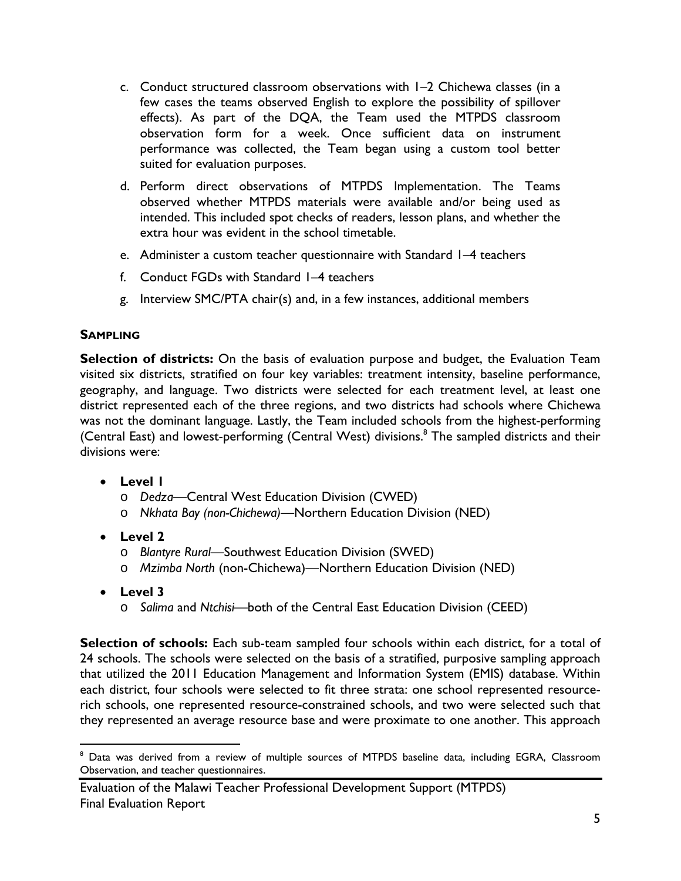c. Conduct structured classroom observations with 1–2 Chichewa classes (in a few cases the teams observed English to explore the possibility of spillover effects). As part of the DQA, the Team used the MTPDS classroom observation form for a week. Once sufficient data on instrument performance was collected, the Team began using a custom tool better suited for evaluation purposes.

d. Perform direct observations of MTPDS Implementation. The Teams observed whether MTPDS materials were available and/or being used as intended. This included spot checks of readers, lesson plans, and whether the extra hour was evident in the school timetable.

e. Administer a custom teacher questionnaire with Standard 1–4 teachers

f. Conduct FGDs with Standard 1–4 teachers

g. Interview SMC/PTA chair(s) and, in a few instances, additional members

### SAMPLING

**Selection of districts:** On the basis of evaluation purpose and budget, the Evaluation Team visited six districts, stratified on four key variables: treatment intensity, baseline performance, geography, and language. Two districts were selected for each treatment level, at least one district represented each of the three regions, and two districts had schools where Chichewa was not the dominant language. Lastly, the Team included schools from the highest-performing (Central East) and lowest-performing (Central West) divisions.[8] The sampled districts and their divisions were:

- **Level 1**
  - *Dedza*—Central West Education Division (CWED)
  - *Nkhata Bay (non-Chichewa)*—Northern Education Division (NED)
- **Level 2**
  - *Blantyre Rural*—Southwest Education Division (SWED)
  - *Mzimba North* (non-Chichewa)—Northern Education Division (NED)
- **Level 3**
  - *Salima* and *Ntchisi*—both of the Central East Education Division (CEED)

**Selection of schools:** Each sub-team sampled four schools within each district, for a total of 24 schools. The schools were selected on the basis of a stratified, purposive sampling approach that utilized the 2011 Education Management and Information System (EMIS) database. Within each district, four schools were selected to fit three strata: one school represented resource-rich schools, one represented resource-constrained schools, and two were selected such that they represented an average resource base and were proximate to one another. This approach

[8] Data was derived from a review of multiple sources of MTPDS baseline data, including EGRA, Classroom Observation, and teacher questionnaires.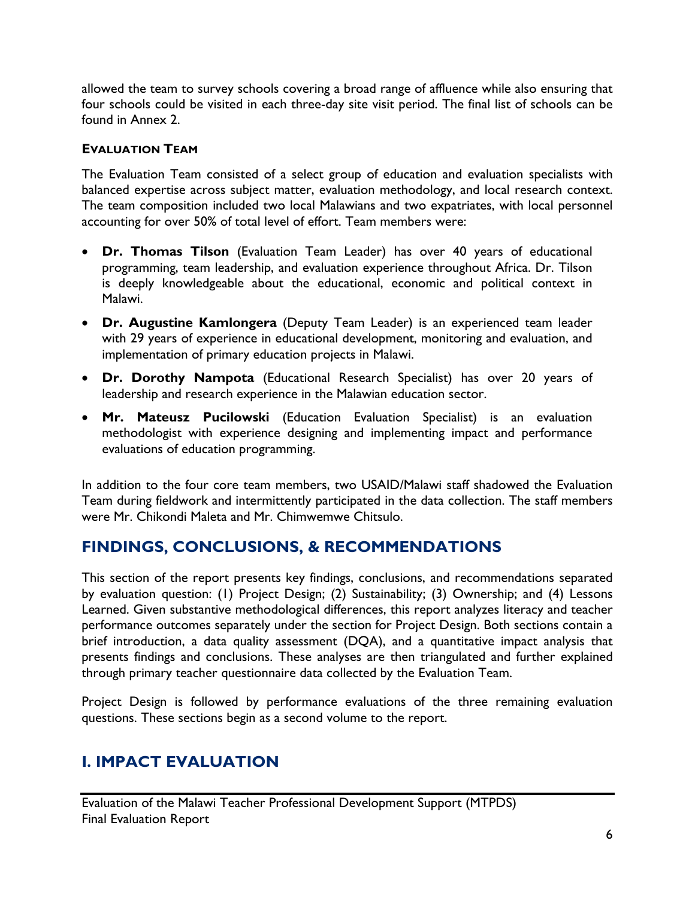allowed the team to survey schools covering a broad range of affluence while also ensuring that four schools could be visited in each three-day site visit period. The final list of schools can be found in Annex 2.

### EVALUATION TEAM

The Evaluation Team consisted of a select group of education and evaluation specialists with balanced expertise across subject matter, evaluation methodology, and local research context. The team composition included two local Malawians and two expatriates, with local personnel accounting for over 50% of total level of effort. Team members were:

- **Dr. Thomas Tilson** (Evaluation Team Leader) has over 40 years of educational programming, team leadership, and evaluation experience throughout Africa. Dr. Tilson is deeply knowledgeable about the educational, economic and political context in Malawi.
- **Dr. Augustine Kamlongera** (Deputy Team Leader) is an experienced team leader with 29 years of experience in educational development, monitoring and evaluation, and implementation of primary education projects in Malawi.
- **Dr. Dorothy Nampota** (Educational Research Specialist) has over 20 years of leadership and research experience in the Malawian education sector.
- **Mr. Mateusz Pucilowski** (Education Evaluation Specialist) is an evaluation methodologist with experience designing and implementing impact and performance evaluations of education programming.

In addition to the four core team members, two USAID/Malawi staff shadowed the Evaluation Team during fieldwork and intermittently participated in the data collection. The staff members were Mr. Chikondi Maleta and Mr. Chimwemwe Chitsulo.

## FINDINGS, CONCLUSIONS, & RECOMMENDATIONS

This section of the report presents key findings, conclusions, and recommendations separated by evaluation question: (1) Project Design; (2) Sustainability; (3) Ownership; and (4) Lessons Learned. Given substantive methodological differences, this report analyzes literacy and teacher performance outcomes separately under the section for Project Design. Both sections contain a brief introduction, a data quality assessment (DQA), and a quantitative impact analysis that presents findings and conclusions. These analyses are then triangulated and further explained through primary teacher questionnaire data collected by the Evaluation Team.

Project Design is followed by performance evaluations of the three remaining evaluation questions. These sections begin as a second volume to the report.

## I. IMPACT EVALUATION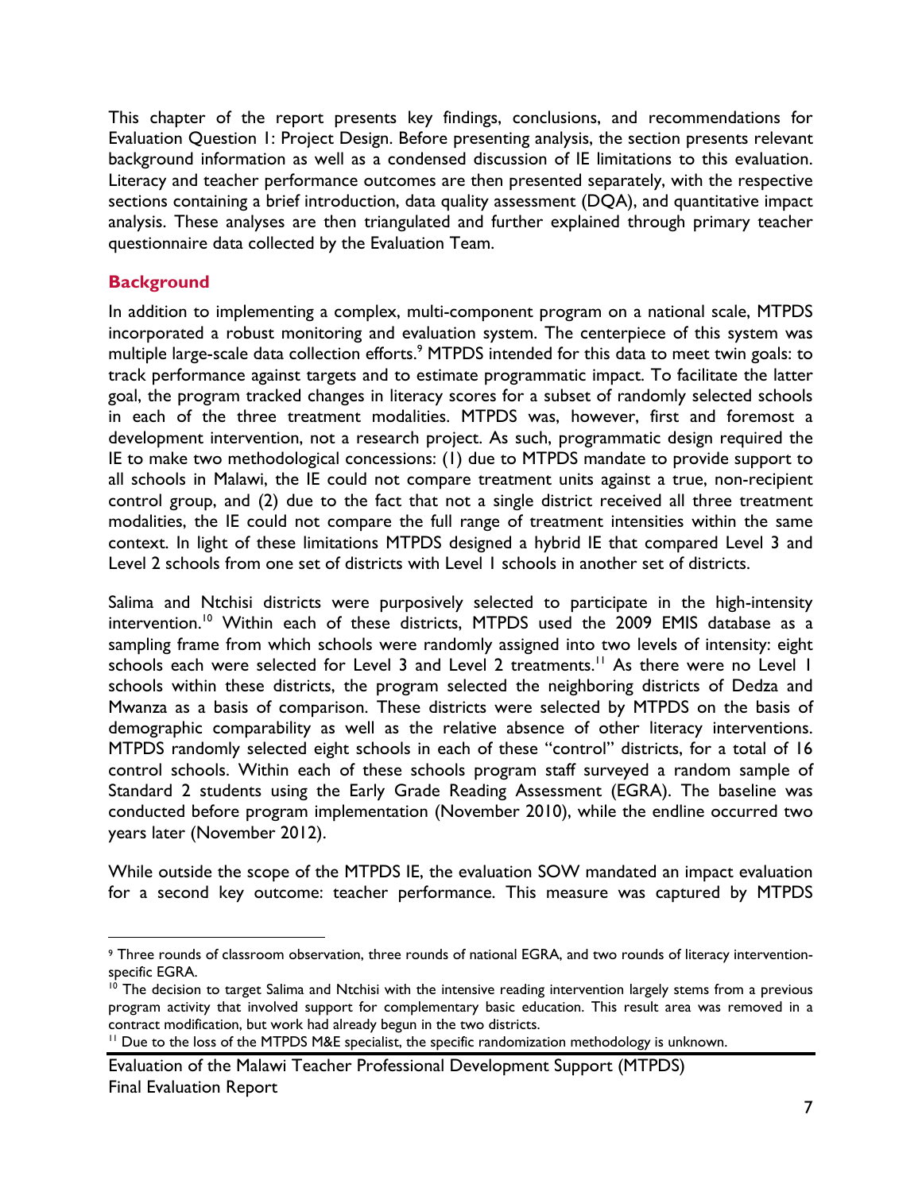This chapter of the report presents key findings, conclusions, and recommendations for Evaluation Question 1: Project Design. Before presenting analysis, the section presents relevant background information as well as a condensed discussion of IE limitations to this evaluation. Literacy and teacher performance outcomes are then presented separately, with the respective sections containing a brief introduction, data quality assessment (DQA), and quantitative impact analysis. These analyses are then triangulated and further explained through primary teacher questionnaire data collected by the Evaluation Team.

## Background

In addition to implementing a complex, multi-component program on a national scale, MTPDS incorporated a robust monitoring and evaluation system. The centerpiece of this system was multiple large-scale data collection efforts.[9] MTPDS intended for this data to meet twin goals: to track performance against targets and to estimate programmatic impact. To facilitate the latter goal, the program tracked changes in literacy scores for a subset of randomly selected schools in each of the three treatment modalities. MTPDS was, however, first and foremost a development intervention, not a research project. As such, programmatic design required the IE to make two methodological concessions: (1) due to MTPDS mandate to provide support to all schools in Malawi, the IE could not compare treatment units against a true, non-recipient control group, and (2) due to the fact that not a single district received all three treatment modalities, the IE could not compare the full range of treatment intensities within the same context. In light of these limitations MTPDS designed a hybrid IE that compared Level 3 and Level 2 schools from one set of districts with Level 1 schools in another set of districts.

Salima and Ntchisi districts were purposively selected to participate in the high-intensity intervention.[10] Within each of these districts, MTPDS used the 2009 EMIS database as a sampling frame from which schools were randomly assigned into two levels of intensity: eight schools each were selected for Level 3 and Level 2 treatments.[11] As there were no Level 1 schools within these districts, the program selected the neighboring districts of Dedza and Mwanza as a basis of comparison. These districts were selected by MTPDS on the basis of demographic comparability as well as the relative absence of other literacy interventions. MTPDS randomly selected eight schools in each of these "control" districts, for a total of 16 control schools. Within each of these schools program staff surveyed a random sample of Standard 2 students using the Early Grade Reading Assessment (EGRA). The baseline was conducted before program implementation (November 2010), while the endline occurred two years later (November 2012).

While outside the scope of the MTPDS IE, the evaluation SOW mandated an impact evaluation for a second key outcome: teacher performance. This measure was captured by MTPDS

---

[9] Three rounds of classroom observation, three rounds of national EGRA, and two rounds of literacy intervention-specific EGRA.

[10] The decision to target Salima and Ntchisi with the intensive reading intervention largely stems from a previous program activity that involved support for complementary basic education. This result area was removed in a contract modification, but work had already begun in the two districts.

[11] Due to the loss of the MTPDS M&E specialist, the specific randomization methodology is unknown.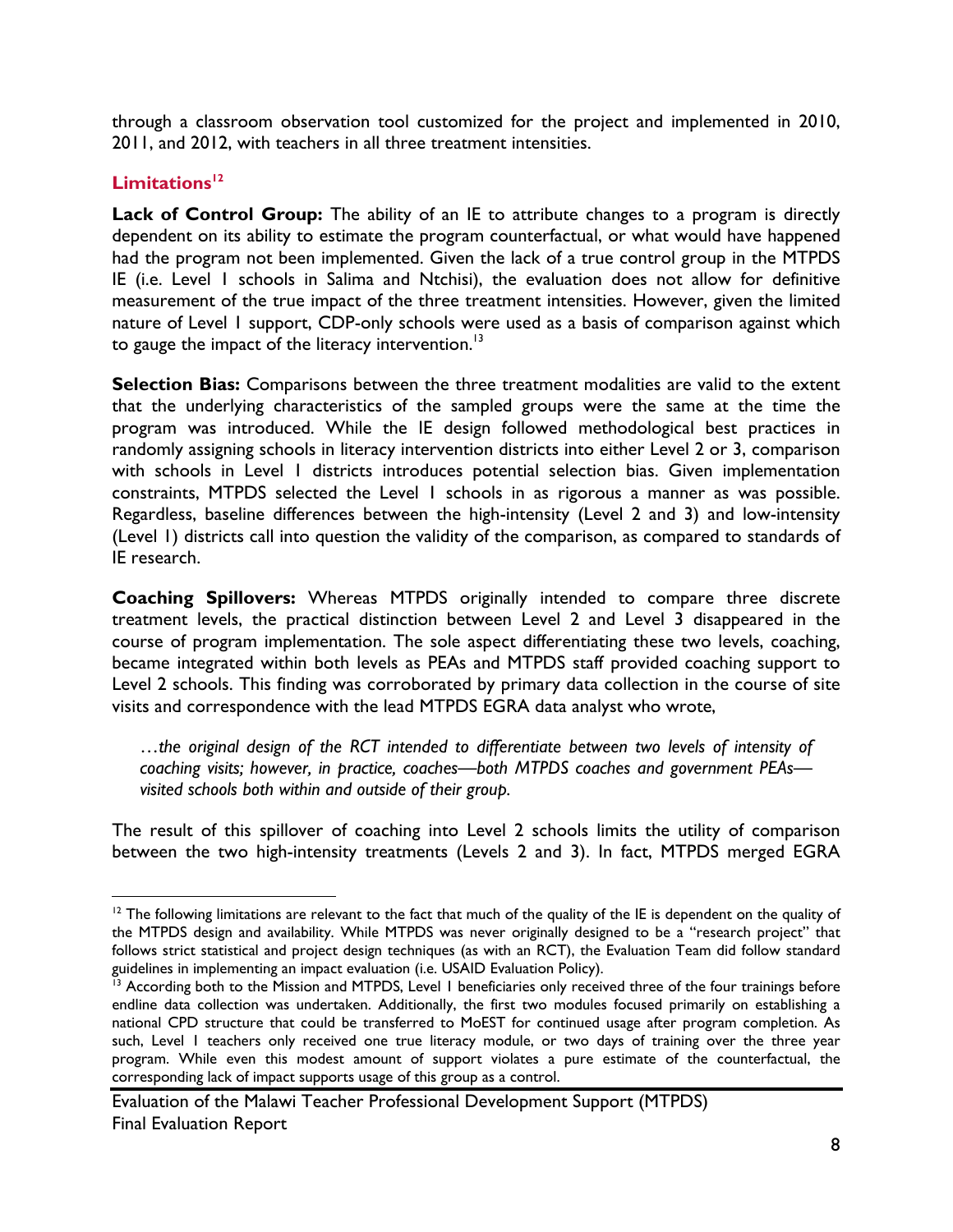through a classroom observation tool customized for the project and implemented in 2010, 2011, and 2012, with teachers in all three treatment intensities.

### Limitations[12]

**Lack of Control Group:** The ability of an IE to attribute changes to a program is directly dependent on its ability to estimate the program counterfactual, or what would have happened had the program not been implemented. Given the lack of a true control group in the MTPDS IE (i.e. Level 1 schools in Salima and Ntchisi), the evaluation does not allow for definitive measurement of the true impact of the three treatment intensities. However, given the limited nature of Level 1 support, CDP-only schools were used as a basis of comparison against which to gauge the impact of the literacy intervention.[13]

**Selection Bias:** Comparisons between the three treatment modalities are valid to the extent that the underlying characteristics of the sampled groups were the same at the time the program was introduced. While the IE design followed methodological best practices in randomly assigning schools in literacy intervention districts into either Level 2 or 3, comparison with schools in Level 1 districts introduces potential selection bias. Given implementation constraints, MTPDS selected the Level 1 schools in as rigorous a manner as was possible. Regardless, baseline differences between the high-intensity (Level 2 and 3) and low-intensity (Level 1) districts call into question the validity of the comparison, as compared to standards of IE research.

**Coaching Spillovers:** Whereas MTPDS originally intended to compare three discrete treatment levels, the practical distinction between Level 2 and Level 3 disappeared in the course of program implementation. The sole aspect differentiating these two levels, coaching, became integrated within both levels as PEAs and MTPDS staff provided coaching support to Level 2 schools. This finding was corroborated by primary data collection in the course of site visits and correspondence with the lead MTPDS EGRA data analyst who wrote,

> *…the original design of the RCT intended to differentiate between two levels of intensity of coaching visits; however, in practice, coaches—both MTPDS coaches and government PEAs—visited schools both within and outside of their group.*

The result of this spillover of coaching into Level 2 schools limits the utility of comparison between the two high-intensity treatments (Levels 2 and 3). In fact, MTPDS merged EGRA

---

[12] The following limitations are relevant to the fact that much of the quality of the IE is dependent on the quality of the MTPDS design and availability. While MTPDS was never originally designed to be a "research project" that follows strict statistical and project design techniques (as with an RCT), the Evaluation Team did follow standard guidelines in implementing an impact evaluation (i.e. USAID Evaluation Policy).

[13] According both to the Mission and MTPDS, Level 1 beneficiaries only received three of the four trainings before endline data collection was undertaken. Additionally, the first two modules focused primarily on establishing a national CPD structure that could be transferred to MoEST for continued usage after program completion. As such, Level 1 teachers only received one true literacy module, or two days of training over the three year program. While even this modest amount of support violates a pure estimate of the counterfactual, the corresponding lack of impact supports usage of this group as a control.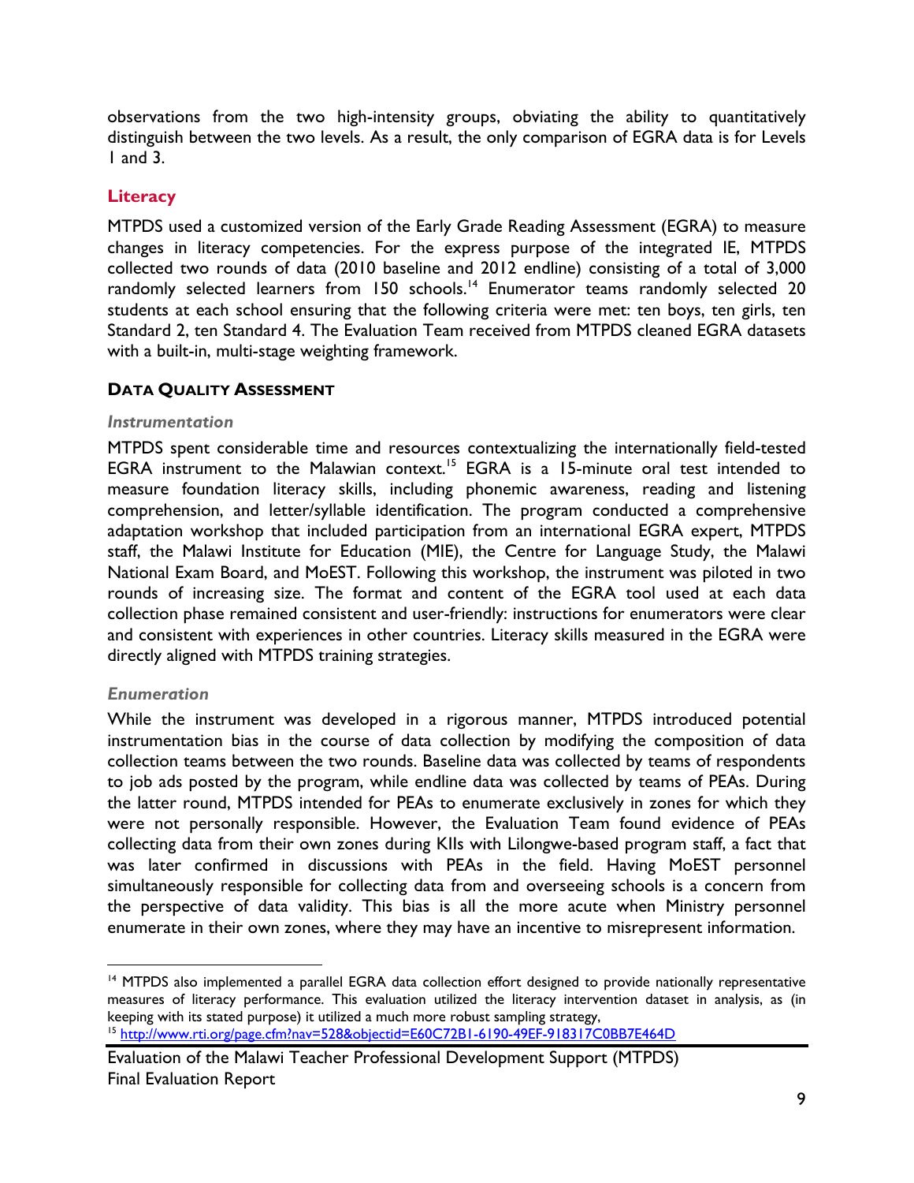observations from the two high-intensity groups, obviating the ability to quantitatively distinguish between the two levels. As a result, the only comparison of EGRA data is for Levels 1 and 3.

## Literacy

MTPDS used a customized version of the Early Grade Reading Assessment (EGRA) to measure changes in literacy competencies. For the express purpose of the integrated IE, MTPDS collected two rounds of data (2010 baseline and 2012 endline) consisting of a total of 3,000 randomly selected learners from 150 schools.[14] Enumerator teams randomly selected 20 students at each school ensuring that the following criteria were met: ten boys, ten girls, ten Standard 2, ten Standard 4. The Evaluation Team received from MTPDS cleaned EGRA datasets with a built-in, multi-stage weighting framework.

### DATA QUALITY ASSESSMENT

#### *Instrumentation*

MTPDS spent considerable time and resources contextualizing the internationally field-tested EGRA instrument to the Malawian context.[15] EGRA is a 15-minute oral test intended to measure foundation literacy skills, including phonemic awareness, reading and listening comprehension, and letter/syllable identification. The program conducted a comprehensive adaptation workshop that included participation from an international EGRA expert, MTPDS staff, the Malawi Institute for Education (MIE), the Centre for Language Study, the Malawi National Exam Board, and MoEST. Following this workshop, the instrument was piloted in two rounds of increasing size. The format and content of the EGRA tool used at each data collection phase remained consistent and user-friendly: instructions for enumerators were clear and consistent with experiences in other countries. Literacy skills measured in the EGRA were directly aligned with MTPDS training strategies.

#### *Enumeration*

While the instrument was developed in a rigorous manner, MTPDS introduced potential instrumentation bias in the course of data collection by modifying the composition of data collection teams between the two rounds. Baseline data was collected by teams of respondents to job ads posted by the program, while endline data was collected by teams of PEAs. During the latter round, MTPDS intended for PEAs to enumerate exclusively in zones for which they were not personally responsible. However, the Evaluation Team found evidence of PEAs collecting data from their own zones during KIIs with Lilongwe-based program staff, a fact that was later confirmed in discussions with PEAs in the field. Having MoEST personnel simultaneously responsible for collecting data from and overseeing schools is a concern from the perspective of data validity. This bias is all the more acute when Ministry personnel enumerate in their own zones, where they may have an incentive to misrepresent information.

---

[14] MTPDS also implemented a parallel EGRA data collection effort designed to provide nationally representative measures of literacy performance. This evaluation utilized the literacy intervention dataset in analysis, as (in keeping with its stated purpose) it utilized a much more robust sampling strategy,

[15] http://www.rti.org/page.cfm?nav=528&objectid=E60C72B1-6190-49EF-918317C0BB7E464D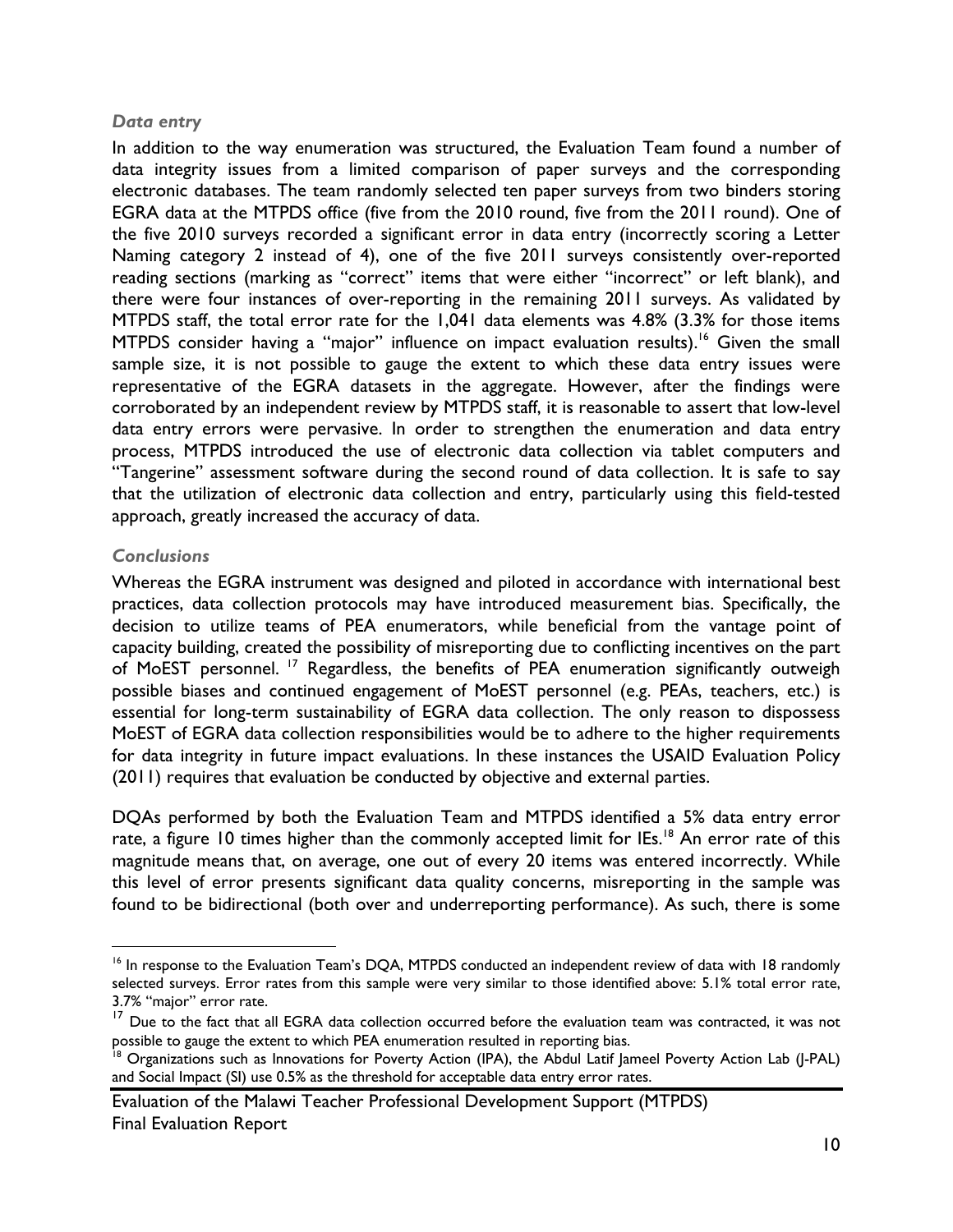### *Data entry*

In addition to the way enumeration was structured, the Evaluation Team found a number of data integrity issues from a limited comparison of paper surveys and the corresponding electronic databases. The team randomly selected ten paper surveys from two binders storing EGRA data at the MTPDS office (five from the 2010 round, five from the 2011 round). One of the five 2010 surveys recorded a significant error in data entry (incorrectly scoring a Letter Naming category 2 instead of 4), one of the five 2011 surveys consistently over-reported reading sections (marking as "correct" items that were either "incorrect" or left blank), and there were four instances of over-reporting in the remaining 2011 surveys. As validated by MTPDS staff, the total error rate for the 1,041 data elements was 4.8% (3.3% for those items MTPDS consider having a "major" influence on impact evaluation results).[16] Given the small sample size, it is not possible to gauge the extent to which these data entry issues were representative of the EGRA datasets in the aggregate. However, after the findings were corroborated by an independent review by MTPDS staff, it is reasonable to assert that low-level data entry errors were pervasive. In order to strengthen the enumeration and data entry process, MTPDS introduced the use of electronic data collection via tablet computers and "Tangerine" assessment software during the second round of data collection. It is safe to say that the utilization of electronic data collection and entry, particularly using this field-tested approach, greatly increased the accuracy of data.

### *Conclusions*

Whereas the EGRA instrument was designed and piloted in accordance with international best practices, data collection protocols may have introduced measurement bias. Specifically, the decision to utilize teams of PEA enumerators, while beneficial from the vantage point of capacity building, created the possibility of misreporting due to conflicting incentives on the part of MoEST personnel.[17] Regardless, the benefits of PEA enumeration significantly outweigh possible biases and continued engagement of MoEST personnel (e.g. PEAs, teachers, etc.) is essential for long-term sustainability of EGRA data collection. The only reason to dispossess MoEST of EGRA data collection responsibilities would be to adhere to the higher requirements for data integrity in future impact evaluations. In these instances the USAID Evaluation Policy (2011) requires that evaluation be conducted by objective and external parties.

DQAs performed by both the Evaluation Team and MTPDS identified a 5% data entry error rate, a figure 10 times higher than the commonly accepted limit for IEs.[18] An error rate of this magnitude means that, on average, one out of every 20 items was entered incorrectly. While this level of error presents significant data quality concerns, misreporting in the sample was found to be bidirectional (both over and underreporting performance). As such, there is some

---

[16] In response to the Evaluation Team's DQA, MTPDS conducted an independent review of data with 18 randomly selected surveys. Error rates from this sample were very similar to those identified above: 5.1% total error rate, 3.7% "major" error rate.

[17] Due to the fact that all EGRA data collection occurred before the evaluation team was contracted, it was not possible to gauge the extent to which PEA enumeration resulted in reporting bias.

[18] Organizations such as Innovations for Poverty Action (IPA), the Abdul Latif Jameel Poverty Action Lab (J-PAL) and Social Impact (SI) use 0.5% as the threshold for acceptable data entry error rates.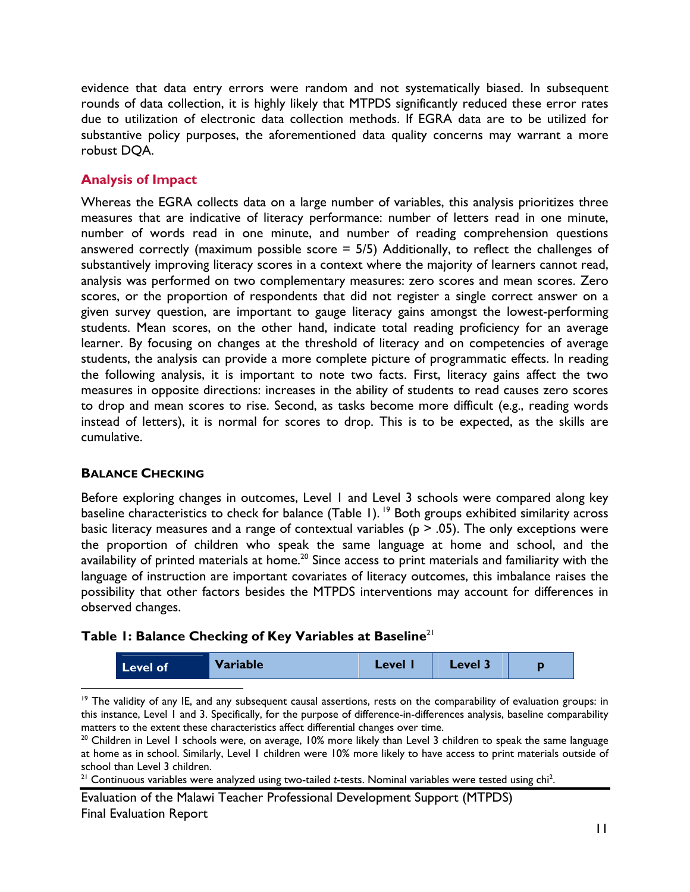evidence that data entry errors were random and not systematically biased. In subsequent rounds of data collection, it is highly likely that MTPDS significantly reduced these error rates due to utilization of electronic data collection methods. If EGRA data are to be utilized for substantive policy purposes, the aforementioned data quality concerns may warrant a more robust DQA.

## Analysis of Impact

Whereas the EGRA collects data on a large number of variables, this analysis prioritizes three measures that are indicative of literacy performance: number of letters read in one minute, number of words read in one minute, and number of reading comprehension questions answered correctly (maximum possible score = 5/5) Additionally, to reflect the challenges of substantively improving literacy scores in a context where the majority of learners cannot read, analysis was performed on two complementary measures: zero scores and mean scores. Zero scores, or the proportion of respondents that did not register a single correct answer on a given survey question, are important to gauge literacy gains amongst the lowest-performing students. Mean scores, on the other hand, indicate total reading proficiency for an average learner. By focusing on changes at the threshold of literacy and on competencies of average students, the analysis can provide a more complete picture of programmatic effects. In reading the following analysis, it is important to note two facts. First, literacy gains affect the two measures in opposite directions: increases in the ability of students to read causes zero scores to drop and mean scores to rise. Second, as tasks become more difficult (e.g., reading words instead of letters), it is normal for scores to drop. This is to be expected, as the skills are cumulative.

### BALANCE CHECKING

Before exploring changes in outcomes, Level 1 and Level 3 schools were compared along key baseline characteristics to check for balance (Table 1).[19] Both groups exhibited similarity across basic literacy measures and a range of contextual variables ($p > .05$). The only exceptions were the proportion of children who speak the same language at home and school, and the availability of printed materials at home.[20] Since access to print materials and familiarity with the language of instruction are important covariates of literacy outcomes, this imbalance raises the possibility that other factors besides the MTPDS interventions may account for differences in observed changes.

**Table 1: Balance Checking of Key Variables at Baseline**[21]

| Level of | Variable | Level 1 | Level 3 | p |
|---|---|---|---|---|

[19] The validity of any IE, and any subsequent causal assertions, rests on the comparability of evaluation groups: in this instance, Level 1 and 3. Specifically, for the purpose of difference-in-differences analysis, baseline comparability matters to the extent these characteristics affect differential changes over time.

[20] Children in Level 1 schools were, on average, 10% more likely than Level 3 children to speak the same language at home as in school. Similarly, Level 1 children were 10% more likely to have access to print materials outside of school than Level 3 children.

[21] Continuous variables were analyzed using two-tailed *t*-tests. Nominal variables were tested using $chi^2$.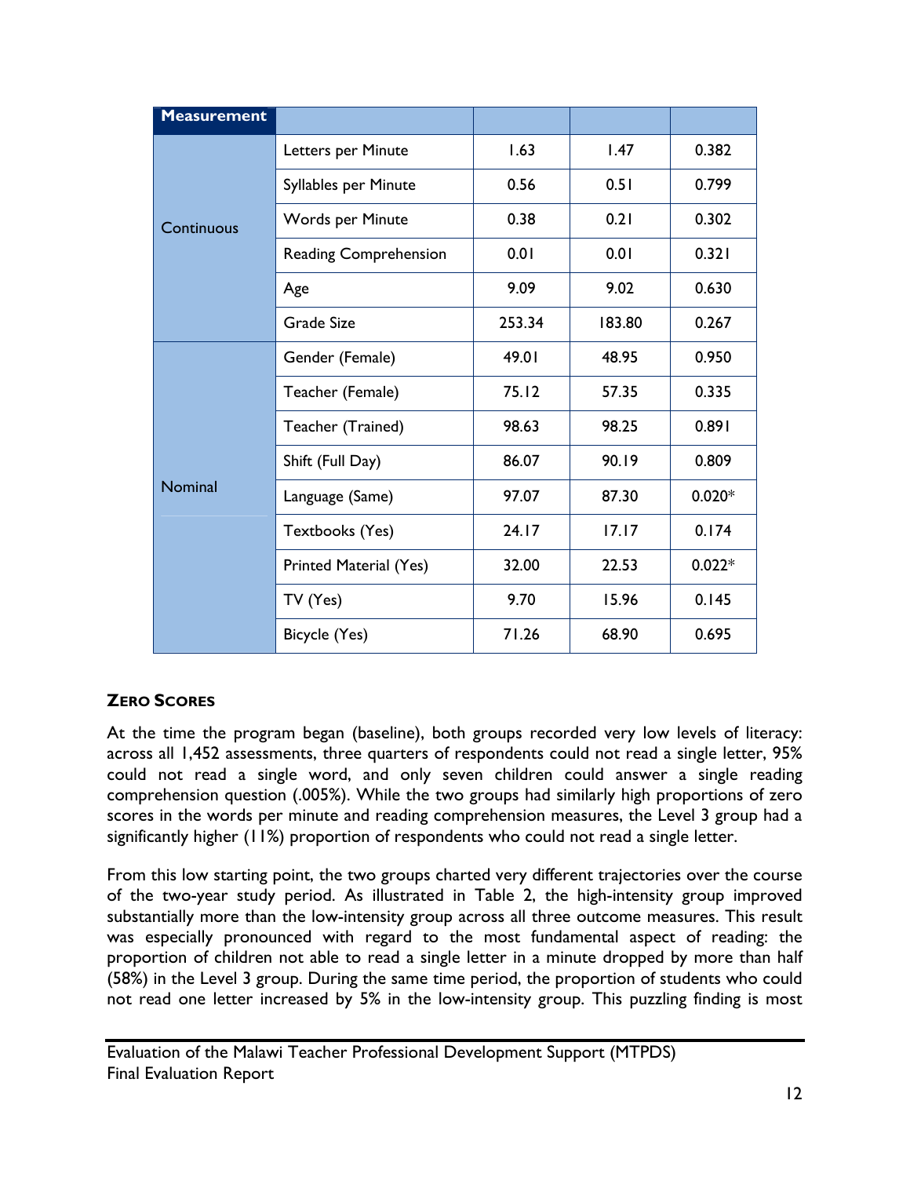| Measurement | | | | |
|---|---|---|---|---|
| Continuous | Letters per Minute | 1.63 | 1.47 | 0.382 |
| | Syllables per Minute | 0.56 | 0.51 | 0.799 |
| | Words per Minute | 0.38 | 0.21 | 0.302 |
| | Reading Comprehension | 0.01 | 0.01 | 0.321 |
| | Age | 9.09 | 9.02 | 0.630 |
| | Grade Size | 253.34 | 183.80 | 0.267 |
| Nominal | Gender (Female) | 49.01 | 48.95 | 0.950 |
| | Teacher (Female) | 75.12 | 57.35 | 0.335 |
| | Teacher (Trained) | 98.63 | 98.25 | 0.891 |
| | Shift (Full Day) | 86.07 | 90.19 | 0.809 |
| | Language (Same) | 97.07 | 87.30 | 0.020* |
| | Textbooks (Yes) | 24.17 | 17.17 | 0.174 |
| | Printed Material (Yes) | 32.00 | 22.53 | 0.022* |
| | TV (Yes) | 9.70 | 15.96 | 0.145 |
| | Bicycle (Yes) | 71.26 | 68.90 | 0.695 |

### ZERO SCORES

At the time the program began (baseline), both groups recorded very low levels of literacy: across all 1,452 assessments, three quarters of respondents could not read a single letter, 95% could not read a single word, and only seven children could answer a single reading comprehension question (.005%). While the two groups had similarly high proportions of zero scores in the words per minute and reading comprehension measures, the Level 3 group had a significantly higher (11%) proportion of respondents who could not read a single letter.

From this low starting point, the two groups charted very different trajectories over the course of the two-year study period. As illustrated in Table 2, the high-intensity group improved substantially more than the low-intensity group across all three outcome measures. This result was especially pronounced with regard to the most fundamental aspect of reading: the proportion of children not able to read a single letter in a minute dropped by more than half (58%) in the Level 3 group. During the same time period, the proportion of students who could not read one letter increased by 5% in the low-intensity group. This puzzling finding is most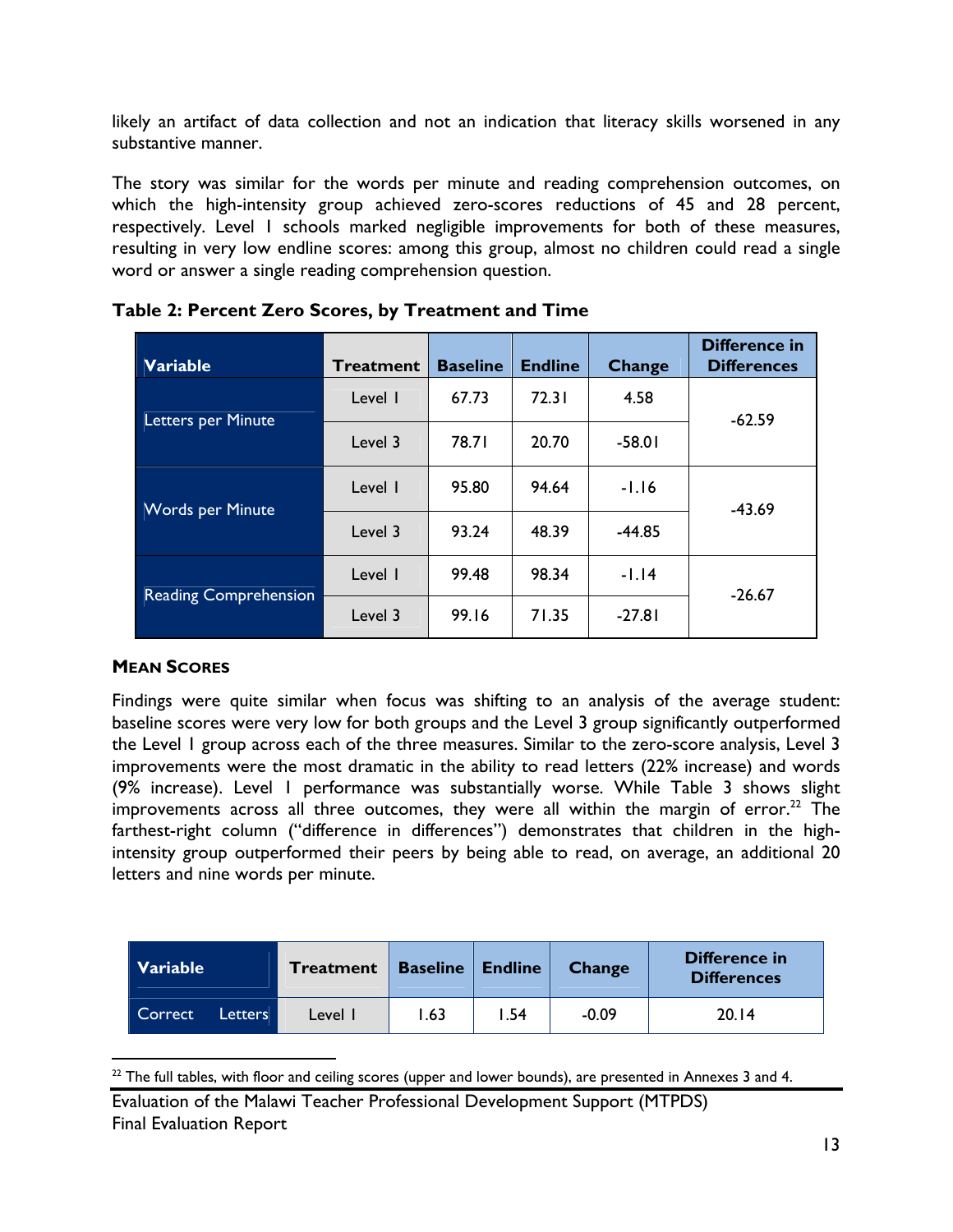likely an artifact of data collection and not an indication that literacy skills worsened in any substantive manner.

The story was similar for the words per minute and reading comprehension outcomes, on which the high-intensity group achieved zero-scores reductions of 45 and 28 percent, respectively. Level 1 schools marked negligible improvements for both of these measures, resulting in very low endline scores: among this group, almost no children could read a single word or answer a single reading comprehension question.

**Table 2: Percent Zero Scores, by Treatment and Time**

| Variable | Treatment | Baseline | Endline | Change | Difference in Differences |
|---|---|---|---|---|---|
| Letters per Minute | Level 1 | 67.73 | 72.31 | 4.58 | -62.59 |
| | Level 3 | 78.71 | 20.70 | -58.01 | |
| Words per Minute | Level 1 | 95.80 | 94.64 | -1.16 | -43.69 |
| | Level 3 | 93.24 | 48.39 | -44.85 | |
| Reading Comprehension | Level 1 | 99.48 | 98.34 | -1.14 | -26.67 |
| | Level 3 | 99.16 | 71.35 | -27.81 | |

### MEAN SCORES

Findings were quite similar when focus was shifting to an analysis of the average student: baseline scores were very low for both groups and the Level 3 group significantly outperformed the Level 1 group across each of the three measures. Similar to the zero-score analysis, Level 3 improvements were the most dramatic in the ability to read letters (22% increase) and words (9% increase). Level 1 performance was substantially worse. While Table 3 shows slight improvements across all three outcomes, they were all within the margin of error.[22] The farthest-right column ("difference in differences") demonstrates that children in the high-intensity group outperformed their peers by being able to read, on average, an additional 20 letters and nine words per minute.

| Variable | Treatment | Baseline | Endline | Change | Difference in Differences |
|---|---|---|---|---|---|
| Correct Letters | Level 1 | 1.63 | 1.54 | -0.09 | 20.14 |

[22] The full tables, with floor and ceiling scores (upper and lower bounds), are presented in Annexes 3 and 4.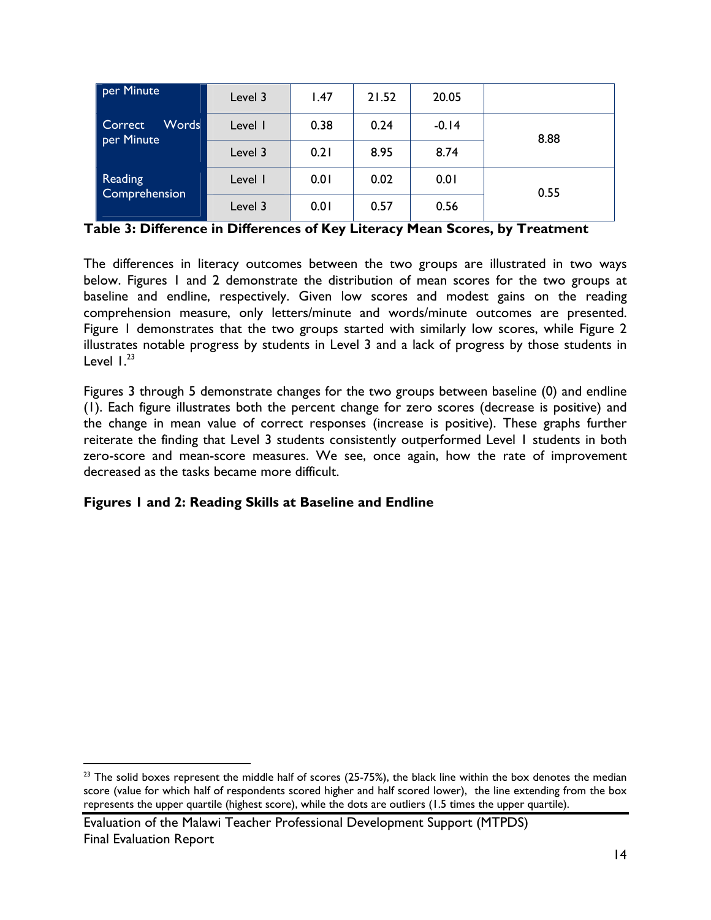| | | | | | |
|---|---|---|---|---|---|
| per Minute | Level 3 | 1.47 | 21.52 | 20.05 | |
| Correct Words per Minute | Level 1 | 0.38 | 0.24 | -0.14 | 8.88 |
| | Level 3 | 0.21 | 8.95 | 8.74 | |
| Reading Comprehension | Level 1 | 0.01 | 0.02 | 0.01 | 0.55 |
| | Level 3 | 0.01 | 0.57 | 0.56 | |

**Table 3: Difference in Differences of Key Literacy Mean Scores, by Treatment**

The differences in literacy outcomes between the two groups are illustrated in two ways below. Figures 1 and 2 demonstrate the distribution of mean scores for the two groups at baseline and endline, respectively. Given low scores and modest gains on the reading comprehension measure, only letters/minute and words/minute outcomes are presented. Figure 1 demonstrates that the two groups started with similarly low scores, while Figure 2 illustrates notable progress by students in Level 3 and a lack of progress by those students in Level 1.[23]

Figures 3 through 5 demonstrate changes for the two groups between baseline (0) and endline (1). Each figure illustrates both the percent change for zero scores (decrease is positive) and the change in mean value of correct responses (increase is positive). These graphs further reiterate the finding that Level 3 students consistently outperformed Level 1 students in both zero-score and mean-score measures. We see, once again, how the rate of improvement decreased as the tasks became more difficult.

**Figures 1 and 2: Reading Skills at Baseline and Endline**

[23] The solid boxes represent the middle half of scores (25-75%), the black line within the box denotes the median score (value for which half of respondents scored higher and half scored lower), the line extending from the box represents the upper quartile (highest score), while the dots are outliers (1.5 times the upper quartile).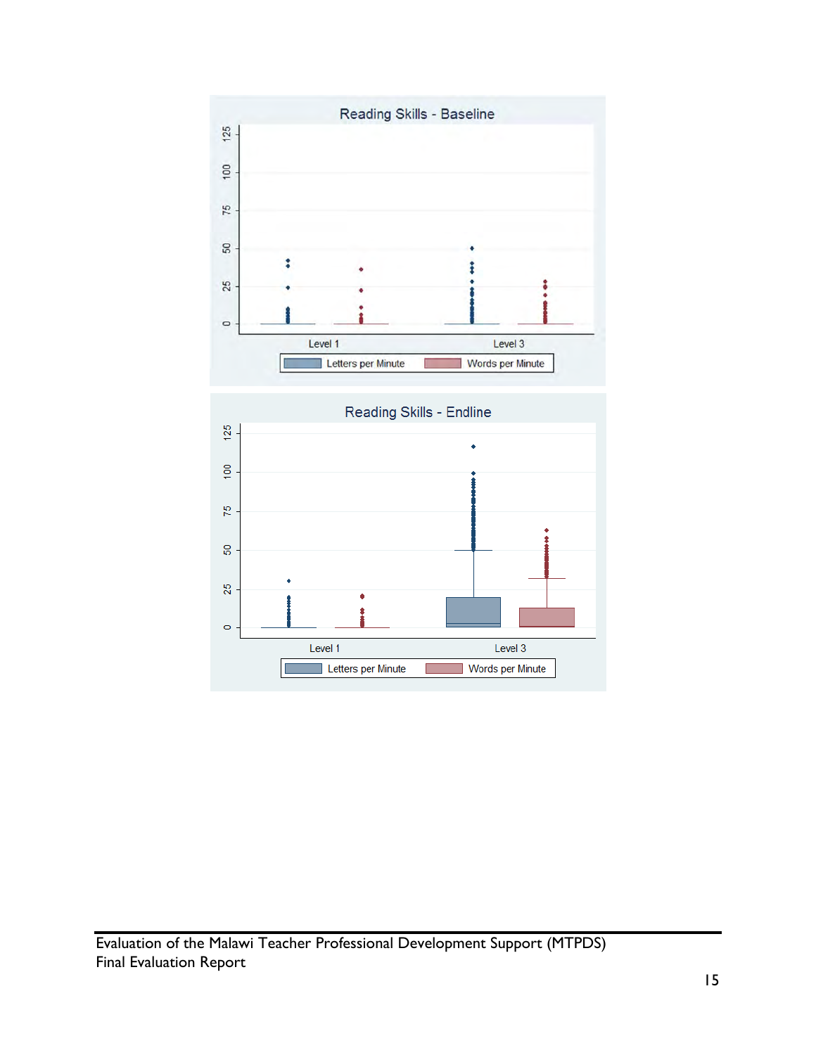Reading Skills - Baseline

Reading Skills - Endline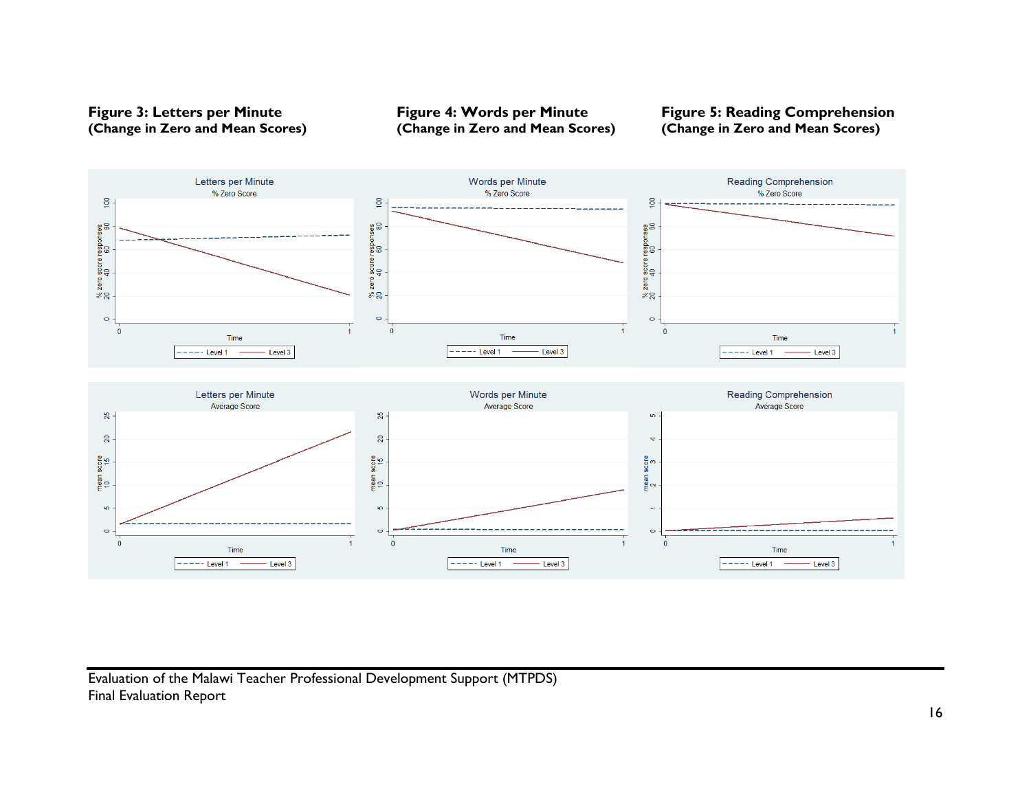**Figure 3: Letters per Minute (Change in Zero and Mean Scores)**

**Figure 4: Words per Minute (Change in Zero and Mean Scores)**

**Figure 5: Reading Comprehension (Change in Zero and Mean Scores)**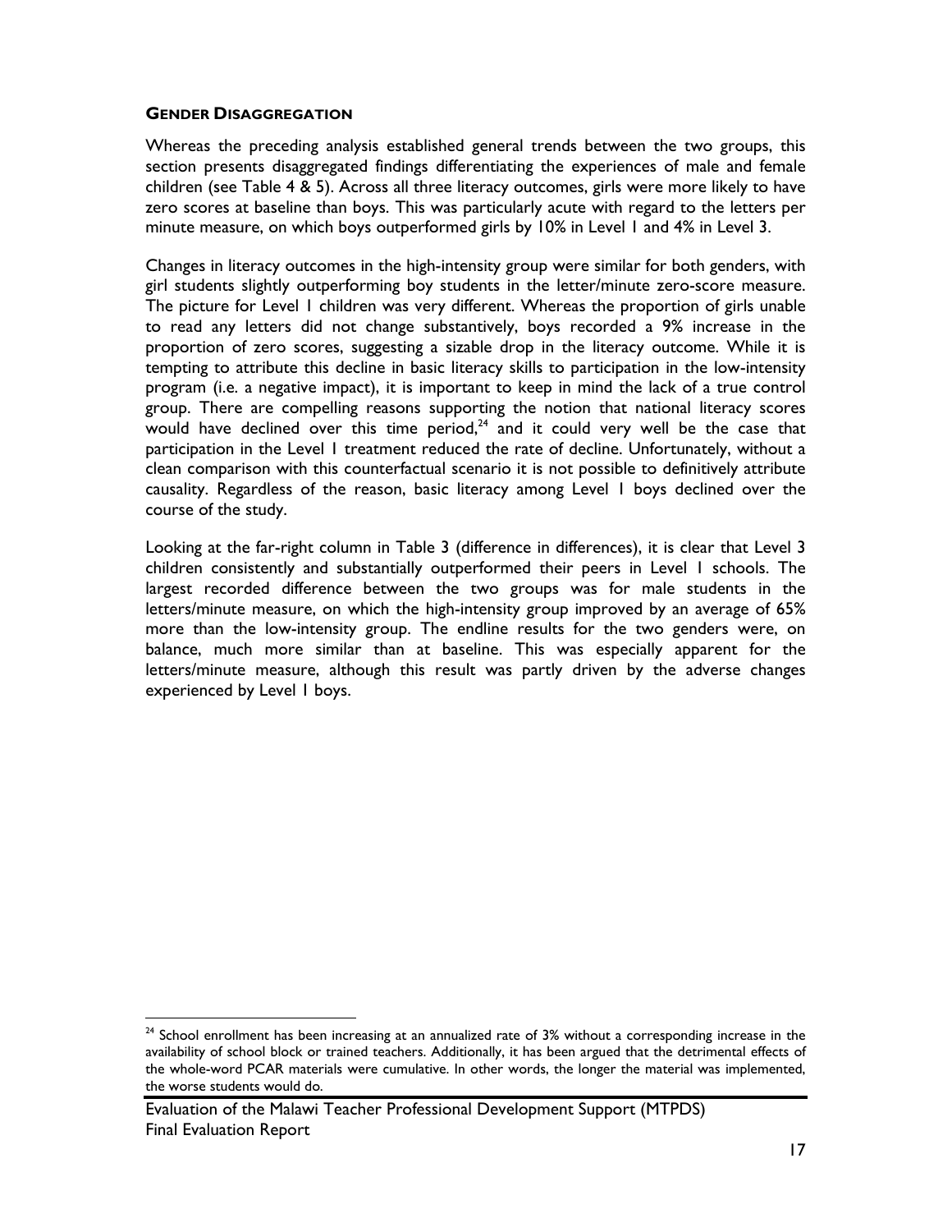### GENDER DISAGGREGATION

Whereas the preceding analysis established general trends between the two groups, this section presents disaggregated findings differentiating the experiences of male and female children (see Table 4 & 5). Across all three literacy outcomes, girls were more likely to have zero scores at baseline than boys. This was particularly acute with regard to the letters per minute measure, on which boys outperformed girls by 10% in Level 1 and 4% in Level 3.

Changes in literacy outcomes in the high-intensity group were similar for both genders, with girl students slightly outperforming boy students in the letter/minute zero-score measure. The picture for Level 1 children was very different. Whereas the proportion of girls unable to read any letters did not change substantively, boys recorded a 9% increase in the proportion of zero scores, suggesting a sizable drop in the literacy outcome. While it is tempting to attribute this decline in basic literacy skills to participation in the low-intensity program (i.e. a negative impact), it is important to keep in mind the lack of a true control group. There are compelling reasons supporting the notion that national literacy scores would have declined over this time period,[24] and it could very well be the case that participation in the Level 1 treatment reduced the rate of decline. Unfortunately, without a clean comparison with this counterfactual scenario it is not possible to definitively attribute causality. Regardless of the reason, basic literacy among Level 1 boys declined over the course of the study.

Looking at the far-right column in Table 3 (difference in differences), it is clear that Level 3 children consistently and substantially outperformed their peers in Level 1 schools. The largest recorded difference between the two groups was for male students in the letters/minute measure, on which the high-intensity group improved by an average of 65% more than the low-intensity group. The endline results for the two genders were, on balance, much more similar than at baseline. This was especially apparent for the letters/minute measure, although this result was partly driven by the adverse changes experienced by Level 1 boys.

[24] School enrollment has been increasing at an annualized rate of 3% without a corresponding increase in the availability of school block or trained teachers. Additionally, it has been argued that the detrimental effects of the whole-word PCAR materials were cumulative. In other words, the longer the material was implemented, the worse students would do.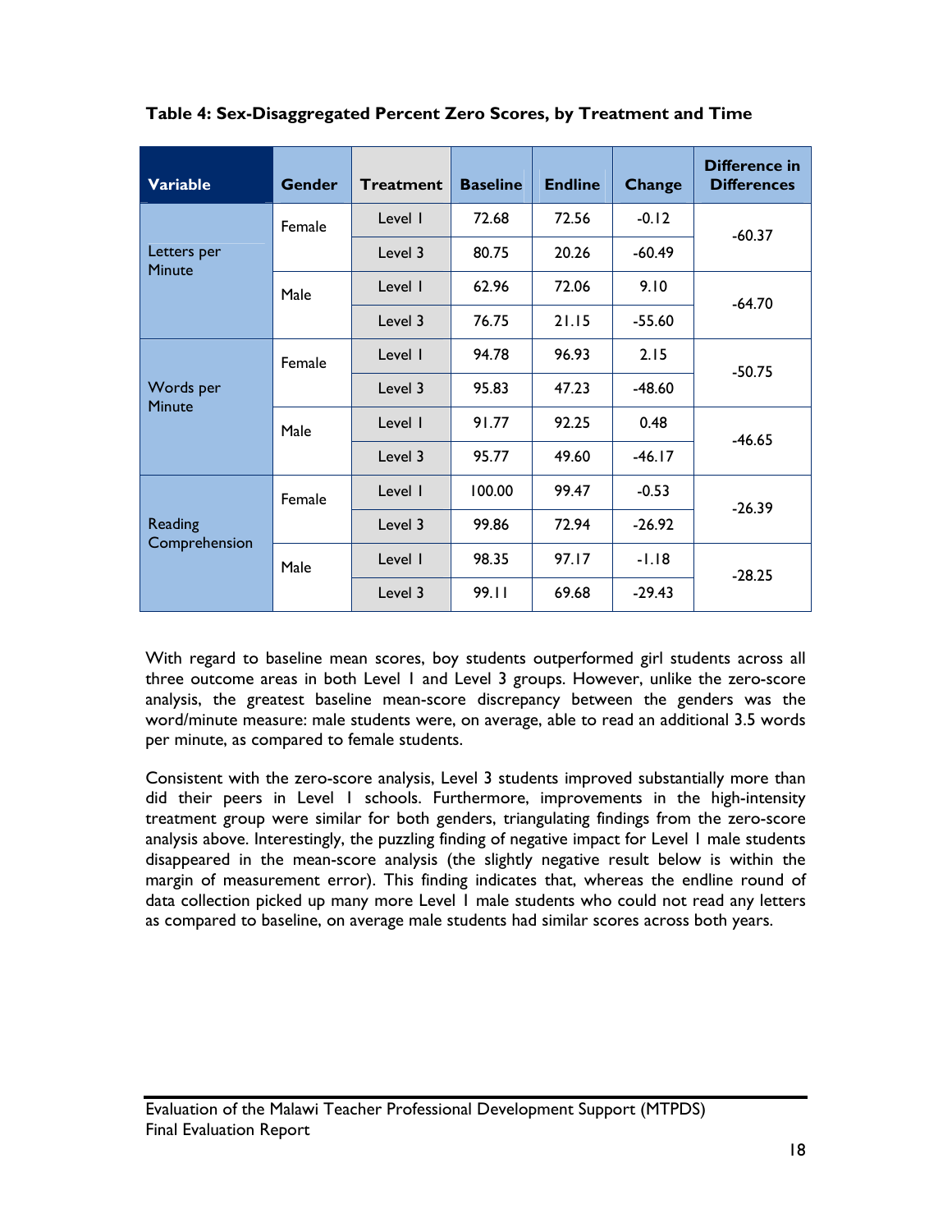**Table 4: Sex-Disaggregated Percent Zero Scores, by Treatment and Time**

| Variable | Gender | Treatment | Baseline | Endline | Change | Difference in Differences |
|---|---|---|---|---|---|---|
| Letters per Minute | Female | Level 1 | 72.68 | 72.56 | -0.12 | -60.37 |
| | | Level 3 | 80.75 | 20.26 | -60.49 | |
| | Male | Level 1 | 62.96 | 72.06 | 9.10 | -64.70 |
| | | Level 3 | 76.75 | 21.15 | -55.60 | |
| Words per Minute | Female | Level 1 | 94.78 | 96.93 | 2.15 | -50.75 |
| | | Level 3 | 95.83 | 47.23 | -48.60 | |
| | Male | Level 1 | 91.77 | 92.25 | 0.48 | -46.65 |
| | | Level 3 | 95.77 | 49.60 | -46.17 | |
| Reading Comprehension | Female | Level 1 | 100.00 | 99.47 | -0.53 | -26.39 |
| | | Level 3 | 99.86 | 72.94 | -26.92 | |
| | Male | Level 1 | 98.35 | 97.17 | -1.18 | -28.25 |
| | | Level 3 | 99.11 | 69.68 | -29.43 | |

With regard to baseline mean scores, boy students outperformed girl students across all three outcome areas in both Level 1 and Level 3 groups. However, unlike the zero-score analysis, the greatest baseline mean-score discrepancy between the genders was the word/minute measure: male students were, on average, able to read an additional 3.5 words per minute, as compared to female students.

Consistent with the zero-score analysis, Level 3 students improved substantially more than did their peers in Level 1 schools. Furthermore, improvements in the high-intensity treatment group were similar for both genders, triangulating findings from the zero-score analysis above. Interestingly, the puzzling finding of negative impact for Level 1 male students disappeared in the mean-score analysis (the slightly negative result below is within the margin of measurement error). This finding indicates that, whereas the endline round of data collection picked up many more Level 1 male students who could not read any letters as compared to baseline, on average male students had similar scores across both years.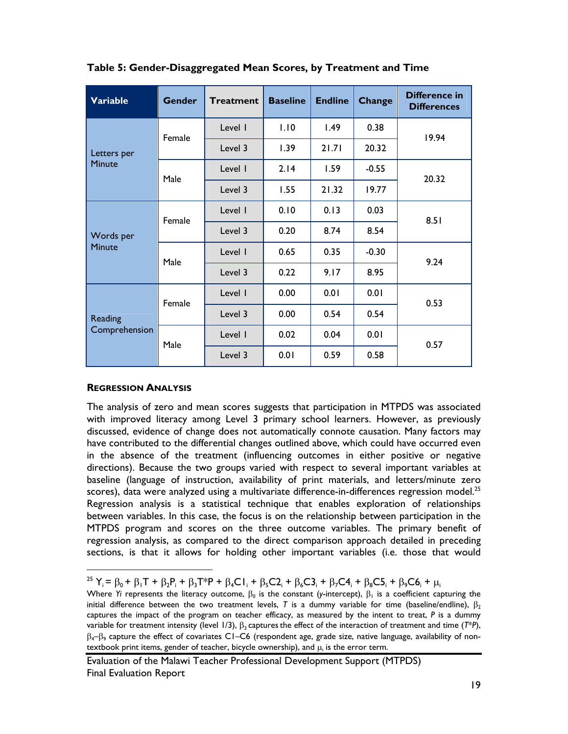**Table 5: Gender-Disaggregated Mean Scores, by Treatment and Time**

| Variable | Gender | Treatment | Baseline | Endline | Change | Difference in Differences |
|---|---|---|---|---|---|---|
| Letters per Minute | Female | Level 1 | 1.10 | 1.49 | 0.38 | 19.94 |
| | | Level 3 | 1.39 | 21.71 | 20.32 | |
| | Male | Level 1 | 2.14 | 1.59 | -0.55 | 20.32 |
| | | Level 3 | 1.55 | 21.32 | 19.77 | |
| Words per Minute | Female | Level 1 | 0.10 | 0.13 | 0.03 | 8.51 |
| | | Level 3 | 0.20 | 8.74 | 8.54 | |
| | Male | Level 1 | 0.65 | 0.35 | -0.30 | 9.24 |
| | | Level 3 | 0.22 | 9.17 | 8.95 | |
| Reading Comprehension | Female | Level 1 | 0.00 | 0.01 | 0.01 | 0.53 |
| | | Level 3 | 0.00 | 0.54 | 0.54 | |
| | Male | Level 1 | 0.02 | 0.04 | 0.01 | 0.57 |
| | | Level 3 | 0.01 | 0.59 | 0.58 | |

### REGRESSION ANALYSIS

The analysis of zero and mean scores suggests that participation in MTPDS was associated with improved literacy among Level 3 primary school learners. However, as previously discussed, evidence of change does not automatically connote causation. Many factors may have contributed to the differential changes outlined above, which could have occurred even in the absence of the treatment (influencing outcomes in either positive or negative directions). Because the two groups varied with respect to several important variables at baseline (language of instruction, availability of print materials, and letters/minute zero scores), data were analyzed using a multivariate difference-in-differences regression model.[25] Regression analysis is a statistical technique that enables exploration of relationships between variables. In this case, the focus is on the relationship between participation in the MTPDS program and scores on the three outcome variables. The primary benefit of regression analysis, as compared to the direct comparison approach detailed in preceding sections, is that it allows for holding other important variables (i.e. those that would

---

[25] $Y_i = \beta_0 + \beta_1 T + \beta_2 P_i + \beta_3 T^*P + \beta_4 C1_i + \beta_5 C2_i + \beta_6 C3_i + \beta_7 C4_i + \beta_8 C5_i + \beta_9 C6_i + \mu_i$

Where $Y_i$ represents the literacy outcome, $\beta_0$ is the constant (*y*-intercept), $\beta_1$ is a coefficient capturing the initial difference between the two treatment levels, *T* is a dummy variable for time (baseline/endline), $\beta_2$ captures the impact of the program on teacher efficacy, as measured by the intent to treat, *P* is a dummy variable for treatment intensity (level 1/3), $\beta_3$ captures the effect of the interaction of treatment and time (*T*P*), $\beta_4$–$\beta_9$ capture the effect of covariates C1–C6 (respondent age, grade size, native language, availability of non-textbook print items, gender of teacher, bicycle ownership), and $\mu_i$ is the error term.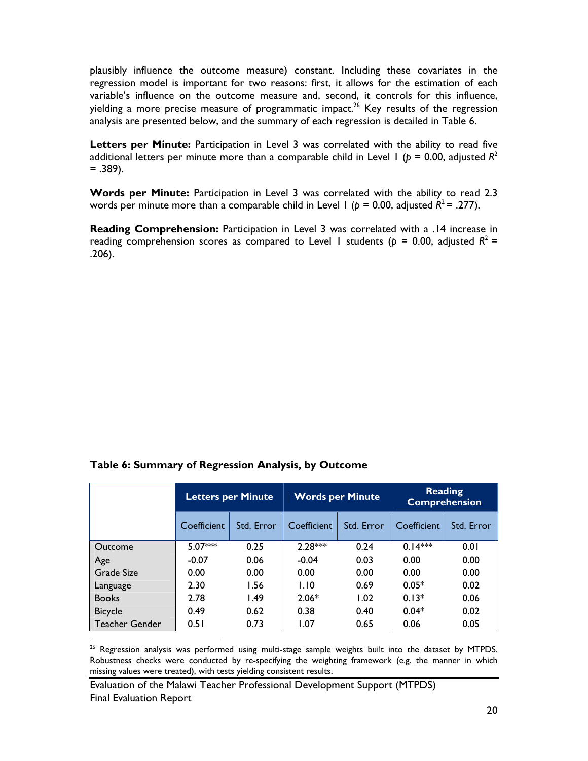plausibly influence the outcome measure) constant. Including these covariates in the regression model is important for two reasons: first, it allows for the estimation of each variable's influence on the outcome measure and, second, it controls for this influence, yielding a more precise measure of programmatic impact.[26] Key results of the regression analysis are presented below, and the summary of each regression is detailed in Table 6.

**Letters per Minute:** Participation in Level 3 was correlated with the ability to read five additional letters per minute more than a comparable child in Level 1 ($p$ = 0.00, adjusted $R^2$ = .389).

**Words per Minute:** Participation in Level 3 was correlated with the ability to read 2.3 words per minute more than a comparable child in Level 1 ($p$ = 0.00, adjusted $R^2$ = .277).

**Reading Comprehension:** Participation in Level 3 was correlated with a .14 increase in reading comprehension scores as compared to Level 1 students ($p$ = 0.00, adjusted $R^2$ = .206).

**Table 6: Summary of Regression Analysis, by Outcome**

| | Letters per Minute | | Words per Minute | | Reading Comprehension | |
|---|---|---|---|---|---|---|
| | Coefficient | Std. Error | Coefficient | Std. Error | Coefficient | Std. Error |
| Outcome | 5.07*** | 0.25 | 2.28*** | 0.24 | 0.14*** | 0.01 |
| Age | -0.07 | 0.06 | -0.04 | 0.03 | 0.00 | 0.00 |
| Grade Size | 0.00 | 0.00 | 0.00 | 0.00 | 0.00 | 0.00 |
| Language | 2.30 | 1.56 | 1.10 | 0.69 | 0.05* | 0.02 |
| Books | 2.78 | 1.49 | 2.06* | 1.02 | 0.13* | 0.06 |
| Bicycle | 0.49 | 0.62 | 0.38 | 0.40 | 0.04* | 0.02 |
| Teacher Gender | 0.51 | 0.73 | 1.07 | 0.65 | 0.06 | 0.05 |

[26] Regression analysis was performed using multi-stage sample weights built into the dataset by MTPDS. Robustness checks were conducted by re-specifying the weighting framework (e.g. the manner in which missing values were treated), with tests yielding consistent results.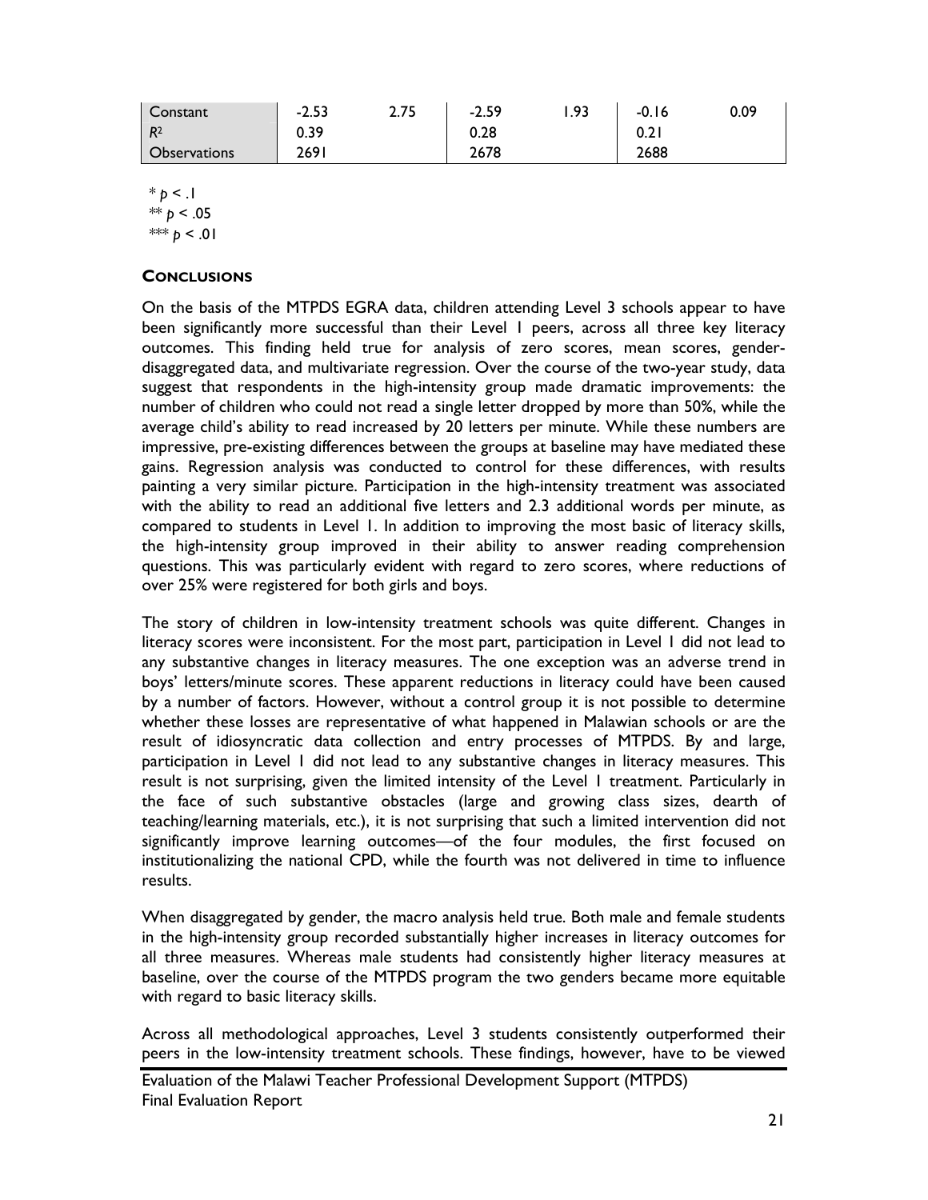| Constant | -2.53 | 2.75 | -2.59 | 1.93 | -0.16 | 0.09 |
|---|---|---|---|---|---|---|
| $R^2$ | 0.39 | | 0.28 | | 0.21 | |
| Observations | 2691 | | 2678 | | 2688 | |

\* $p < .1$
\*\* $p < .05$
\*\*\* $p < .01$

**CONCLUSIONS**

On the basis of the MTPDS EGRA data, children attending Level 3 schools appear to have been significantly more successful than their Level 1 peers, across all three key literacy outcomes. This finding held true for analysis of zero scores, mean scores, gender-disaggregated data, and multivariate regression. Over the course of the two-year study, data suggest that respondents in the high-intensity group made dramatic improvements: the number of children who could not read a single letter dropped by more than 50%, while the average child's ability to read increased by 20 letters per minute. While these numbers are impressive, pre-existing differences between the groups at baseline may have mediated these gains. Regression analysis was conducted to control for these differences, with results painting a very similar picture. Participation in the high-intensity treatment was associated with the ability to read an additional five letters and 2.3 additional words per minute, as compared to students in Level 1. In addition to improving the most basic of literacy skills, the high-intensity group improved in their ability to answer reading comprehension questions. This was particularly evident with regard to zero scores, where reductions of over 25% were registered for both girls and boys.

The story of children in low-intensity treatment schools was quite different. Changes in literacy scores were inconsistent. For the most part, participation in Level 1 did not lead to any substantive changes in literacy measures. The one exception was an adverse trend in boys' letters/minute scores. These apparent reductions in literacy could have been caused by a number of factors. However, without a control group it is not possible to determine whether these losses are representative of what happened in Malawian schools or are the result of idiosyncratic data collection and entry processes of MTPDS. By and large, participation in Level 1 did not lead to any substantive changes in literacy measures. This result is not surprising, given the limited intensity of the Level 1 treatment. Particularly in the face of such substantive obstacles (large and growing class sizes, dearth of teaching/learning materials, etc.), it is not surprising that such a limited intervention did not significantly improve learning outcomes—of the four modules, the first focused on institutionalizing the national CPD, while the fourth was not delivered in time to influence results.

When disaggregated by gender, the macro analysis held true. Both male and female students in the high-intensity group recorded substantially higher increases in literacy outcomes for all three measures. Whereas male students had consistently higher literacy measures at baseline, over the course of the MTPDS program the two genders became more equitable with regard to basic literacy skills.

Across all methodological approaches, Level 3 students consistently outperformed their peers in the low-intensity treatment schools. These findings, however, have to be viewed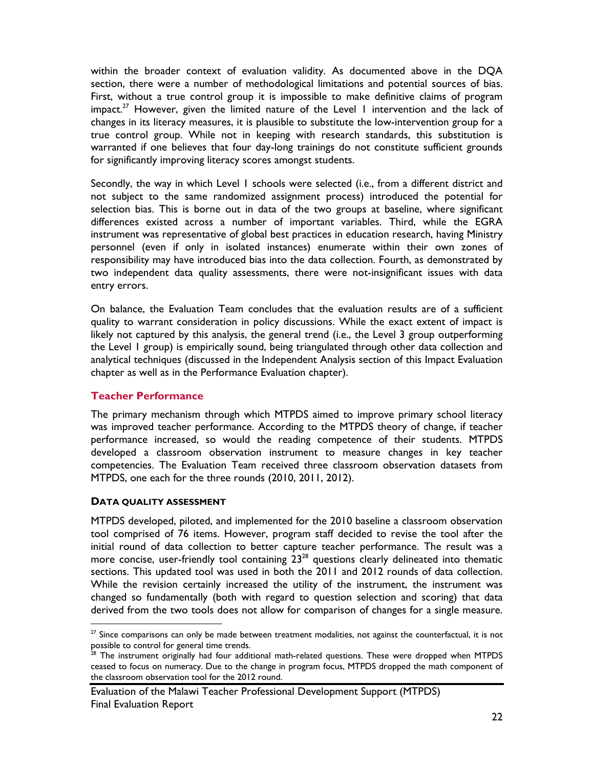within the broader context of evaluation validity. As documented above in the DQA section, there were a number of methodological limitations and potential sources of bias. First, without a true control group it is impossible to make definitive claims of program impact.[27] However, given the limited nature of the Level 1 intervention and the lack of changes in its literacy measures, it is plausible to substitute the low-intervention group for a true control group. While not in keeping with research standards, this substitution is warranted if one believes that four day-long trainings do not constitute sufficient grounds for significantly improving literacy scores amongst students.

Secondly, the way in which Level 1 schools were selected (i.e., from a different district and not subject to the same randomized assignment process) introduced the potential for selection bias. This is borne out in data of the two groups at baseline, where significant differences existed across a number of important variables. Third, while the EGRA instrument was representative of global best practices in education research, having Ministry personnel (even if only in isolated instances) enumerate within their own zones of responsibility may have introduced bias into the data collection. Fourth, as demonstrated by two independent data quality assessments, there were not-insignificant issues with data entry errors.

On balance, the Evaluation Team concludes that the evaluation results are of a sufficient quality to warrant consideration in policy discussions. While the exact extent of impact is likely not captured by this analysis, the general trend (i.e., the Level 3 group outperforming the Level 1 group) is empirically sound, being triangulated through other data collection and analytical techniques (discussed in the Independent Analysis section of this Impact Evaluation chapter as well as in the Performance Evaluation chapter).

### Teacher Performance

The primary mechanism through which MTPDS aimed to improve primary school literacy was improved teacher performance. According to the MTPDS theory of change, if teacher performance increased, so would the reading competence of their students. MTPDS developed a classroom observation instrument to measure changes in key teacher competencies. The Evaluation Team received three classroom observation datasets from MTPDS, one each for the three rounds (2010, 2011, 2012).

#### DATA QUALITY ASSESSMENT

MTPDS developed, piloted, and implemented for the 2010 baseline a classroom observation tool comprised of 76 items. However, program staff decided to revise the tool after the initial round of data collection to better capture teacher performance. The result was a more concise, user-friendly tool containing 23[28] questions clearly delineated into thematic sections. This updated tool was used in both the 2011 and 2012 rounds of data collection. While the revision certainly increased the utility of the instrument, the instrument was changed so fundamentally (both with regard to question selection and scoring) that data derived from the two tools does not allow for comparison of changes for a single measure.

---

[27] Since comparisons can only be made between treatment modalities, not against the counterfactual, it is not possible to control for general time trends.

[28] The instrument originally had four additional math-related questions. These were dropped when MTPDS ceased to focus on numeracy. Due to the change in program focus, MTPDS dropped the math component of the classroom observation tool for the 2012 round.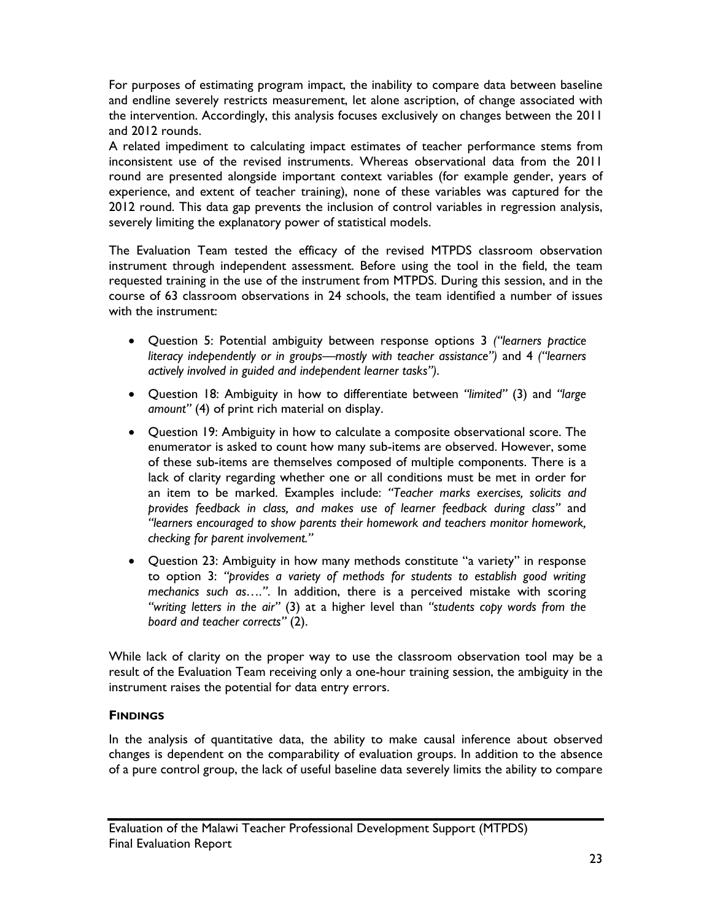For purposes of estimating program impact, the inability to compare data between baseline and endline severely restricts measurement, let alone ascription, of change associated with the intervention. Accordingly, this analysis focuses exclusively on changes between the 2011 and 2012 rounds.

A related impediment to calculating impact estimates of teacher performance stems from inconsistent use of the revised instruments. Whereas observational data from the 2011 round are presented alongside important context variables (for example gender, years of experience, and extent of teacher training), none of these variables was captured for the 2012 round. This data gap prevents the inclusion of control variables in regression analysis, severely limiting the explanatory power of statistical models.

The Evaluation Team tested the efficacy of the revised MTPDS classroom observation instrument through independent assessment. Before using the tool in the field, the team requested training in the use of the instrument from MTPDS. During this session, and in the course of 63 classroom observations in 24 schools, the team identified a number of issues with the instrument:

- Question 5: Potential ambiguity between response options 3 *("learners practice literacy independently or in groups—mostly with teacher assistance")* and 4 *("learners actively involved in guided and independent learner tasks")*.
- Question 18: Ambiguity in how to differentiate between *"limited"* (3) and *"large amount"* (4) of print rich material on display.
- Question 19: Ambiguity in how to calculate a composite observational score. The enumerator is asked to count how many sub-items are observed. However, some of these sub-items are themselves composed of multiple components. There is a lack of clarity regarding whether one or all conditions must be met in order for an item to be marked. Examples include: *"Teacher marks exercises, solicits and provides feedback in class, and makes use of learner feedback during class"* and *"learners encouraged to show parents their homework and teachers monitor homework, checking for parent involvement."*
- Question 23: Ambiguity in how many methods constitute "a variety" in response to option 3: *"provides a variety of methods for students to establish good writing mechanics such as…."*. In addition, there is a perceived mistake with scoring *"writing letters in the air"* (3) at a higher level than *"students copy words from the board and teacher corrects"* (2).

While lack of clarity on the proper way to use the classroom observation tool may be a result of the Evaluation Team receiving only a one-hour training session, the ambiguity in the instrument raises the potential for data entry errors.

#### FINDINGS

In the analysis of quantitative data, the ability to make causal inference about observed changes is dependent on the comparability of evaluation groups. In addition to the absence of a pure control group, the lack of useful baseline data severely limits the ability to compare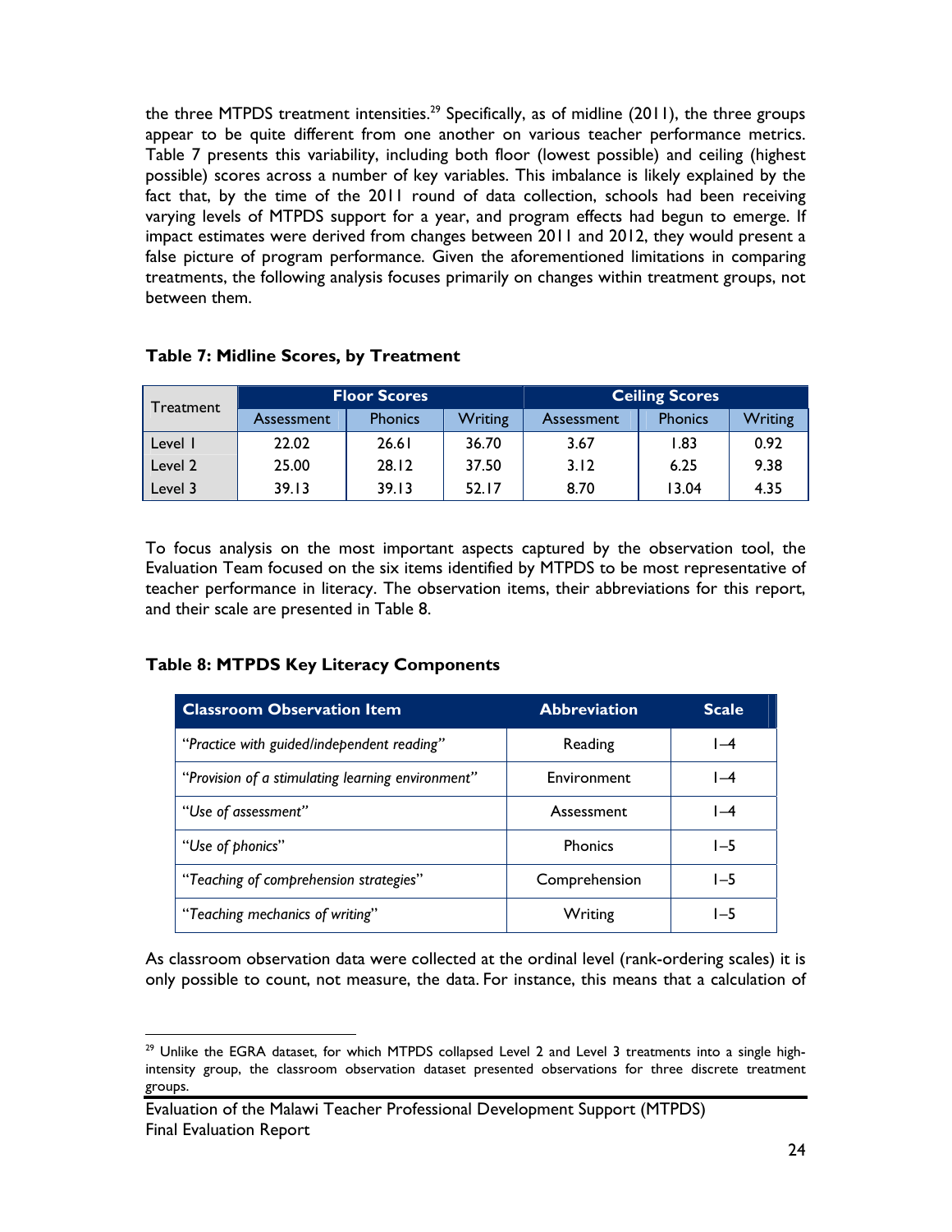the three MTPDS treatment intensities.[29] Specifically, as of midline (2011), the three groups appear to be quite different from one another on various teacher performance metrics. Table 7 presents this variability, including both floor (lowest possible) and ceiling (highest possible) scores across a number of key variables. This imbalance is likely explained by the fact that, by the time of the 2011 round of data collection, schools had been receiving varying levels of MTPDS support for a year, and program effects had begun to emerge. If impact estimates were derived from changes between 2011 and 2012, they would present a false picture of program performance. Given the aforementioned limitations in comparing treatments, the following analysis focuses primarily on changes within treatment groups, not between them.

**Table 7: Midline Scores, by Treatment**

| Treatment | Floor Scores | | | Ceiling Scores | | |
|---|---|---|---|---|---|---|
| | Assessment | Phonics | Writing | Assessment | Phonics | Writing |
| Level 1 | 22.02 | 26.61 | 36.70 | 3.67 | 1.83 | 0.92 |
| Level 2 | 25.00 | 28.12 | 37.50 | 3.12 | 6.25 | 9.38 |
| Level 3 | 39.13 | 39.13 | 52.17 | 8.70 | 13.04 | 4.35 |

To focus analysis on the most important aspects captured by the observation tool, the Evaluation Team focused on the six items identified by MTPDS to be most representative of teacher performance in literacy. The observation items, their abbreviations for this report, and their scale are presented in Table 8.

**Table 8: MTPDS Key Literacy Components**

| Classroom Observation Item | Abbreviation | Scale |
|---|---|---|
| "*Practice with guided/independent reading*" | Reading | 1–4 |
| "*Provision of a stimulating learning environment*" | Environment | 1–4 |
| "*Use of assessment*" | Assessment | 1–4 |
| "*Use of phonics*" | Phonics | 1–5 |
| "*Teaching of comprehension strategies*" | Comprehension | 1–5 |
| "*Teaching mechanics of writing*" | Writing | 1–5 |

As classroom observation data were collected at the ordinal level (rank-ordering scales) it is only possible to count, not measure, the data. For instance, this means that a calculation of

[29] Unlike the EGRA dataset, for which MTPDS collapsed Level 2 and Level 3 treatments into a single high-intensity group, the classroom observation dataset presented observations for three discrete treatment groups.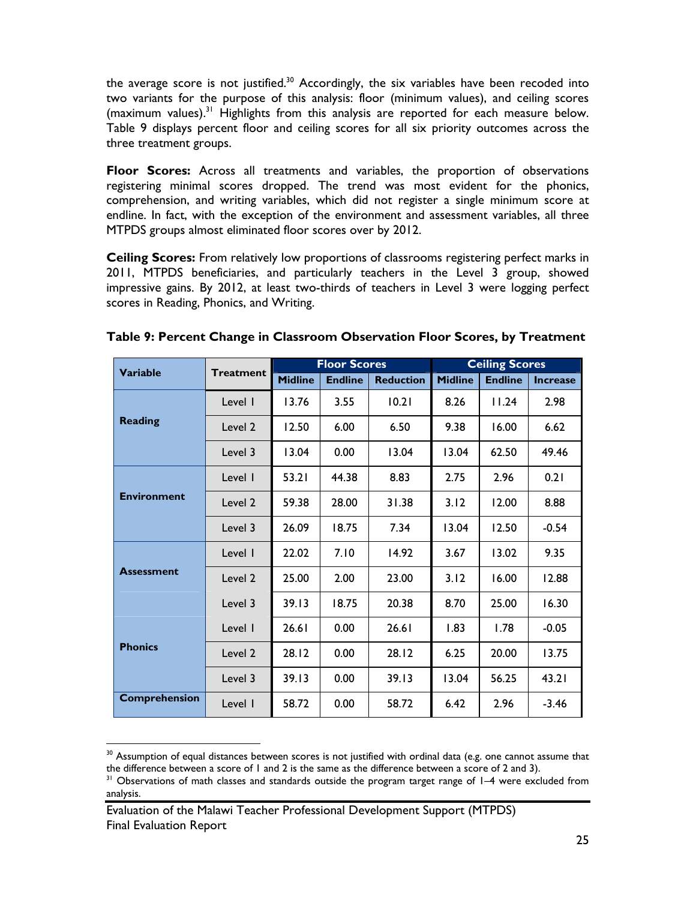the average score is not justified.[30] Accordingly, the six variables have been recoded into two variants for the purpose of this analysis: floor (minimum values), and ceiling scores (maximum values).[31] Highlights from this analysis are reported for each measure below. Table 9 displays percent floor and ceiling scores for all six priority outcomes across the three treatment groups.

**Floor Scores:** Across all treatments and variables, the proportion of observations registering minimal scores dropped. The trend was most evident for the phonics, comprehension, and writing variables, which did not register a single minimum score at endline. In fact, with the exception of the environment and assessment variables, all three MTPDS groups almost eliminated floor scores over by 2012.

**Ceiling Scores:** From relatively low proportions of classrooms registering perfect marks in 2011, MTPDS beneficiaries, and particularly teachers in the Level 3 group, showed impressive gains. By 2012, at least two-thirds of teachers in Level 3 were logging perfect scores in Reading, Phonics, and Writing.

**Table 9: Percent Change in Classroom Observation Floor Scores, by Treatment**

| Variable | Treatment | Floor Scores | | | Ceiling Scores | | |
|---|---|---|---|---|---|---|---|
| | | Midline | Endline | Reduction | Midline | Endline | Increase |
| Reading | Level 1 | 13.76 | 3.55 | 10.21 | 8.26 | 11.24 | 2.98 |
| | Level 2 | 12.50 | 6.00 | 6.50 | 9.38 | 16.00 | 6.62 |
| | Level 3 | 13.04 | 0.00 | 13.04 | 13.04 | 62.50 | 49.46 |
| Environment | Level 1 | 53.21 | 44.38 | 8.83 | 2.75 | 2.96 | 0.21 |
| | Level 2 | 59.38 | 28.00 | 31.38 | 3.12 | 12.00 | 8.88 |
| | Level 3 | 26.09 | 18.75 | 7.34 | 13.04 | 12.50 | -0.54 |
| Assessment | Level 1 | 22.02 | 7.10 | 14.92 | 3.67 | 13.02 | 9.35 |
| | Level 2 | 25.00 | 2.00 | 23.00 | 3.12 | 16.00 | 12.88 |
| | Level 3 | 39.13 | 18.75 | 20.38 | 8.70 | 25.00 | 16.30 |
| Phonics | Level 1 | 26.61 | 0.00 | 26.61 | 1.83 | 1.78 | -0.05 |
| | Level 2 | 28.12 | 0.00 | 28.12 | 6.25 | 20.00 | 13.75 |
| | Level 3 | 39.13 | 0.00 | 39.13 | 13.04 | 56.25 | 43.21 |
| Comprehension | Level 1 | 58.72 | 0.00 | 58.72 | 6.42 | 2.96 | -3.46 |

[30] Assumption of equal distances between scores is not justified with ordinal data (e.g. one cannot assume that the difference between a score of 1 and 2 is the same as the difference between a score of 2 and 3).

[31] Observations of math classes and standards outside the program target range of 1–4 were excluded from analysis.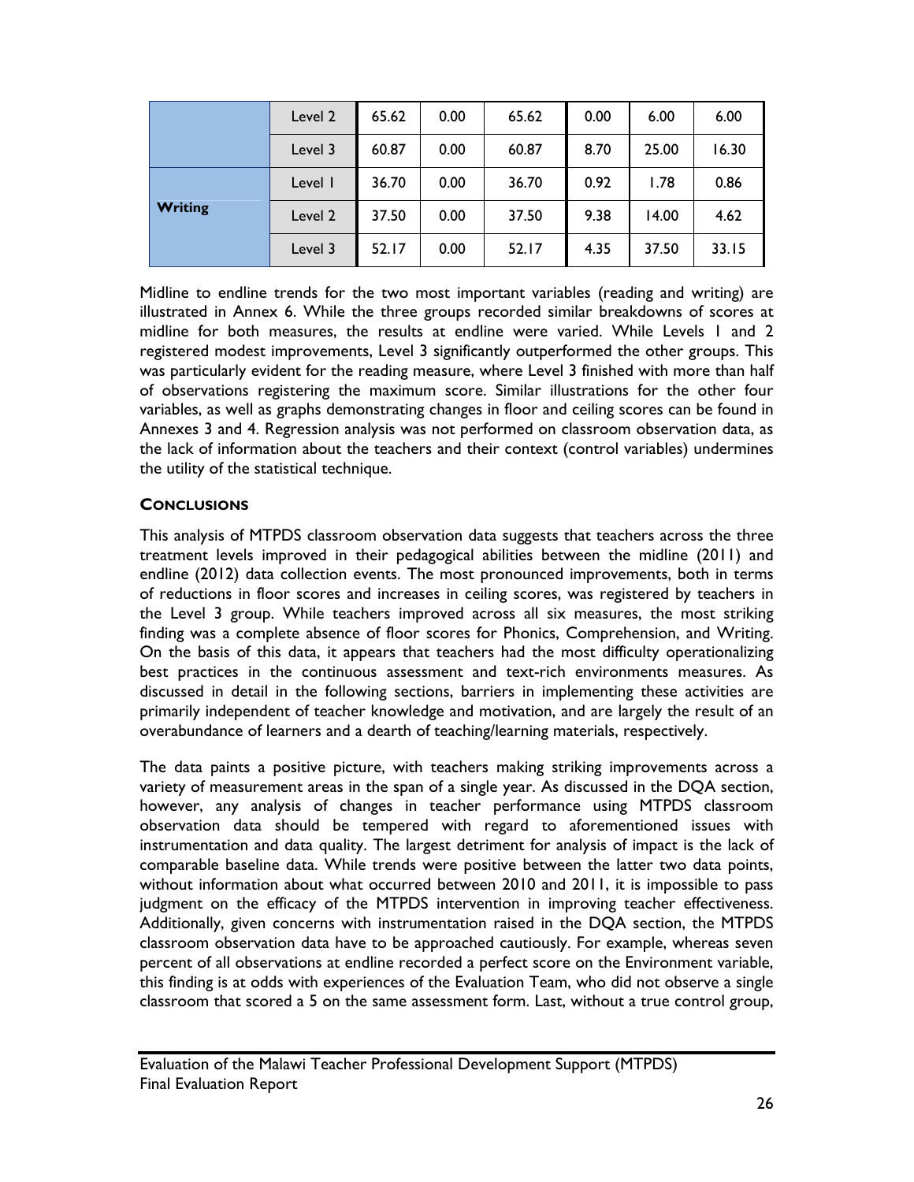| | Level 2 | 65.62 | 0.00 | 65.62 | 0.00 | 6.00 | 6.00 |
|---|---|---|---|---|---|---|---|
| | Level 3 | 60.87 | 0.00 | 60.87 | 8.70 | 25.00 | 16.30 |
| **Writing** | Level 1 | 36.70 | 0.00 | 36.70 | 0.92 | 1.78 | 0.86 |
| | Level 2 | 37.50 | 0.00 | 37.50 | 9.38 | 14.00 | 4.62 |
| | Level 3 | 52.17 | 0.00 | 52.17 | 4.35 | 37.50 | 33.15 |

Midline to endline trends for the two most important variables (reading and writing) are illustrated in Annex 6. While the three groups recorded similar breakdowns of scores at midline for both measures, the results at endline were varied. While Levels 1 and 2 registered modest improvements, Level 3 significantly outperformed the other groups. This was particularly evident for the reading measure, where Level 3 finished with more than half of observations registering the maximum score. Similar illustrations for the other four variables, as well as graphs demonstrating changes in floor and ceiling scores can be found in Annexes 3 and 4. Regression analysis was not performed on classroom observation data, as the lack of information about the teachers and their context (control variables) undermines the utility of the statistical technique.

### Conclusions

This analysis of MTPDS classroom observation data suggests that teachers across the three treatment levels improved in their pedagogical abilities between the midline (2011) and endline (2012) data collection events. The most pronounced improvements, both in terms of reductions in floor scores and increases in ceiling scores, was registered by teachers in the Level 3 group. While teachers improved across all six measures, the most striking finding was a complete absence of floor scores for Phonics, Comprehension, and Writing. On the basis of this data, it appears that teachers had the most difficulty operationalizing best practices in the continuous assessment and text-rich environments measures. As discussed in detail in the following sections, barriers in implementing these activities are primarily independent of teacher knowledge and motivation, and are largely the result of an overabundance of learners and a dearth of teaching/learning materials, respectively.

The data paints a positive picture, with teachers making striking improvements across a variety of measurement areas in the span of a single year. As discussed in the DQA section, however, any analysis of changes in teacher performance using MTPDS classroom observation data should be tempered with regard to aforementioned issues with instrumentation and data quality. The largest detriment for analysis of impact is the lack of comparable baseline data. While trends were positive between the latter two data points, without information about what occurred between 2010 and 2011, it is impossible to pass judgment on the efficacy of the MTPDS intervention in improving teacher effectiveness. Additionally, given concerns with instrumentation raised in the DQA section, the MTPDS classroom observation data have to be approached cautiously. For example, whereas seven percent of all observations at endline recorded a perfect score on the Environment variable, this finding is at odds with experiences of the Evaluation Team, who did not observe a single classroom that scored a 5 on the same assessment form. Last, without a true control group,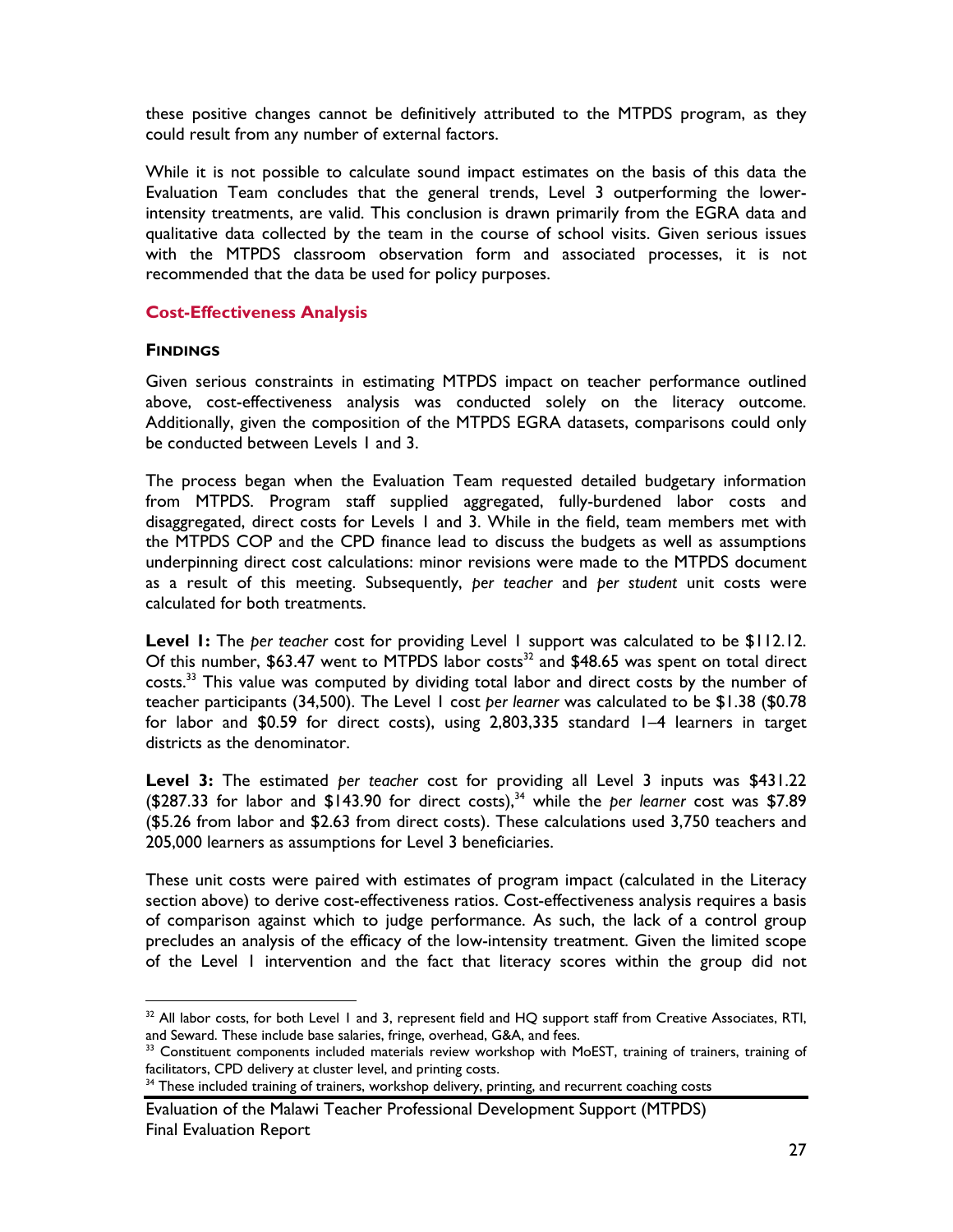these positive changes cannot be definitively attributed to the MTPDS program, as they could result from any number of external factors.

While it is not possible to calculate sound impact estimates on the basis of this data the Evaluation Team concludes that the general trends, Level 3 outperforming the lower-intensity treatments, are valid. This conclusion is drawn primarily from the EGRA data and qualitative data collected by the team in the course of school visits. Given serious issues with the MTPDS classroom observation form and associated processes, it is not recommended that the data be used for policy purposes.

### Cost-Effectiveness Analysis

#### FINDINGS

Given serious constraints in estimating MTPDS impact on teacher performance outlined above, cost-effectiveness analysis was conducted solely on the literacy outcome. Additionally, given the composition of the MTPDS EGRA datasets, comparisons could only be conducted between Levels 1 and 3.

The process began when the Evaluation Team requested detailed budgetary information from MTPDS. Program staff supplied aggregated, fully-burdened labor costs and disaggregated, direct costs for Levels 1 and 3. While in the field, team members met with the MTPDS COP and the CPD finance lead to discuss the budgets as well as assumptions underpinning direct cost calculations: minor revisions were made to the MTPDS document as a result of this meeting. Subsequently, *per teacher* and *per student* unit costs were calculated for both treatments.

**Level 1:** The *per teacher* cost for providing Level 1 support was calculated to be $112.12. Of this number, $63.47 went to MTPDS labor costs[32] and $48.65 was spent on total direct costs.[33] This value was computed by dividing total labor and direct costs by the number of teacher participants (34,500). The Level 1 cost *per learner* was calculated to be $1.38 ($0.78 for labor and $0.59 for direct costs), using 2,803,335 standard 1–4 learners in target districts as the denominator.

**Level 3:** The estimated *per teacher* cost for providing all Level 3 inputs was $431.22 ($287.33 for labor and $143.90 for direct costs),[34] while the *per learner* cost was $7.89 ($5.26 from labor and $2.63 from direct costs). These calculations used 3,750 teachers and 205,000 learners as assumptions for Level 3 beneficiaries.

These unit costs were paired with estimates of program impact (calculated in the Literacy section above) to derive cost-effectiveness ratios. Cost-effectiveness analysis requires a basis of comparison against which to judge performance. As such, the lack of a control group precludes an analysis of the efficacy of the low-intensity treatment. Given the limited scope of the Level 1 intervention and the fact that literacy scores within the group did not

---

[32] All labor costs, for both Level 1 and 3, represent field and HQ support staff from Creative Associates, RTI, and Seward. These include base salaries, fringe, overhead, G&A, and fees.

[33] Constituent components included materials review workshop with MoEST, training of trainers, training of facilitators, CPD delivery at cluster level, and printing costs.

[34] These included training of trainers, workshop delivery, printing, and recurrent coaching costs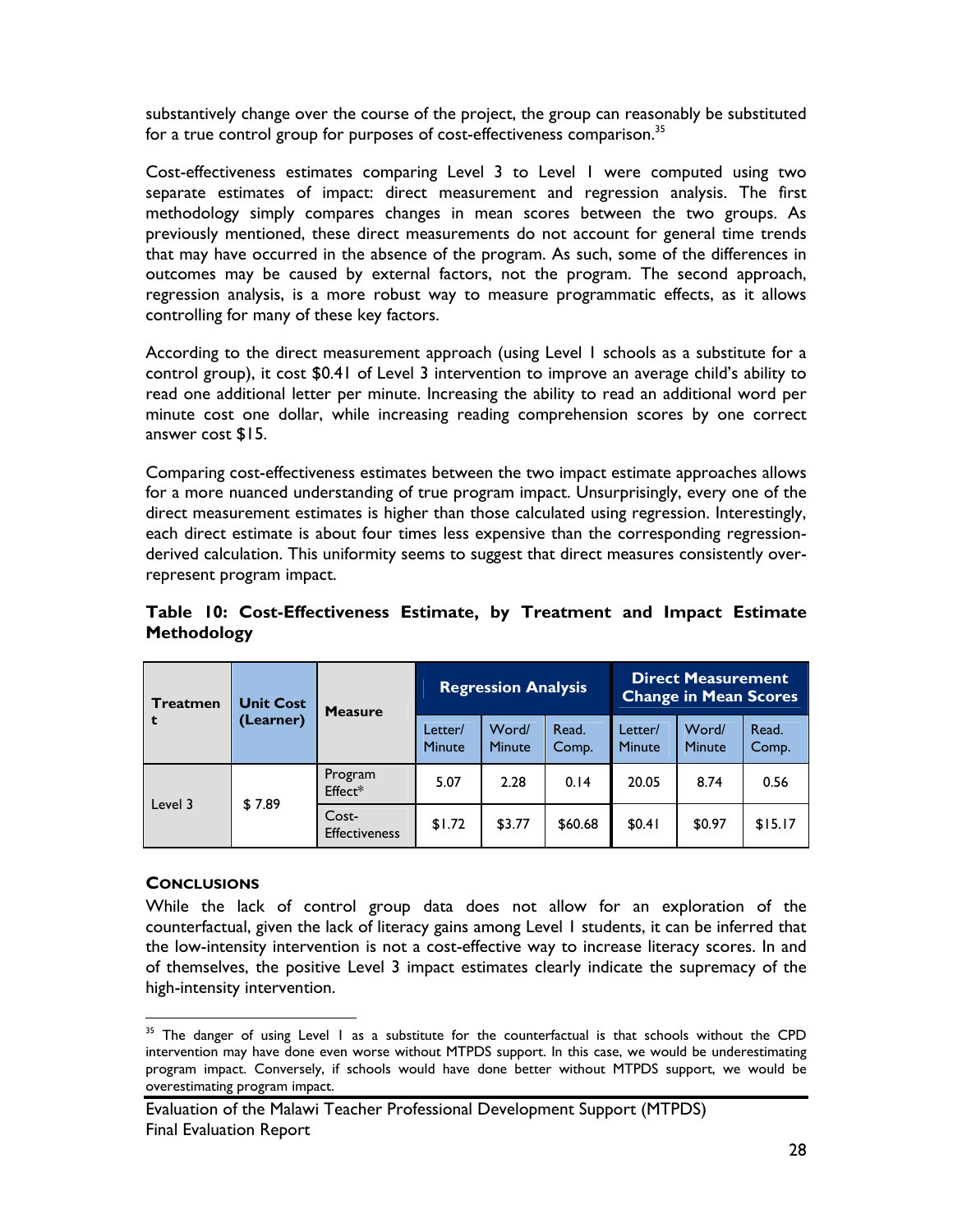substantively change over the course of the project, the group can reasonably be substituted for a true control group for purposes of cost-effectiveness comparison.[35]

Cost-effectiveness estimates comparing Level 3 to Level 1 were computed using two separate estimates of impact: direct measurement and regression analysis. The first methodology simply compares changes in mean scores between the two groups. As previously mentioned, these direct measurements do not account for general time trends that may have occurred in the absence of the program. As such, some of the differences in outcomes may be caused by external factors, not the program. The second approach, regression analysis, is a more robust way to measure programmatic effects, as it allows controlling for many of these key factors.

According to the direct measurement approach (using Level 1 schools as a substitute for a control group), it cost $0.41 of Level 3 intervention to improve an average child's ability to read one additional letter per minute. Increasing the ability to read an additional word per minute cost one dollar, while increasing reading comprehension scores by one correct answer cost $15.

Comparing cost-effectiveness estimates between the two impact estimate approaches allows for a more nuanced understanding of true program impact. Unsurprisingly, every one of the direct measurement estimates is higher than those calculated using regression. Interestingly, each direct estimate is about four times less expensive than the corresponding regression-derived calculation. This uniformity seems to suggest that direct measures consistently over-represent program impact.

**Table 10: Cost-Effectiveness Estimate, by Treatment and Impact Estimate Methodology**

| Treatment | Unit Cost (Learner) | Measure | Regression Analysis | | | Direct Measurement Change in Mean Scores | | |
|---|---|---|---|---|---|---|---|---|
| | | | Letter/ Minute | Word/ Minute | Read. Comp. | Letter/ Minute | Word/ Minute | Read. Comp. |
| Level 3 | $ 7.89 | Program Effect* | 5.07 | 2.28 | 0.14 | 20.05 | 8.74 | 0.56 |
| | | Cost-Effectiveness | $1.72 | $3.77 | $60.68 | $0.41 | $0.97 | $15.17 |

## Conclusions

While the lack of control group data does not allow for an exploration of the counterfactual, given the lack of literacy gains among Level 1 students, it can be inferred that the low-intensity intervention is not a cost-effective way to increase literacy scores. In and of themselves, the positive Level 3 impact estimates clearly indicate the supremacy of the high-intensity intervention.

[35] The danger of using Level 1 as a substitute for the counterfactual is that schools without the CPD intervention may have done even worse without MTPDS support. In this case, we would be underestimating program impact. Conversely, if schools would have done better without MTPDS support, we would be overestimating program impact.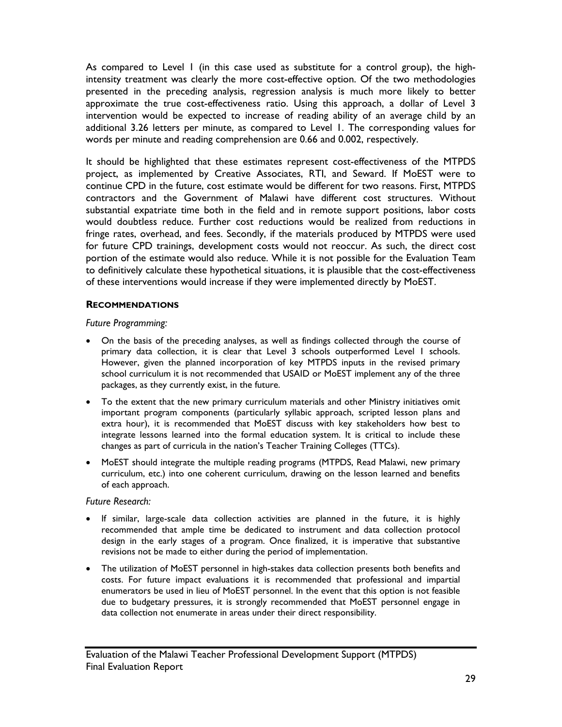As compared to Level 1 (in this case used as substitute for a control group), the high-intensity treatment was clearly the more cost-effective option. Of the two methodologies presented in the preceding analysis, regression analysis is much more likely to better approximate the true cost-effectiveness ratio. Using this approach, a dollar of Level 3 intervention would be expected to increase of reading ability of an average child by an additional 3.26 letters per minute, as compared to Level 1. The corresponding values for words per minute and reading comprehension are 0.66 and 0.002, respectively.

It should be highlighted that these estimates represent cost-effectiveness of the MTPDS project, as implemented by Creative Associates, RTI, and Seward. If MoEST were to continue CPD in the future, cost estimate would be different for two reasons. First, MTPDS contractors and the Government of Malawi have different cost structures. Without substantial expatriate time both in the field and in remote support positions, labor costs would doubtless reduce. Further cost reductions would be realized from reductions in fringe rates, overhead, and fees. Secondly, if the materials produced by MTPDS were used for future CPD trainings, development costs would not reoccur. As such, the direct cost portion of the estimate would also reduce. While it is not possible for the Evaluation Team to definitively calculate these hypothetical situations, it is plausible that the cost-effectiveness of these interventions would increase if they were implemented directly by MoEST.

### RECOMMENDATIONS

*Future Programming:*

- On the basis of the preceding analyses, as well as findings collected through the course of primary data collection, it is clear that Level 3 schools outperformed Level 1 schools. However, given the planned incorporation of key MTPDS inputs in the revised primary school curriculum it is not recommended that USAID or MoEST implement any of the three packages, as they currently exist, in the future.
- To the extent that the new primary curriculum materials and other Ministry initiatives omit important program components (particularly syllabic approach, scripted lesson plans and extra hour), it is recommended that MoEST discuss with key stakeholders how best to integrate lessons learned into the formal education system. It is critical to include these changes as part of curricula in the nation's Teacher Training Colleges (TTCs).
- MoEST should integrate the multiple reading programs (MTPDS, Read Malawi, new primary curriculum, etc.) into one coherent curriculum, drawing on the lesson learned and benefits of each approach.

*Future Research:*

- If similar, large-scale data collection activities are planned in the future, it is highly recommended that ample time be dedicated to instrument and data collection protocol design in the early stages of a program. Once finalized, it is imperative that substantive revisions not be made to either during the period of implementation.
- The utilization of MoEST personnel in high-stakes data collection presents both benefits and costs. For future impact evaluations it is recommended that professional and impartial enumerators be used in lieu of MoEST personnel. In the event that this option is not feasible due to budgetary pressures, it is strongly recommended that MoEST personnel engage in data collection not enumerate in areas under their direct responsibility.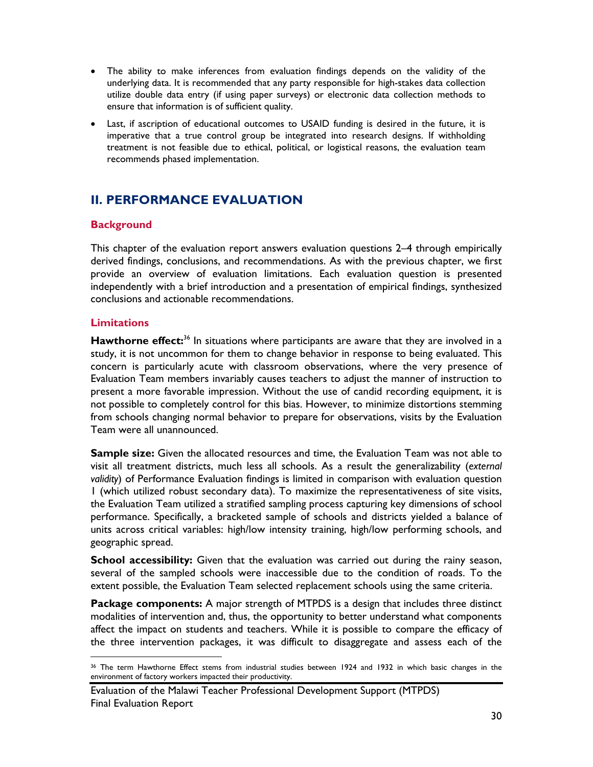- The ability to make inferences from evaluation findings depends on the validity of the underlying data. It is recommended that any party responsible for high-stakes data collection utilize double data entry (if using paper surveys) or electronic data collection methods to ensure that information is of sufficient quality.
- Last, if ascription of educational outcomes to USAID funding is desired in the future, it is imperative that a true control group be integrated into research designs. If withholding treatment is not feasible due to ethical, political, or logistical reasons, the evaluation team recommends phased implementation.

## II. PERFORMANCE EVALUATION

### Background

This chapter of the evaluation report answers evaluation questions 2–4 through empirically derived findings, conclusions, and recommendations. As with the previous chapter, we first provide an overview of evaluation limitations. Each evaluation question is presented independently with a brief introduction and a presentation of empirical findings, synthesized conclusions and actionable recommendations.

### Limitations

**Hawthorne effect:**[36] In situations where participants are aware that they are involved in a study, it is not uncommon for them to change behavior in response to being evaluated. This concern is particularly acute with classroom observations, where the very presence of Evaluation Team members invariably causes teachers to adjust the manner of instruction to present a more favorable impression. Without the use of candid recording equipment, it is not possible to completely control for this bias. However, to minimize distortions stemming from schools changing normal behavior to prepare for observations, visits by the Evaluation Team were all unannounced.

**Sample size:** Given the allocated resources and time, the Evaluation Team was not able to visit all treatment districts, much less all schools. As a result the generalizability (*external validity*) of Performance Evaluation findings is limited in comparison with evaluation question 1 (which utilized robust secondary data). To maximize the representativeness of site visits, the Evaluation Team utilized a stratified sampling process capturing key dimensions of school performance. Specifically, a bracketed sample of schools and districts yielded a balance of units across critical variables: high/low intensity training, high/low performing schools, and geographic spread.

**School accessibility:** Given that the evaluation was carried out during the rainy season, several of the sampled schools were inaccessible due to the condition of roads. To the extent possible, the Evaluation Team selected replacement schools using the same criteria.

**Package components:** A major strength of MTPDS is a design that includes three distinct modalities of intervention and, thus, the opportunity to better understand what components affect the impact on students and teachers. While it is possible to compare the efficacy of the three intervention packages, it was difficult to disaggregate and assess each of the

[36] The term Hawthorne Effect stems from industrial studies between 1924 and 1932 in which basic changes in the environment of factory workers impacted their productivity.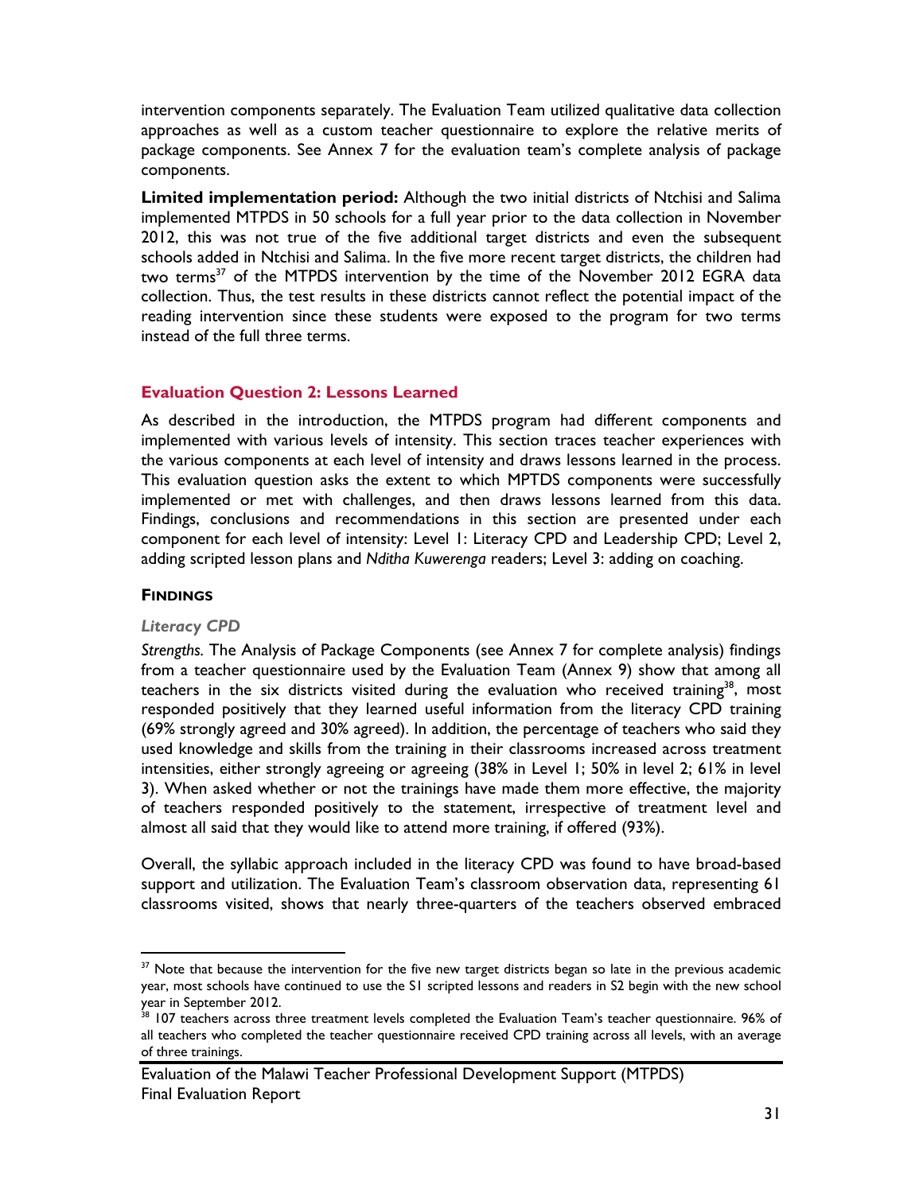intervention components separately. The Evaluation Team utilized qualitative data collection approaches as well as a custom teacher questionnaire to explore the relative merits of package components. See Annex 7 for the evaluation team's complete analysis of package components.

**Limited implementation period:** Although the two initial districts of Ntchisi and Salima implemented MTPDS in 50 schools for a full year prior to the data collection in November 2012, this was not true of the five additional target districts and even the subsequent schools added in Ntchisi and Salima. In the five more recent target districts, the children had two terms[37] of the MTPDS intervention by the time of the November 2012 EGRA data collection. Thus, the test results in these districts cannot reflect the potential impact of the reading intervention since these students were exposed to the program for two terms instead of the full three terms.

## Evaluation Question 2: Lessons Learned

As described in the introduction, the MTPDS program had different components and implemented with various levels of intensity. This section traces teacher experiences with the various components at each level of intensity and draws lessons learned in the process. This evaluation question asks the extent to which MPTDS components were successfully implemented or met with challenges, and then draws lessons learned from this data. Findings, conclusions and recommendations in this section are presented under each component for each level of intensity: Level 1: Literacy CPD and Leadership CPD; Level 2, adding scripted lesson plans and *Nditha Kuwerenga* readers; Level 3: adding on coaching.

### FINDINGS

#### *Literacy CPD*

*Strengths.* The Analysis of Package Components (see Annex 7 for complete analysis) findings from a teacher questionnaire used by the Evaluation Team (Annex 9) show that among all teachers in the six districts visited during the evaluation who received training[38], most responded positively that they learned useful information from the literacy CPD training (69% strongly agreed and 30% agreed). In addition, the percentage of teachers who said they used knowledge and skills from the training in their classrooms increased across treatment intensities, either strongly agreeing or agreeing (38% in Level 1; 50% in level 2; 61% in level 3). When asked whether or not the trainings have made them more effective, the majority of teachers responded positively to the statement, irrespective of treatment level and almost all said that they would like to attend more training, if offered (93%).

Overall, the syllabic approach included in the literacy CPD was found to have broad-based support and utilization. The Evaluation Team's classroom observation data, representing 61 classrooms visited, shows that nearly three-quarters of the teachers observed embraced

---

[37] Note that because the intervention for the five new target districts began so late in the previous academic year, most schools have continued to use the S1 scripted lessons and readers in S2 begin with the new school year in September 2012.

[38] 107 teachers across three treatment levels completed the Evaluation Team's teacher questionnaire. 96% of all teachers who completed the teacher questionnaire received CPD training across all levels, with an average of three trainings.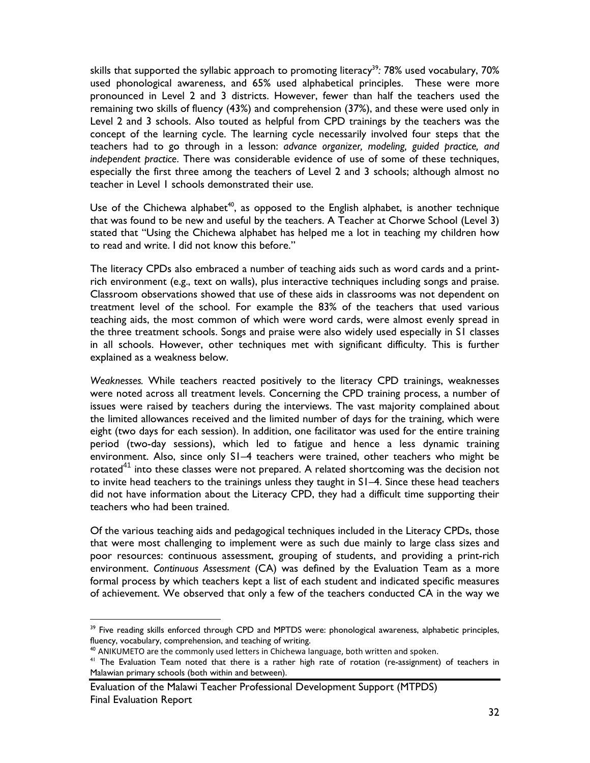skills that supported the syllabic approach to promoting literacy[39]: 78% used vocabulary, 70% used phonological awareness, and 65% used alphabetical principles. These were more pronounced in Level 2 and 3 districts. However, fewer than half the teachers used the remaining two skills of fluency (43%) and comprehension (37%), and these were used only in Level 2 and 3 schools. Also touted as helpful from CPD trainings by the teachers was the concept of the learning cycle. The learning cycle necessarily involved four steps that the teachers had to go through in a lesson: *advance organizer, modeling, guided practice, and independent practice*. There was considerable evidence of use of some of these techniques, especially the first three among the teachers of Level 2 and 3 schools; although almost no teacher in Level 1 schools demonstrated their use.

Use of the Chichewa alphabet[40], as opposed to the English alphabet, is another technique that was found to be new and useful by the teachers. A Teacher at Chorwe School (Level 3) stated that "Using the Chichewa alphabet has helped me a lot in teaching my children how to read and write. I did not know this before."

The literacy CPDs also embraced a number of teaching aids such as word cards and a print-rich environment (e.g., text on walls), plus interactive techniques including songs and praise. Classroom observations showed that use of these aids in classrooms was not dependent on treatment level of the school. For example the 83% of the teachers that used various teaching aids, the most common of which were word cards, were almost evenly spread in the three treatment schools. Songs and praise were also widely used especially in S1 classes in all schools. However, other techniques met with significant difficulty. This is further explained as a weakness below.

*Weaknesses.* While teachers reacted positively to the literacy CPD trainings, weaknesses were noted across all treatment levels. Concerning the CPD training process, a number of issues were raised by teachers during the interviews. The vast majority complained about the limited allowances received and the limited number of days for the training, which were eight (two days for each session). In addition, one facilitator was used for the entire training period (two-day sessions), which led to fatigue and hence a less dynamic training environment. Also, since only S1–4 teachers were trained, other teachers who might be rotated[41] into these classes were not prepared. A related shortcoming was the decision not to invite head teachers to the trainings unless they taught in S1–4. Since these head teachers did not have information about the Literacy CPD, they had a difficult time supporting their teachers who had been trained.

Of the various teaching aids and pedagogical techniques included in the Literacy CPDs, those that were most challenging to implement were as such due mainly to large class sizes and poor resources: continuous assessment, grouping of students, and providing a print-rich environment. *Continuous Assessment* (CA) was defined by the Evaluation Team as a more formal process by which teachers kept a list of each student and indicated specific measures of achievement. We observed that only a few of the teachers conducted CA in the way we

---

[39] Five reading skills enforced through CPD and MPTDS were: phonological awareness, alphabetic principles, fluency, vocabulary, comprehension, and teaching of writing.

[40] ANIKUMETO are the commonly used letters in Chichewa language, both written and spoken.

[41] The Evaluation Team noted that there is a rather high rate of rotation (re-assignment) of teachers in Malawian primary schools (both within and between).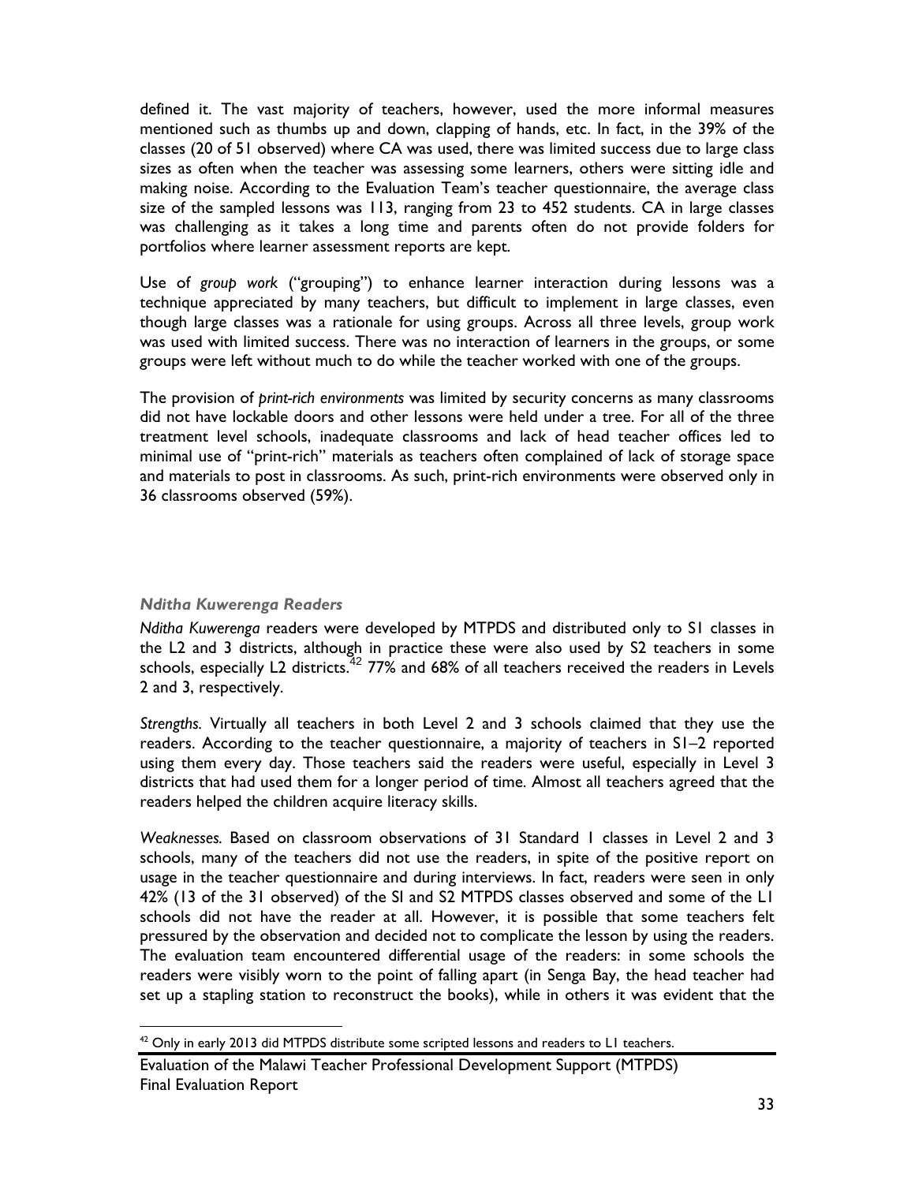defined it. The vast majority of teachers, however, used the more informal measures mentioned such as thumbs up and down, clapping of hands, etc. In fact, in the 39% of the classes (20 of 51 observed) where CA was used, there was limited success due to large class sizes as often when the teacher was assessing some learners, others were sitting idle and making noise. According to the Evaluation Team's teacher questionnaire, the average class size of the sampled lessons was 113, ranging from 23 to 452 students. CA in large classes was challenging as it takes a long time and parents often do not provide folders for portfolios where learner assessment reports are kept.

Use of *group work* ("grouping") to enhance learner interaction during lessons was a technique appreciated by many teachers, but difficult to implement in large classes, even though large classes was a rationale for using groups. Across all three levels, group work was used with limited success. There was no interaction of learners in the groups, or some groups were left without much to do while the teacher worked with one of the groups.

The provision of *print-rich environments* was limited by security concerns as many classrooms did not have lockable doors and other lessons were held under a tree. For all of the three treatment level schools, inadequate classrooms and lack of head teacher offices led to minimal use of "print-rich" materials as teachers often complained of lack of storage space and materials to post in classrooms. As such, print-rich environments were observed only in 36 classrooms observed (59%).

### *Nditha Kuwerenga Readers*

*Nditha Kuwerenga* readers were developed by MTPDS and distributed only to S1 classes in the L2 and 3 districts, although in practice these were also used by S2 teachers in some schools, especially L2 districts.[42] 77% and 68% of all teachers received the readers in Levels 2 and 3, respectively.

*Strengths.* Virtually all teachers in both Level 2 and 3 schools claimed that they use the readers. According to the teacher questionnaire, a majority of teachers in S1–2 reported using them every day. Those teachers said the readers were useful, especially in Level 3 districts that had used them for a longer period of time. Almost all teachers agreed that the readers helped the children acquire literacy skills.

*Weaknesses.* Based on classroom observations of 31 Standard 1 classes in Level 2 and 3 schools, many of the teachers did not use the readers, in spite of the positive report on usage in the teacher questionnaire and during interviews. In fact, readers were seen in only 42% (13 of the 31 observed) of the SI and S2 MTPDS classes observed and some of the L1 schools did not have the reader at all. However, it is possible that some teachers felt pressured by the observation and decided not to complicate the lesson by using the readers. The evaluation team encountered differential usage of the readers: in some schools the readers were visibly worn to the point of falling apart (in Senga Bay, the head teacher had set up a stapling station to reconstruct the books), while in others it was evident that the

[42] Only in early 2013 did MTPDS distribute some scripted lessons and readers to L1 teachers.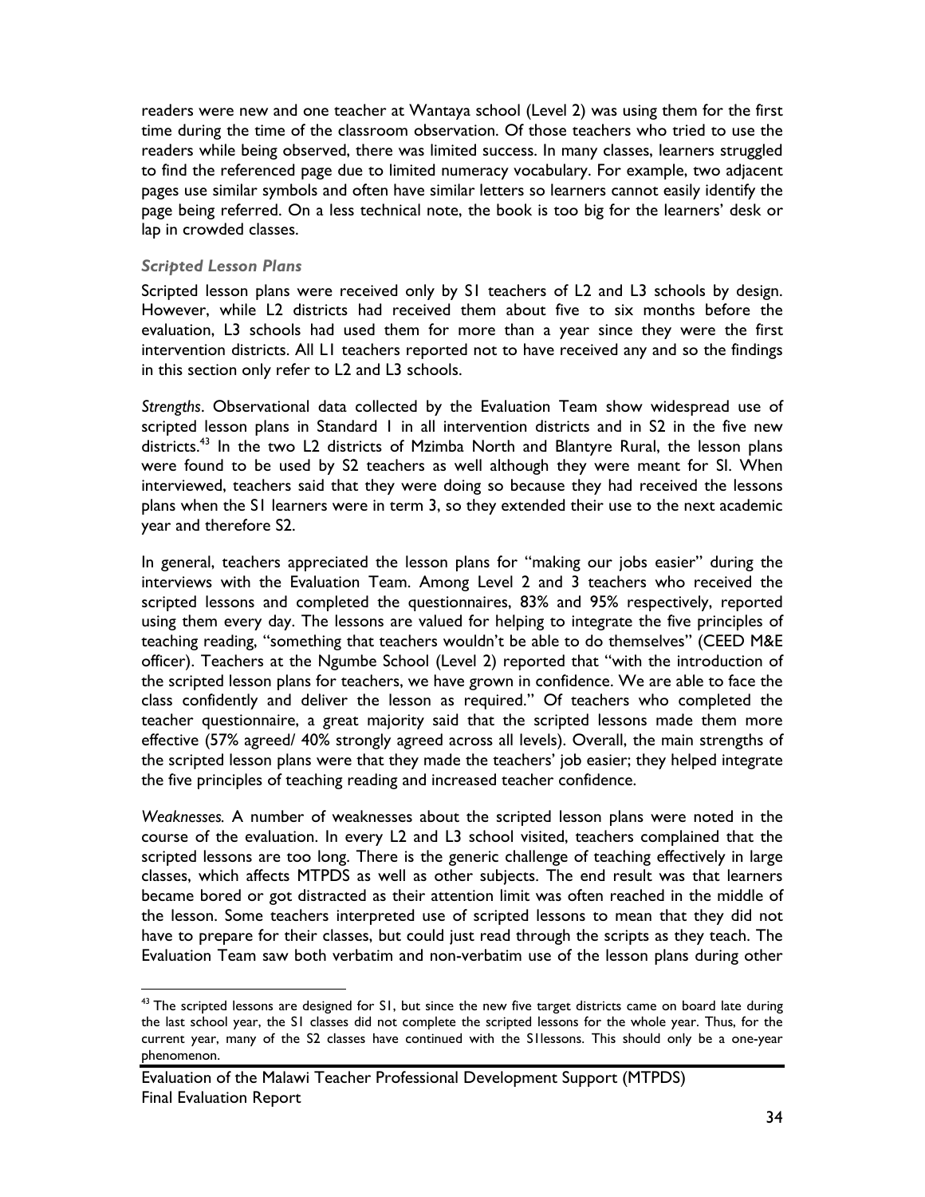readers were new and one teacher at Wantaya school (Level 2) was using them for the first time during the time of the classroom observation. Of those teachers who tried to use the readers while being observed, there was limited success. In many classes, learners struggled to find the referenced page due to limited numeracy vocabulary. For example, two adjacent pages use similar symbols and often have similar letters so learners cannot easily identify the page being referred. On a less technical note, the book is too big for the learners' desk or lap in crowded classes.

#### *Scripted Lesson Plans*

Scripted lesson plans were received only by S1 teachers of L2 and L3 schools by design. However, while L2 districts had received them about five to six months before the evaluation, L3 schools had used them for more than a year since they were the first intervention districts. All L1 teachers reported not to have received any and so the findings in this section only refer to L2 and L3 schools.

*Strengths*. Observational data collected by the Evaluation Team show widespread use of scripted lesson plans in Standard 1 in all intervention districts and in S2 in the five new districts.[43] In the two L2 districts of Mzimba North and Blantyre Rural, the lesson plans were found to be used by S2 teachers as well although they were meant for SI. When interviewed, teachers said that they were doing so because they had received the lessons plans when the S1 learners were in term 3, so they extended their use to the next academic year and therefore S2.

In general, teachers appreciated the lesson plans for "making our jobs easier" during the interviews with the Evaluation Team. Among Level 2 and 3 teachers who received the scripted lessons and completed the questionnaires, 83% and 95% respectively, reported using them every day. The lessons are valued for helping to integrate the five principles of teaching reading, "something that teachers wouldn't be able to do themselves" (CEED M&E officer). Teachers at the Ngumbe School (Level 2) reported that "with the introduction of the scripted lesson plans for teachers, we have grown in confidence. We are able to face the class confidently and deliver the lesson as required." Of teachers who completed the teacher questionnaire, a great majority said that the scripted lessons made them more effective (57% agreed/ 40% strongly agreed across all levels). Overall, the main strengths of the scripted lesson plans were that they made the teachers' job easier; they helped integrate the five principles of teaching reading and increased teacher confidence.

*Weaknesses.* A number of weaknesses about the scripted lesson plans were noted in the course of the evaluation. In every L2 and L3 school visited, teachers complained that the scripted lessons are too long. There is the generic challenge of teaching effectively in large classes, which affects MTPDS as well as other subjects. The end result was that learners became bored or got distracted as their attention limit was often reached in the middle of the lesson. Some teachers interpreted use of scripted lessons to mean that they did not have to prepare for their classes, but could just read through the scripts as they teach. The Evaluation Team saw both verbatim and non-verbatim use of the lesson plans during other

[43] The scripted lessons are designed for S1, but since the new five target districts came on board late during the last school year, the S1 classes did not complete the scripted lessons for the whole year. Thus, for the current year, many of the S2 classes have continued with the S1lessons. This should only be a one-year phenomenon.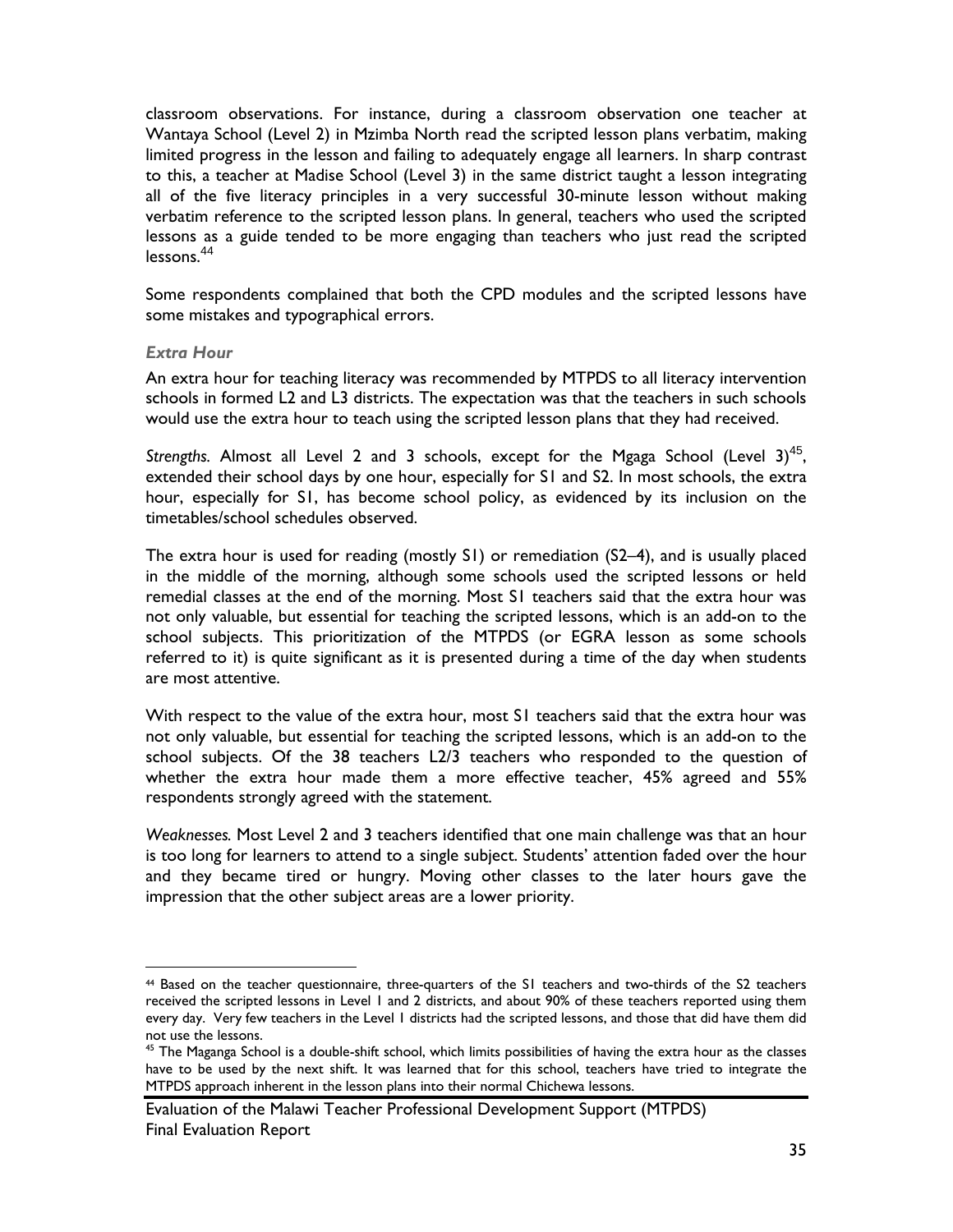classroom observations. For instance, during a classroom observation one teacher at Wantaya School (Level 2) in Mzimba North read the scripted lesson plans verbatim, making limited progress in the lesson and failing to adequately engage all learners. In sharp contrast to this, a teacher at Madise School (Level 3) in the same district taught a lesson integrating all of the five literacy principles in a very successful 30-minute lesson without making verbatim reference to the scripted lesson plans. In general, teachers who used the scripted lessons as a guide tended to be more engaging than teachers who just read the scripted lessons.[44]

Some respondents complained that both the CPD modules and the scripted lessons have some mistakes and typographical errors.

#### *Extra Hour*

An extra hour for teaching literacy was recommended by MTPDS to all literacy intervention schools in formed L2 and L3 districts. The expectation was that the teachers in such schools would use the extra hour to teach using the scripted lesson plans that they had received.

*Strengths.* Almost all Level 2 and 3 schools, except for the Mgaga School (Level 3)[45], extended their school days by one hour, especially for S1 and S2. In most schools, the extra hour, especially for S1, has become school policy, as evidenced by its inclusion on the timetables/school schedules observed.

The extra hour is used for reading (mostly S1) or remediation (S2–4), and is usually placed in the middle of the morning, although some schools used the scripted lessons or held remedial classes at the end of the morning. Most S1 teachers said that the extra hour was not only valuable, but essential for teaching the scripted lessons, which is an add-on to the school subjects. This prioritization of the MTPDS (or EGRA lesson as some schools referred to it) is quite significant as it is presented during a time of the day when students are most attentive.

With respect to the value of the extra hour, most S1 teachers said that the extra hour was not only valuable, but essential for teaching the scripted lessons, which is an add-on to the school subjects. Of the 38 teachers L2/3 teachers who responded to the question of whether the extra hour made them a more effective teacher, 45% agreed and 55% respondents strongly agreed with the statement.

*Weaknesses.* Most Level 2 and 3 teachers identified that one main challenge was that an hour is too long for learners to attend to a single subject. Students' attention faded over the hour and they became tired or hungry. Moving other classes to the later hours gave the impression that the other subject areas are a lower priority.

---

[44] Based on the teacher questionnaire, three-quarters of the S1 teachers and two-thirds of the S2 teachers received the scripted lessons in Level 1 and 2 districts, and about 90% of these teachers reported using them every day. Very few teachers in the Level 1 districts had the scripted lessons, and those that did have them did not use the lessons.

[45] The Maganga School is a double-shift school, which limits possibilities of having the extra hour as the classes have to be used by the next shift. It was learned that for this school, teachers have tried to integrate the MTPDS approach inherent in the lesson plans into their normal Chichewa lessons.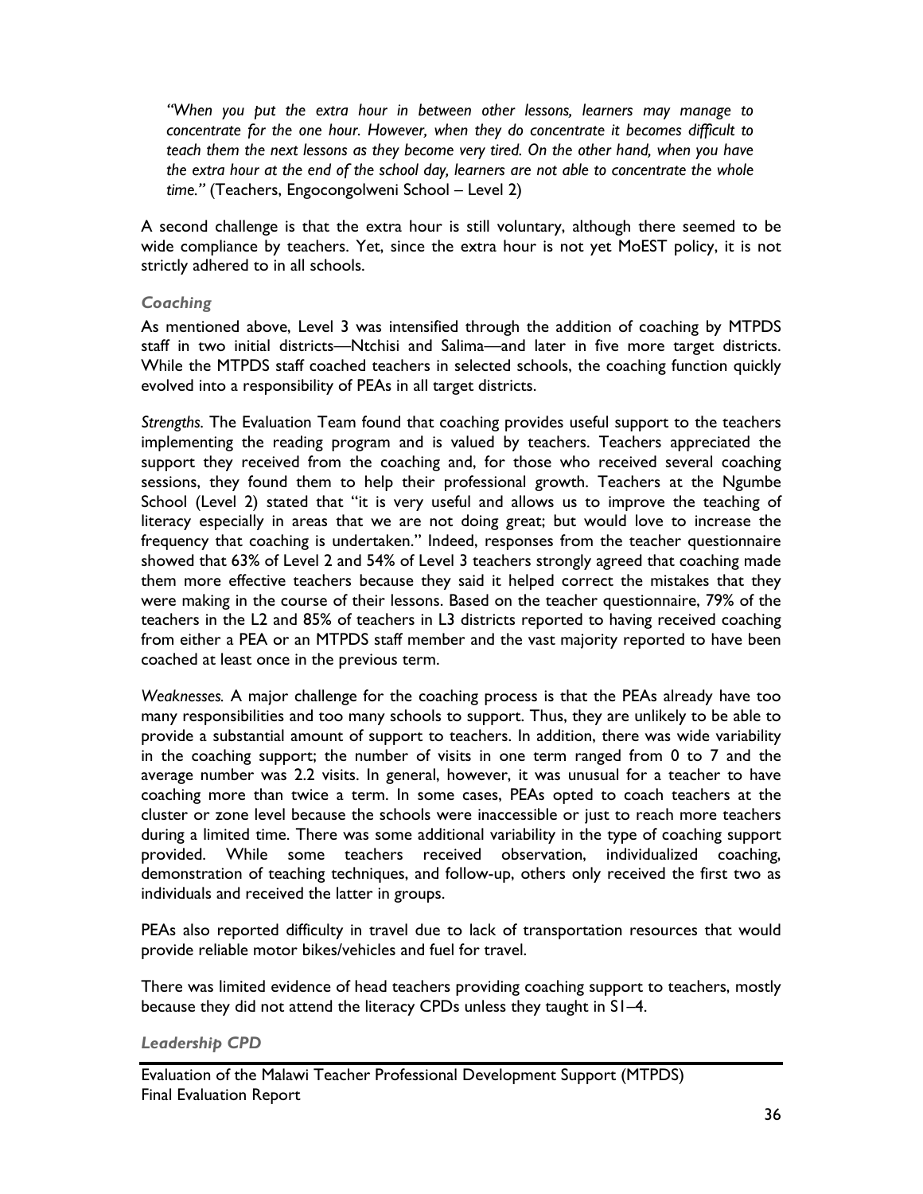*"When you put the extra hour in between other lessons, learners may manage to concentrate for the one hour. However, when they do concentrate it becomes difficult to teach them the next lessons as they become very tired. On the other hand, when you have the extra hour at the end of the school day, learners are not able to concentrate the whole time."* (Teachers, Engocongolweni School – Level 2)

A second challenge is that the extra hour is still voluntary, although there seemed to be wide compliance by teachers. Yet, since the extra hour is not yet MoEST policy, it is not strictly adhered to in all schools.

#### *Coaching*

As mentioned above, Level 3 was intensified through the addition of coaching by MTPDS staff in two initial districts—Ntchisi and Salima—and later in five more target districts. While the MTPDS staff coached teachers in selected schools, the coaching function quickly evolved into a responsibility of PEAs in all target districts.

*Strengths.* The Evaluation Team found that coaching provides useful support to the teachers implementing the reading program and is valued by teachers. Teachers appreciated the support they received from the coaching and, for those who received several coaching sessions, they found them to help their professional growth. Teachers at the Ngumbe School (Level 2) stated that "it is very useful and allows us to improve the teaching of literacy especially in areas that we are not doing great; but would love to increase the frequency that coaching is undertaken." Indeed, responses from the teacher questionnaire showed that 63% of Level 2 and 54% of Level 3 teachers strongly agreed that coaching made them more effective teachers because they said it helped correct the mistakes that they were making in the course of their lessons. Based on the teacher questionnaire, 79% of the teachers in the L2 and 85% of teachers in L3 districts reported to having received coaching from either a PEA or an MTPDS staff member and the vast majority reported to have been coached at least once in the previous term.

*Weaknesses.* A major challenge for the coaching process is that the PEAs already have too many responsibilities and too many schools to support. Thus, they are unlikely to be able to provide a substantial amount of support to teachers. In addition, there was wide variability in the coaching support; the number of visits in one term ranged from 0 to 7 and the average number was 2.2 visits. In general, however, it was unusual for a teacher to have coaching more than twice a term. In some cases, PEAs opted to coach teachers at the cluster or zone level because the schools were inaccessible or just to reach more teachers during a limited time. There was some additional variability in the type of coaching support provided. While some teachers received observation, individualized coaching, demonstration of teaching techniques, and follow-up, others only received the first two as individuals and received the latter in groups.

PEAs also reported difficulty in travel due to lack of transportation resources that would provide reliable motor bikes/vehicles and fuel for travel.

There was limited evidence of head teachers providing coaching support to teachers, mostly because they did not attend the literacy CPDs unless they taught in S1–4.

#### *Leadership CPD*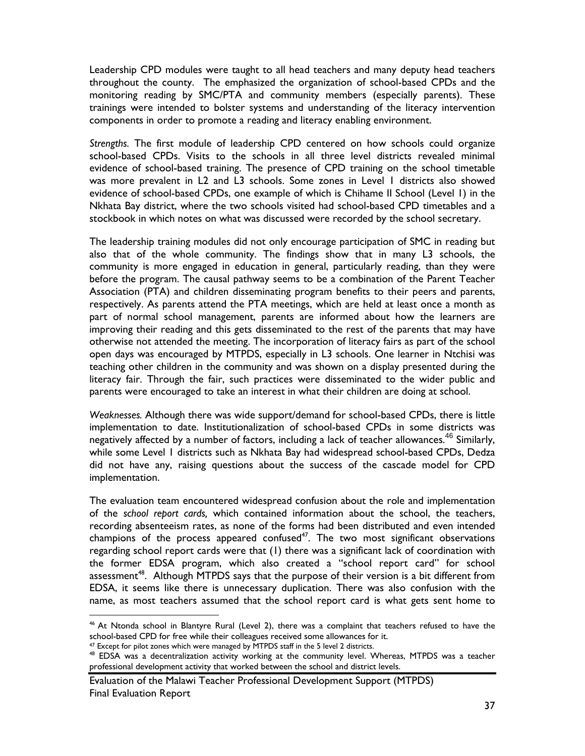Leadership CPD modules were taught to all head teachers and many deputy head teachers throughout the county. The emphasized the organization of school-based CPDs and the monitoring reading by SMC/PTA and community members (especially parents). These trainings were intended to bolster systems and understanding of the literacy intervention components in order to promote a reading and literacy enabling environment.

*Strengths.* The first module of leadership CPD centered on how schools could organize school-based CPDs. Visits to the schools in all three level districts revealed minimal evidence of school-based training. The presence of CPD training on the school timetable was more prevalent in L2 and L3 schools. Some zones in Level 1 districts also showed evidence of school-based CPDs, one example of which is Chihame II School (Level 1) in the Nkhata Bay district, where the two schools visited had school-based CPD timetables and a stockbook in which notes on what was discussed were recorded by the school secretary.

The leadership training modules did not only encourage participation of SMC in reading but also that of the whole community. The findings show that in many L3 schools, the community is more engaged in education in general, particularly reading, than they were before the program. The causal pathway seems to be a combination of the Parent Teacher Association (PTA) and children disseminating program benefits to their peers and parents, respectively. As parents attend the PTA meetings, which are held at least once a month as part of normal school management, parents are informed about how the learners are improving their reading and this gets disseminated to the rest of the parents that may have otherwise not attended the meeting. The incorporation of literacy fairs as part of the school open days was encouraged by MTPDS, especially in L3 schools. One learner in Ntchisi was teaching other children in the community and was shown on a display presented during the literacy fair. Through the fair, such practices were disseminated to the wider public and parents were encouraged to take an interest in what their children are doing at school.

*Weaknesses.* Although there was wide support/demand for school-based CPDs, there is little implementation to date. Institutionalization of school-based CPDs in some districts was negatively affected by a number of factors, including a lack of teacher allowances.[46] Similarly, while some Level 1 districts such as Nkhata Bay had widespread school-based CPDs, Dedza did not have any, raising questions about the success of the cascade model for CPD implementation.

The evaluation team encountered widespread confusion about the role and implementation of the *school report cards,* which contained information about the school, the teachers, recording absenteeism rates, as none of the forms had been distributed and even intended champions of the process appeared confused[47]. The two most significant observations regarding school report cards were that (1) there was a significant lack of coordination with the former EDSA program, which also created a "school report card" for school assessment[48]. Although MTPDS says that the purpose of their version is a bit different from EDSA, it seems like there is unnecessary duplication. There was also confusion with the name, as most teachers assumed that the school report card is what gets sent home to

---

[46] At Ntonda school in Blantyre Rural (Level 2), there was a complaint that teachers refused to have the school-based CPD for free while their colleagues received some allowances for it.

[47] Except for pilot zones which were managed by MTPDS staff in the 5 level 2 districts.

[48] EDSA was a decentralization activity working at the community level. Whereas, MTPDS was a teacher professional development activity that worked between the school and district levels.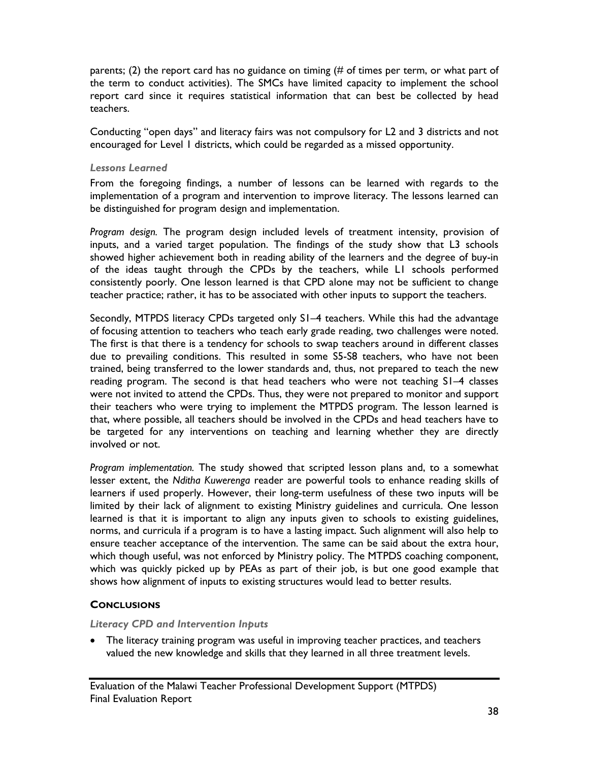parents; (2) the report card has no guidance on timing (# of times per term, or what part of the term to conduct activities). The SMCs have limited capacity to implement the school report card since it requires statistical information that can best be collected by head teachers.

Conducting "open days" and literacy fairs was not compulsory for L2 and 3 districts and not encouraged for Level 1 districts, which could be regarded as a missed opportunity.

### *Lessons Learned*

From the foregoing findings, a number of lessons can be learned with regards to the implementation of a program and intervention to improve literacy. The lessons learned can be distinguished for program design and implementation.

*Program design.* The program design included levels of treatment intensity, provision of inputs, and a varied target population. The findings of the study show that L3 schools showed higher achievement both in reading ability of the learners and the degree of buy-in of the ideas taught through the CPDs by the teachers, while L1 schools performed consistently poorly. One lesson learned is that CPD alone may not be sufficient to change teacher practice; rather, it has to be associated with other inputs to support the teachers.

Secondly, MTPDS literacy CPDs targeted only S1–4 teachers. While this had the advantage of focusing attention to teachers who teach early grade reading, two challenges were noted. The first is that there is a tendency for schools to swap teachers around in different classes due to prevailing conditions. This resulted in some S5-S8 teachers, who have not been trained, being transferred to the lower standards and, thus, not prepared to teach the new reading program. The second is that head teachers who were not teaching S1–4 classes were not invited to attend the CPDs. Thus, they were not prepared to monitor and support their teachers who were trying to implement the MTPDS program. The lesson learned is that, where possible, all teachers should be involved in the CPDs and head teachers have to be targeted for any interventions on teaching and learning whether they are directly involved or not.

*Program implementation.* The study showed that scripted lesson plans and, to a somewhat lesser extent, the *Nditha Kuwerenga* reader are powerful tools to enhance reading skills of learners if used properly. However, their long-term usefulness of these two inputs will be limited by their lack of alignment to existing Ministry guidelines and curricula. One lesson learned is that it is important to align any inputs given to schools to existing guidelines, norms, and curricula if a program is to have a lasting impact. Such alignment will also help to ensure teacher acceptance of the intervention. The same can be said about the extra hour, which though useful, was not enforced by Ministry policy. The MTPDS coaching component, which was quickly picked up by PEAs as part of their job, is but one good example that shows how alignment of inputs to existing structures would lead to better results.

## **Conclusions**

### *Literacy CPD and Intervention Inputs*

- The literacy training program was useful in improving teacher practices, and teachers valued the new knowledge and skills that they learned in all three treatment levels.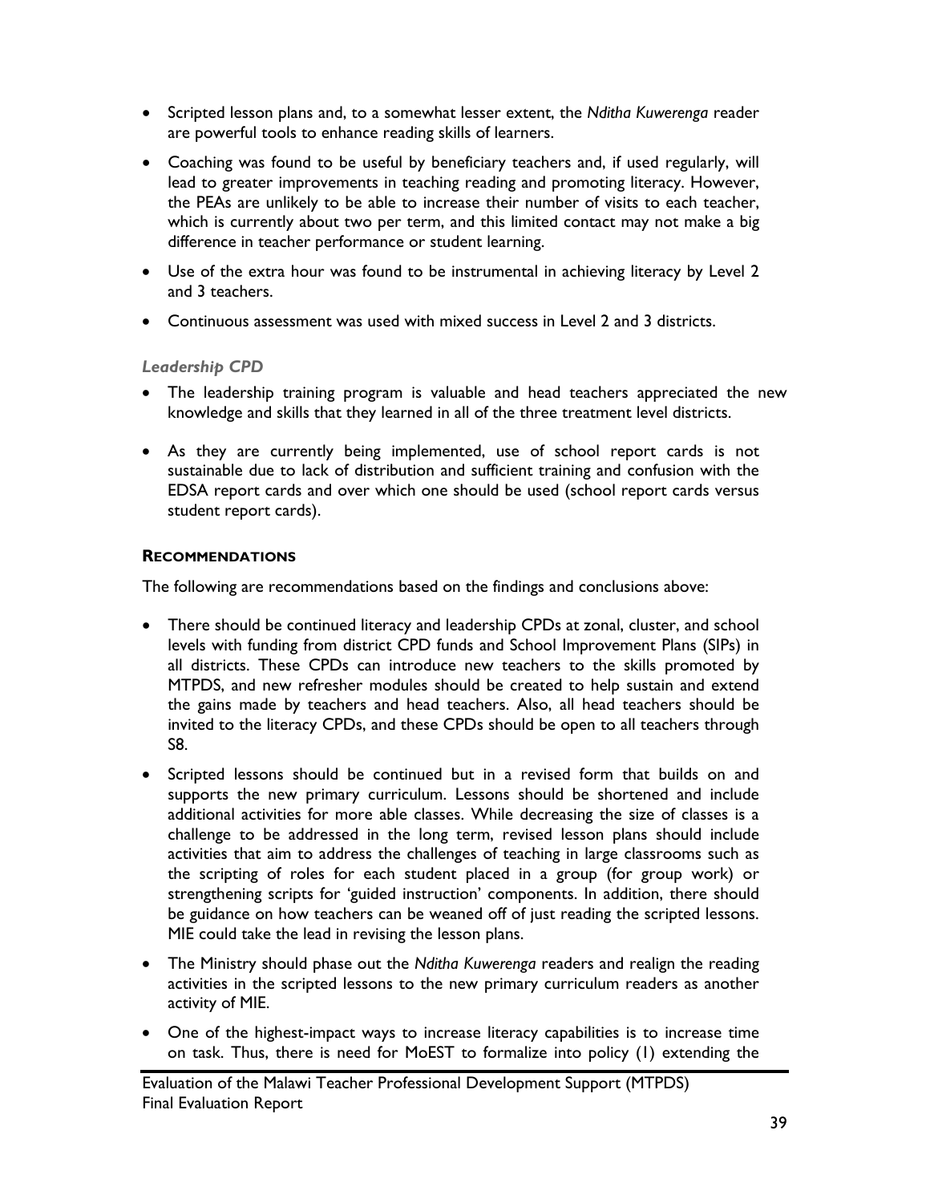- Scripted lesson plans and, to a somewhat lesser extent, the *Nditha Kuwerenga* reader are powerful tools to enhance reading skills of learners.
- Coaching was found to be useful by beneficiary teachers and, if used regularly, will lead to greater improvements in teaching reading and promoting literacy. However, the PEAs are unlikely to be able to increase their number of visits to each teacher, which is currently about two per term, and this limited contact may not make a big difference in teacher performance or student learning.
- Use of the extra hour was found to be instrumental in achieving literacy by Level 2 and 3 teachers.
- Continuous assessment was used with mixed success in Level 2 and 3 districts.

*Leadership CPD*

- The leadership training program is valuable and head teachers appreciated the new knowledge and skills that they learned in all of the three treatment level districts.
- As they are currently being implemented, use of school report cards is not sustainable due to lack of distribution and sufficient training and confusion with the EDSA report cards and over which one should be used (school report cards versus student report cards).

**RECOMMENDATIONS**

The following are recommendations based on the findings and conclusions above:

- There should be continued literacy and leadership CPDs at zonal, cluster, and school levels with funding from district CPD funds and School Improvement Plans (SIPs) in all districts. These CPDs can introduce new teachers to the skills promoted by MTPDS, and new refresher modules should be created to help sustain and extend the gains made by teachers and head teachers. Also, all head teachers should be invited to the literacy CPDs, and these CPDs should be open to all teachers through S8.
- Scripted lessons should be continued but in a revised form that builds on and supports the new primary curriculum. Lessons should be shortened and include additional activities for more able classes. While decreasing the size of classes is a challenge to be addressed in the long term, revised lesson plans should include activities that aim to address the challenges of teaching in large classrooms such as the scripting of roles for each student placed in a group (for group work) or strengthening scripts for 'guided instruction' components. In addition, there should be guidance on how teachers can be weaned off of just reading the scripted lessons. MIE could take the lead in revising the lesson plans.
- The Ministry should phase out the *Nditha Kuwerenga* readers and realign the reading activities in the scripted lessons to the new primary curriculum readers as another activity of MIE.
- One of the highest-impact ways to increase literacy capabilities is to increase time on task. Thus, there is need for MoEST to formalize into policy (1) extending the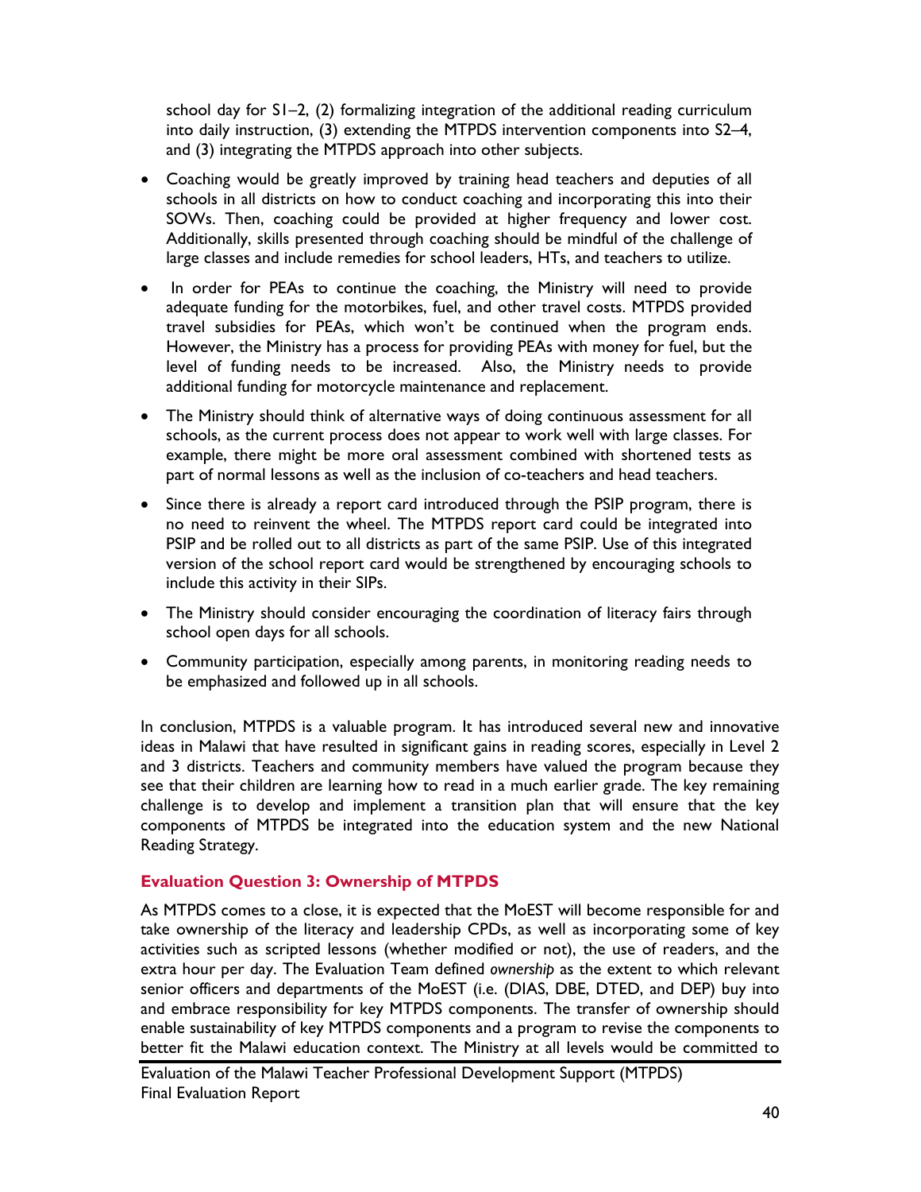school day for S1–2, (2) formalizing integration of the additional reading curriculum into daily instruction, (3) extending the MTPDS intervention components into S2–4, and (3) integrating the MTPDS approach into other subjects.

- Coaching would be greatly improved by training head teachers and deputies of all schools in all districts on how to conduct coaching and incorporating this into their SOWs. Then, coaching could be provided at higher frequency and lower cost. Additionally, skills presented through coaching should be mindful of the challenge of large classes and include remedies for school leaders, HTs, and teachers to utilize.
- In order for PEAs to continue the coaching, the Ministry will need to provide adequate funding for the motorbikes, fuel, and other travel costs. MTPDS provided travel subsidies for PEAs, which won't be continued when the program ends. However, the Ministry has a process for providing PEAs with money for fuel, but the level of funding needs to be increased. Also, the Ministry needs to provide additional funding for motorcycle maintenance and replacement.
- The Ministry should think of alternative ways of doing continuous assessment for all schools, as the current process does not appear to work well with large classes. For example, there might be more oral assessment combined with shortened tests as part of normal lessons as well as the inclusion of co-teachers and head teachers.
- Since there is already a report card introduced through the PSIP program, there is no need to reinvent the wheel. The MTPDS report card could be integrated into PSIP and be rolled out to all districts as part of the same PSIP. Use of this integrated version of the school report card would be strengthened by encouraging schools to include this activity in their SIPs.
- The Ministry should consider encouraging the coordination of literacy fairs through school open days for all schools.
- Community participation, especially among parents, in monitoring reading needs to be emphasized and followed up in all schools.

In conclusion, MTPDS is a valuable program. It has introduced several new and innovative ideas in Malawi that have resulted in significant gains in reading scores, especially in Level 2 and 3 districts. Teachers and community members have valued the program because they see that their children are learning how to read in a much earlier grade. The key remaining challenge is to develop and implement a transition plan that will ensure that the key components of MTPDS be integrated into the education system and the new National Reading Strategy.

### Evaluation Question 3: Ownership of MTPDS

As MTPDS comes to a close, it is expected that the MoEST will become responsible for and take ownership of the literacy and leadership CPDs, as well as incorporating some of key activities such as scripted lessons (whether modified or not), the use of readers, and the extra hour per day. The Evaluation Team defined *ownership* as the extent to which relevant senior officers and departments of the MoEST (i.e. (DIAS, DBE, DTED, and DEP) buy into and embrace responsibility for key MTPDS components. The transfer of ownership should enable sustainability of key MTPDS components and a program to revise the components to better fit the Malawi education context. The Ministry at all levels would be committed to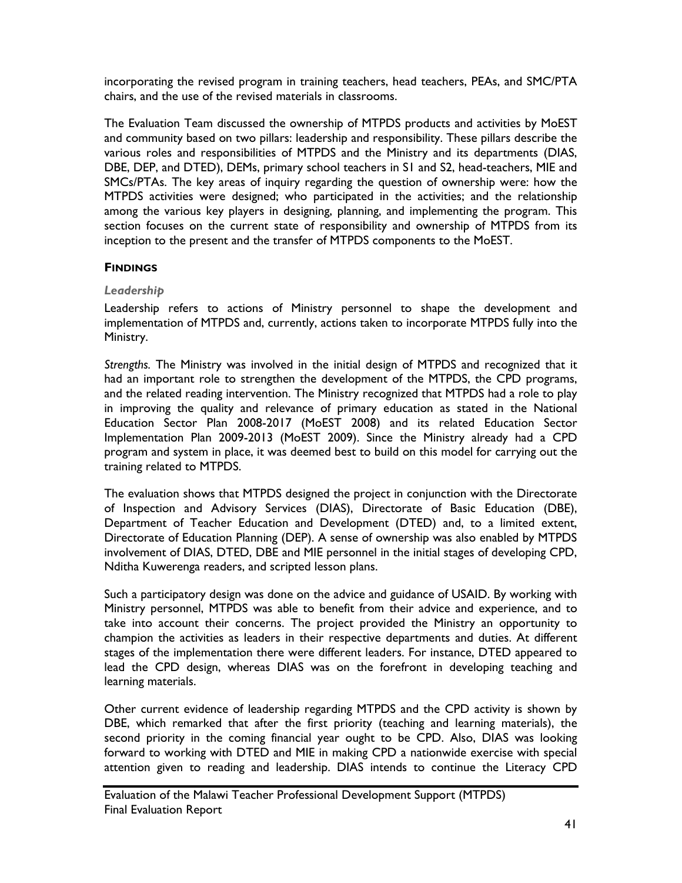incorporating the revised program in training teachers, head teachers, PEAs, and SMC/PTA chairs, and the use of the revised materials in classrooms.

The Evaluation Team discussed the ownership of MTPDS products and activities by MoEST and community based on two pillars: leadership and responsibility. These pillars describe the various roles and responsibilities of MTPDS and the Ministry and its departments (DIAS, DBE, DEP, and DTED), DEMs, primary school teachers in S1 and S2, head-teachers, MIE and SMCs/PTAs. The key areas of inquiry regarding the question of ownership were: how the MTPDS activities were designed; who participated in the activities; and the relationship among the various key players in designing, planning, and implementing the program. This section focuses on the current state of responsibility and ownership of MTPDS from its inception to the present and the transfer of MTPDS components to the MoEST.

### FINDINGS

#### *Leadership*

Leadership refers to actions of Ministry personnel to shape the development and implementation of MTPDS and, currently, actions taken to incorporate MTPDS fully into the Ministry.

*Strengths.* The Ministry was involved in the initial design of MTPDS and recognized that it had an important role to strengthen the development of the MTPDS, the CPD programs, and the related reading intervention. The Ministry recognized that MTPDS had a role to play in improving the quality and relevance of primary education as stated in the National Education Sector Plan 2008-2017 (MoEST 2008) and its related Education Sector Implementation Plan 2009-2013 (MoEST 2009). Since the Ministry already had a CPD program and system in place, it was deemed best to build on this model for carrying out the training related to MTPDS.

The evaluation shows that MTPDS designed the project in conjunction with the Directorate of Inspection and Advisory Services (DIAS), Directorate of Basic Education (DBE), Department of Teacher Education and Development (DTED) and, to a limited extent, Directorate of Education Planning (DEP). A sense of ownership was also enabled by MTPDS involvement of DIAS, DTED, DBE and MIE personnel in the initial stages of developing CPD, Nditha Kuwerenga readers, and scripted lesson plans.

Such a participatory design was done on the advice and guidance of USAID. By working with Ministry personnel, MTPDS was able to benefit from their advice and experience, and to take into account their concerns. The project provided the Ministry an opportunity to champion the activities as leaders in their respective departments and duties. At different stages of the implementation there were different leaders. For instance, DTED appeared to lead the CPD design, whereas DIAS was on the forefront in developing teaching and learning materials.

Other current evidence of leadership regarding MTPDS and the CPD activity is shown by DBE, which remarked that after the first priority (teaching and learning materials), the second priority in the coming financial year ought to be CPD. Also, DIAS was looking forward to working with DTED and MIE in making CPD a nationwide exercise with special attention given to reading and leadership. DIAS intends to continue the Literacy CPD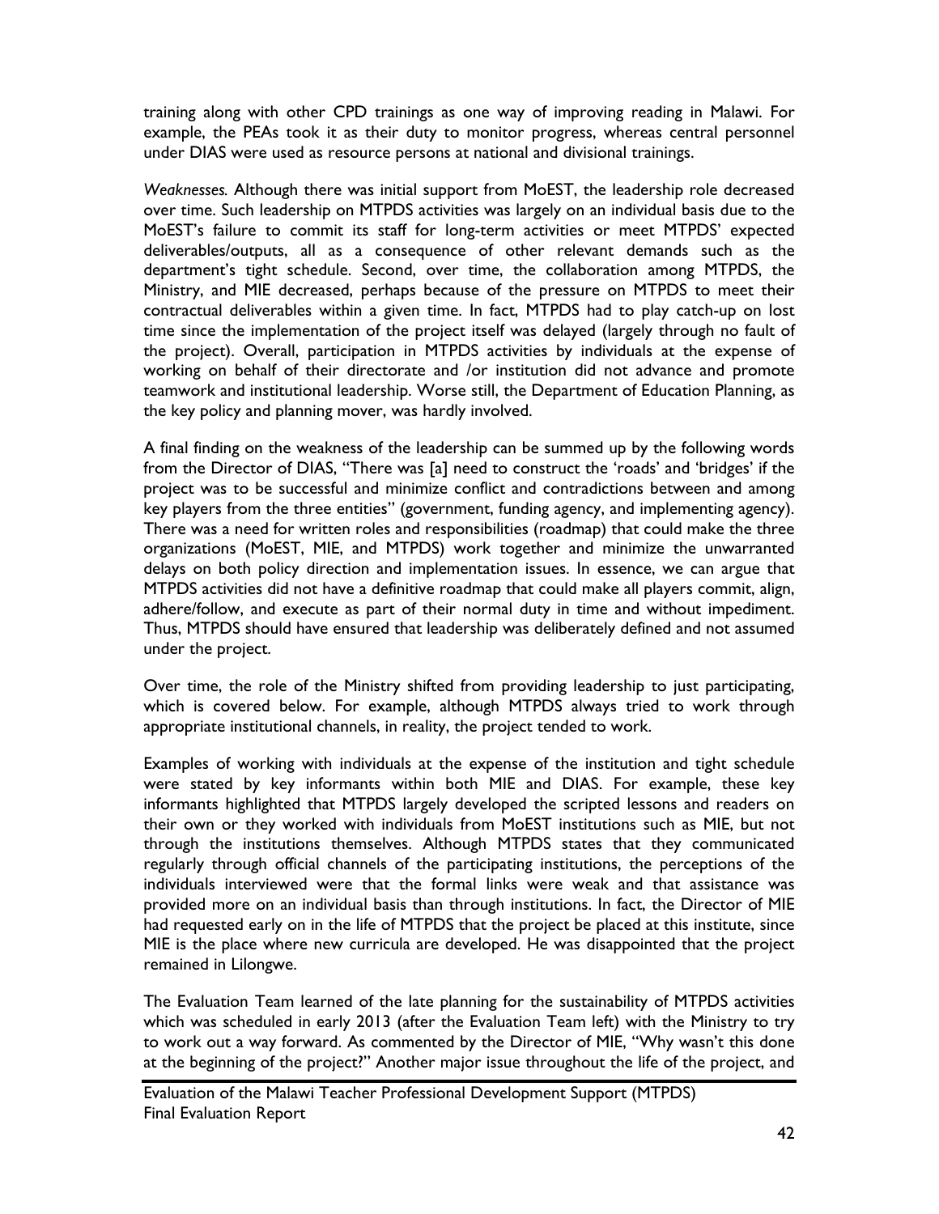training along with other CPD trainings as one way of improving reading in Malawi. For example, the PEAs took it as their duty to monitor progress, whereas central personnel under DIAS were used as resource persons at national and divisional trainings.

*Weaknesses.* Although there was initial support from MoEST, the leadership role decreased over time. Such leadership on MTPDS activities was largely on an individual basis due to the MoEST's failure to commit its staff for long-term activities or meet MTPDS' expected deliverables/outputs, all as a consequence of other relevant demands such as the department's tight schedule. Second, over time, the collaboration among MTPDS, the Ministry, and MIE decreased, perhaps because of the pressure on MTPDS to meet their contractual deliverables within a given time. In fact, MTPDS had to play catch-up on lost time since the implementation of the project itself was delayed (largely through no fault of the project). Overall, participation in MTPDS activities by individuals at the expense of working on behalf of their directorate and /or institution did not advance and promote teamwork and institutional leadership. Worse still, the Department of Education Planning, as the key policy and planning mover, was hardly involved.

A final finding on the weakness of the leadership can be summed up by the following words from the Director of DIAS, "There was [a] need to construct the 'roads' and 'bridges' if the project was to be successful and minimize conflict and contradictions between and among key players from the three entities" (government, funding agency, and implementing agency). There was a need for written roles and responsibilities (roadmap) that could make the three organizations (MoEST, MIE, and MTPDS) work together and minimize the unwarranted delays on both policy direction and implementation issues. In essence, we can argue that MTPDS activities did not have a definitive roadmap that could make all players commit, align, adhere/follow, and execute as part of their normal duty in time and without impediment. Thus, MTPDS should have ensured that leadership was deliberately defined and not assumed under the project.

Over time, the role of the Ministry shifted from providing leadership to just participating, which is covered below. For example, although MTPDS always tried to work through appropriate institutional channels, in reality, the project tended to work.

Examples of working with individuals at the expense of the institution and tight schedule were stated by key informants within both MIE and DIAS. For example, these key informants highlighted that MTPDS largely developed the scripted lessons and readers on their own or they worked with individuals from MoEST institutions such as MIE, but not through the institutions themselves. Although MTPDS states that they communicated regularly through official channels of the participating institutions, the perceptions of the individuals interviewed were that the formal links were weak and that assistance was provided more on an individual basis than through institutions. In fact, the Director of MIE had requested early on in the life of MTPDS that the project be placed at this institute, since MIE is the place where new curricula are developed. He was disappointed that the project remained in Lilongwe.

The Evaluation Team learned of the late planning for the sustainability of MTPDS activities which was scheduled in early 2013 (after the Evaluation Team left) with the Ministry to try to work out a way forward. As commented by the Director of MIE, "Why wasn't this done at the beginning of the project?" Another major issue throughout the life of the project, and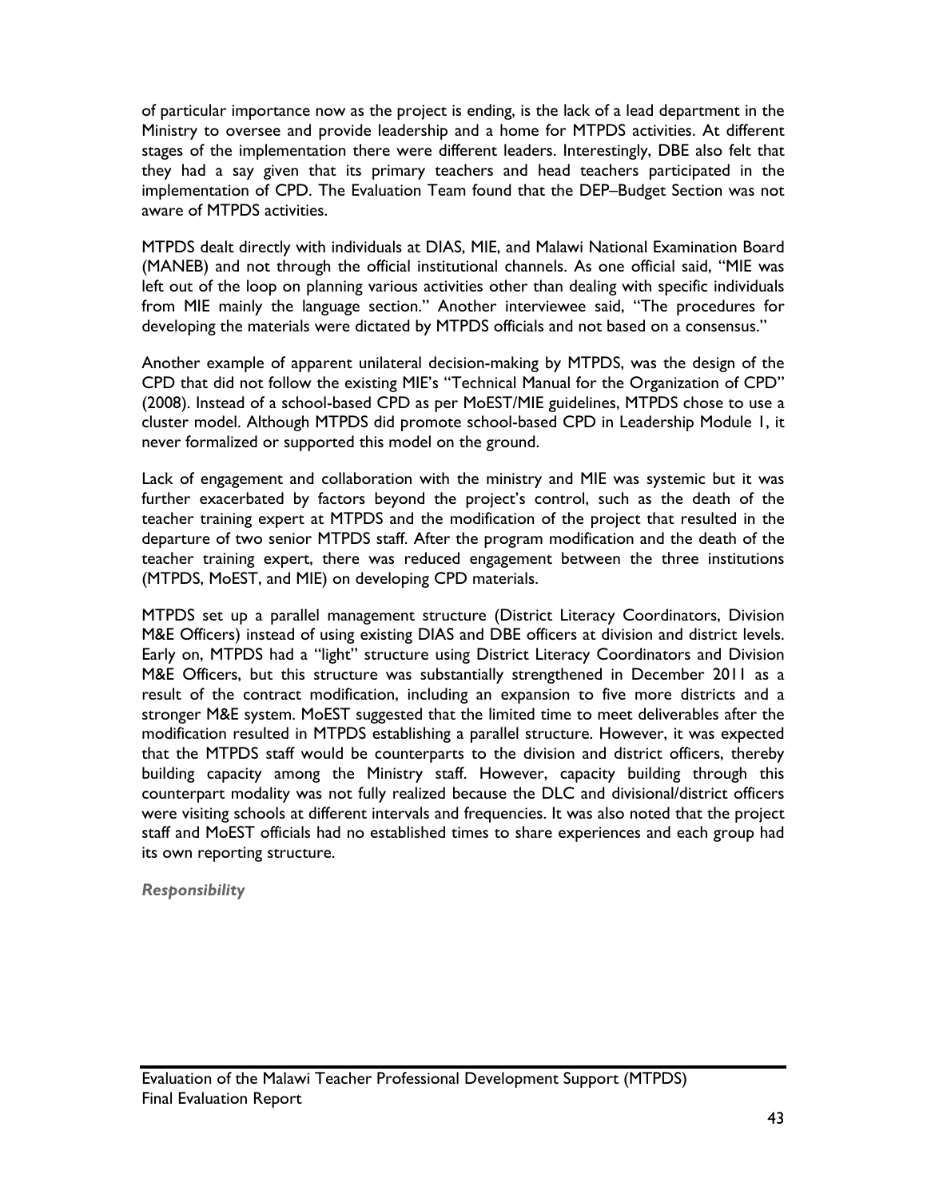of particular importance now as the project is ending, is the lack of a lead department in the Ministry to oversee and provide leadership and a home for MTPDS activities. At different stages of the implementation there were different leaders. Interestingly, DBE also felt that they had a say given that its primary teachers and head teachers participated in the implementation of CPD. The Evaluation Team found that the DEP–Budget Section was not aware of MTPDS activities.

MTPDS dealt directly with individuals at DIAS, MIE, and Malawi National Examination Board (MANEB) and not through the official institutional channels. As one official said, "MIE was left out of the loop on planning various activities other than dealing with specific individuals from MIE mainly the language section." Another interviewee said, "The procedures for developing the materials were dictated by MTPDS officials and not based on a consensus."

Another example of apparent unilateral decision-making by MTPDS, was the design of the CPD that did not follow the existing MIE's "Technical Manual for the Organization of CPD" (2008). Instead of a school-based CPD as per MoEST/MIE guidelines, MTPDS chose to use a cluster model. Although MTPDS did promote school-based CPD in Leadership Module 1, it never formalized or supported this model on the ground.

Lack of engagement and collaboration with the ministry and MIE was systemic but it was further exacerbated by factors beyond the project's control, such as the death of the teacher training expert at MTPDS and the modification of the project that resulted in the departure of two senior MTPDS staff. After the program modification and the death of the teacher training expert, there was reduced engagement between the three institutions (MTPDS, MoEST, and MIE) on developing CPD materials.

MTPDS set up a parallel management structure (District Literacy Coordinators, Division M&E Officers) instead of using existing DIAS and DBE officers at division and district levels. Early on, MTPDS had a "light" structure using District Literacy Coordinators and Division M&E Officers, but this structure was substantially strengthened in December 2011 as a result of the contract modification, including an expansion to five more districts and a stronger M&E system. MoEST suggested that the limited time to meet deliverables after the modification resulted in MTPDS establishing a parallel structure. However, it was expected that the MTPDS staff would be counterparts to the division and district officers, thereby building capacity among the Ministry staff. However, capacity building through this counterpart modality was not fully realized because the DLC and divisional/district officers were visiting schools at different intervals and frequencies. It was also noted that the project staff and MoEST officials had no established times to share experiences and each group had its own reporting structure.

***Responsibility***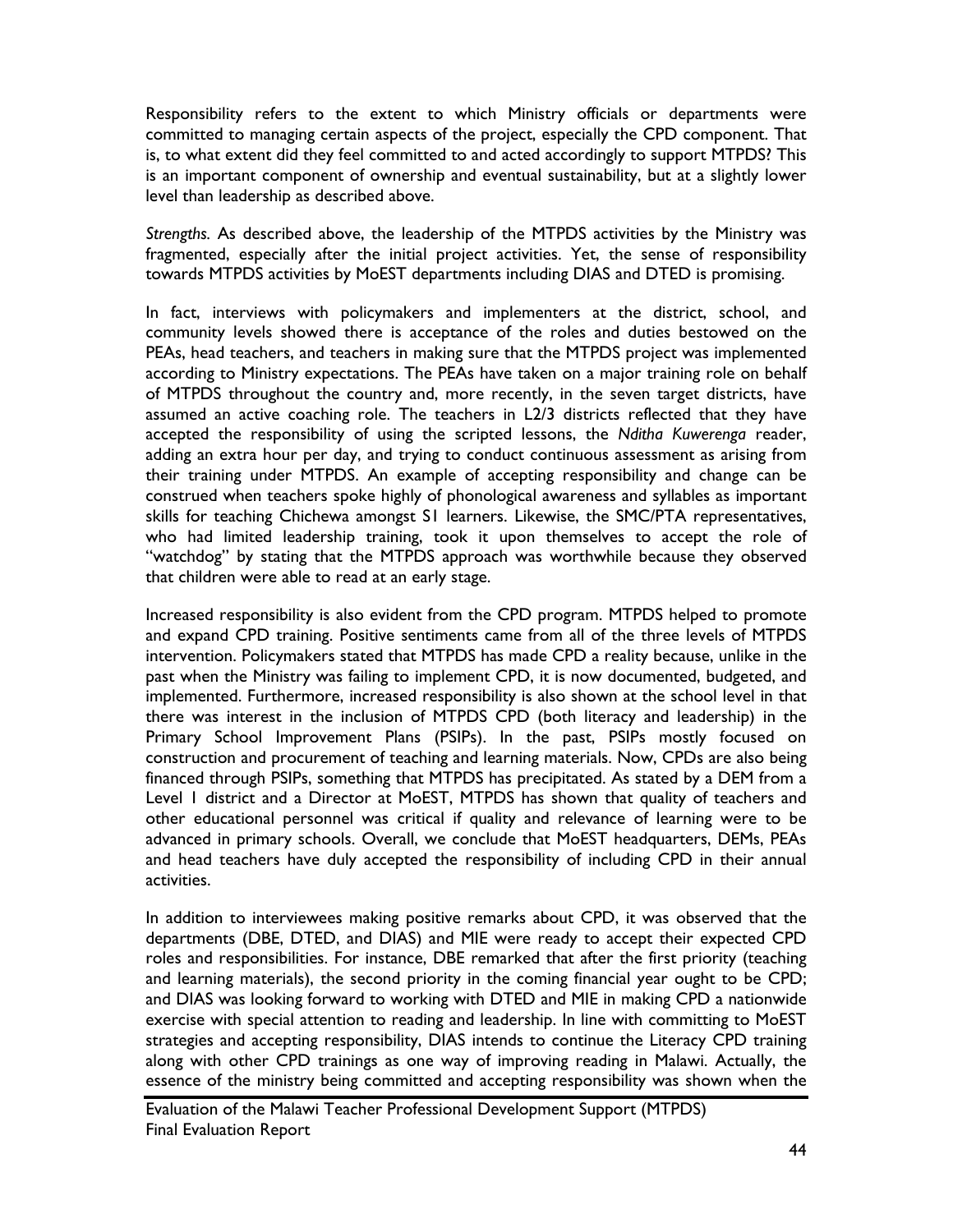Responsibility refers to the extent to which Ministry officials or departments were committed to managing certain aspects of the project, especially the CPD component. That is, to what extent did they feel committed to and acted accordingly to support MTPDS? This is an important component of ownership and eventual sustainability, but at a slightly lower level than leadership as described above.

*Strengths.* As described above, the leadership of the MTPDS activities by the Ministry was fragmented, especially after the initial project activities. Yet, the sense of responsibility towards MTPDS activities by MoEST departments including DIAS and DTED is promising.

In fact, interviews with policymakers and implementers at the district, school, and community levels showed there is acceptance of the roles and duties bestowed on the PEAs, head teachers, and teachers in making sure that the MTPDS project was implemented according to Ministry expectations. The PEAs have taken on a major training role on behalf of MTPDS throughout the country and, more recently, in the seven target districts, have assumed an active coaching role. The teachers in L2/3 districts reflected that they have accepted the responsibility of using the scripted lessons, the *Nditha Kuwerenga* reader, adding an extra hour per day, and trying to conduct continuous assessment as arising from their training under MTPDS. An example of accepting responsibility and change can be construed when teachers spoke highly of phonological awareness and syllables as important skills for teaching Chichewa amongst S1 learners. Likewise, the SMC/PTA representatives, who had limited leadership training, took it upon themselves to accept the role of "watchdog" by stating that the MTPDS approach was worthwhile because they observed that children were able to read at an early stage.

Increased responsibility is also evident from the CPD program. MTPDS helped to promote and expand CPD training. Positive sentiments came from all of the three levels of MTPDS intervention. Policymakers stated that MTPDS has made CPD a reality because, unlike in the past when the Ministry was failing to implement CPD, it is now documented, budgeted, and implemented. Furthermore, increased responsibility is also shown at the school level in that there was interest in the inclusion of MTPDS CPD (both literacy and leadership) in the Primary School Improvement Plans (PSIPs). In the past, PSIPs mostly focused on construction and procurement of teaching and learning materials. Now, CPDs are also being financed through PSIPs, something that MTPDS has precipitated. As stated by a DEM from a Level 1 district and a Director at MoEST, MTPDS has shown that quality of teachers and other educational personnel was critical if quality and relevance of learning were to be advanced in primary schools. Overall, we conclude that MoEST headquarters, DEMs, PEAs and head teachers have duly accepted the responsibility of including CPD in their annual activities.

In addition to interviewees making positive remarks about CPD, it was observed that the departments (DBE, DTED, and DIAS) and MIE were ready to accept their expected CPD roles and responsibilities. For instance, DBE remarked that after the first priority (teaching and learning materials), the second priority in the coming financial year ought to be CPD; and DIAS was looking forward to working with DTED and MIE in making CPD a nationwide exercise with special attention to reading and leadership. In line with committing to MoEST strategies and accepting responsibility, DIAS intends to continue the Literacy CPD training along with other CPD trainings as one way of improving reading in Malawi. Actually, the essence of the ministry being committed and accepting responsibility was shown when the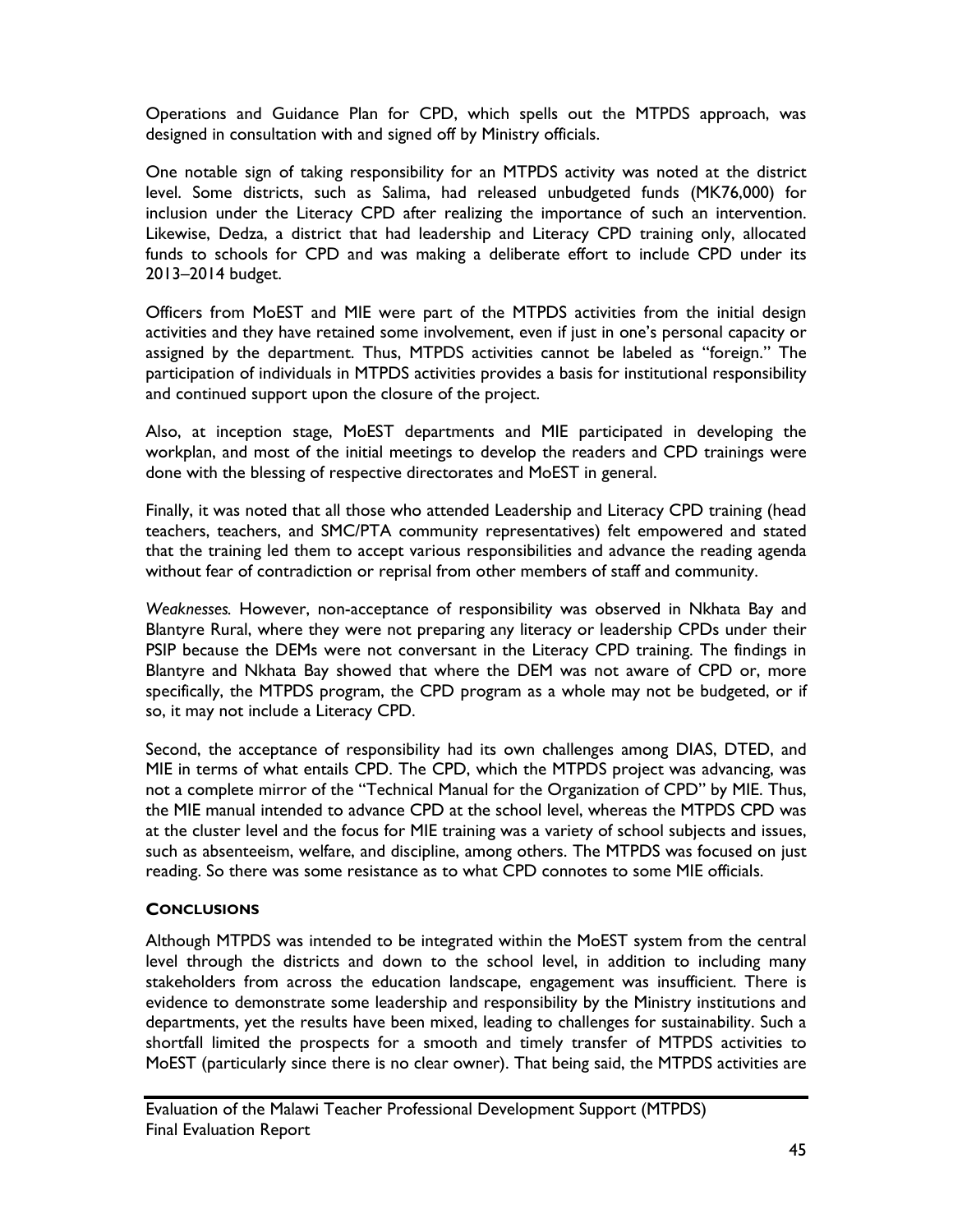Operations and Guidance Plan for CPD, which spells out the MTPDS approach, was designed in consultation with and signed off by Ministry officials.

One notable sign of taking responsibility for an MTPDS activity was noted at the district level. Some districts, such as Salima, had released unbudgeted funds (MK76,000) for inclusion under the Literacy CPD after realizing the importance of such an intervention. Likewise, Dedza, a district that had leadership and Literacy CPD training only, allocated funds to schools for CPD and was making a deliberate effort to include CPD under its 2013–2014 budget.

Officers from MoEST and MIE were part of the MTPDS activities from the initial design activities and they have retained some involvement, even if just in one's personal capacity or assigned by the department. Thus, MTPDS activities cannot be labeled as "foreign." The participation of individuals in MTPDS activities provides a basis for institutional responsibility and continued support upon the closure of the project.

Also, at inception stage, MoEST departments and MIE participated in developing the workplan, and most of the initial meetings to develop the readers and CPD trainings were done with the blessing of respective directorates and MoEST in general.

Finally, it was noted that all those who attended Leadership and Literacy CPD training (head teachers, teachers, and SMC/PTA community representatives) felt empowered and stated that the training led them to accept various responsibilities and advance the reading agenda without fear of contradiction or reprisal from other members of staff and community.

*Weaknesses.* However, non-acceptance of responsibility was observed in Nkhata Bay and Blantyre Rural, where they were not preparing any literacy or leadership CPDs under their PSIP because the DEMs were not conversant in the Literacy CPD training. The findings in Blantyre and Nkhata Bay showed that where the DEM was not aware of CPD or, more specifically, the MTPDS program, the CPD program as a whole may not be budgeted, or if so, it may not include a Literacy CPD.

Second, the acceptance of responsibility had its own challenges among DIAS, DTED, and MIE in terms of what entails CPD. The CPD, which the MTPDS project was advancing, was not a complete mirror of the "Technical Manual for the Organization of CPD" by MIE. Thus, the MIE manual intended to advance CPD at the school level, whereas the MTPDS CPD was at the cluster level and the focus for MIE training was a variety of school subjects and issues, such as absenteeism, welfare, and discipline, among others. The MTPDS was focused on just reading. So there was some resistance as to what CPD connotes to some MIE officials.

### CONCLUSIONS

Although MTPDS was intended to be integrated within the MoEST system from the central level through the districts and down to the school level, in addition to including many stakeholders from across the education landscape, engagement was insufficient. There is evidence to demonstrate some leadership and responsibility by the Ministry institutions and departments, yet the results have been mixed, leading to challenges for sustainability. Such a shortfall limited the prospects for a smooth and timely transfer of MTPDS activities to MoEST (particularly since there is no clear owner). That being said, the MTPDS activities are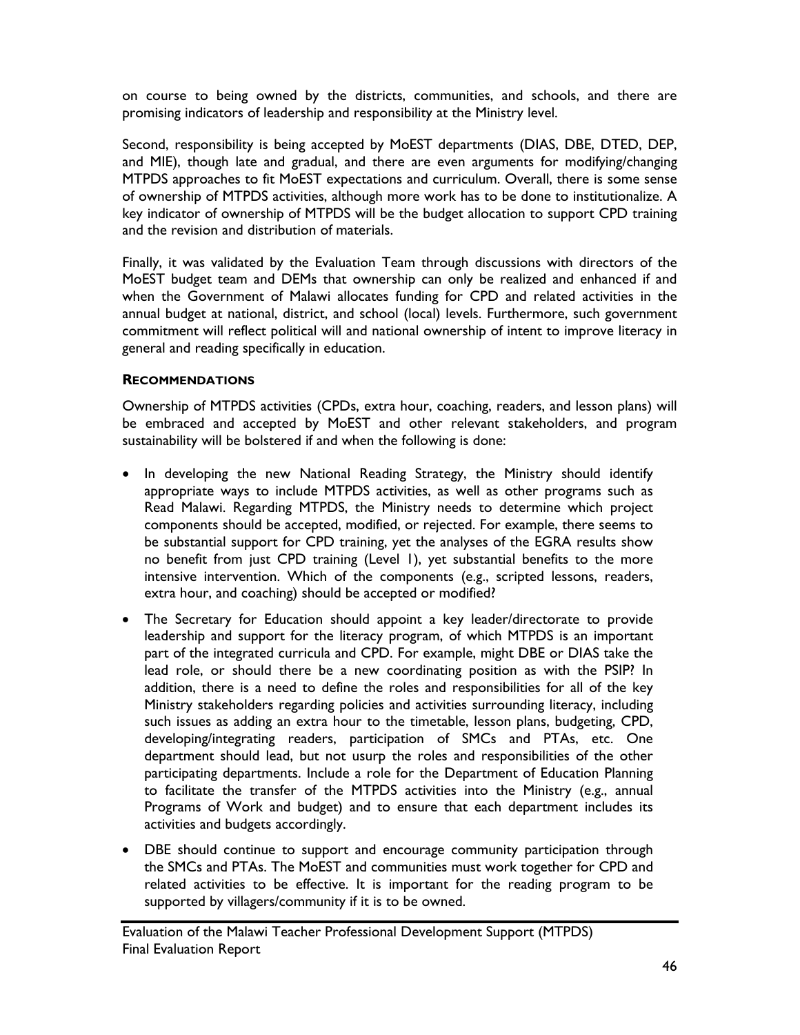on course to being owned by the districts, communities, and schools, and there are promising indicators of leadership and responsibility at the Ministry level.

Second, responsibility is being accepted by MoEST departments (DIAS, DBE, DTED, DEP, and MIE), though late and gradual, and there are even arguments for modifying/changing MTPDS approaches to fit MoEST expectations and curriculum. Overall, there is some sense of ownership of MTPDS activities, although more work has to be done to institutionalize. A key indicator of ownership of MTPDS will be the budget allocation to support CPD training and the revision and distribution of materials.

Finally, it was validated by the Evaluation Team through discussions with directors of the MoEST budget team and DEMs that ownership can only be realized and enhanced if and when the Government of Malawi allocates funding for CPD and related activities in the annual budget at national, district, and school (local) levels. Furthermore, such government commitment will reflect political will and national ownership of intent to improve literacy in general and reading specifically in education.

#### RECOMMENDATIONS

Ownership of MTPDS activities (CPDs, extra hour, coaching, readers, and lesson plans) will be embraced and accepted by MoEST and other relevant stakeholders, and program sustainability will be bolstered if and when the following is done:

- In developing the new National Reading Strategy, the Ministry should identify appropriate ways to include MTPDS activities, as well as other programs such as Read Malawi. Regarding MTPDS, the Ministry needs to determine which project components should be accepted, modified, or rejected. For example, there seems to be substantial support for CPD training, yet the analyses of the EGRA results show no benefit from just CPD training (Level 1), yet substantial benefits to the more intensive intervention. Which of the components (e.g., scripted lessons, readers, extra hour, and coaching) should be accepted or modified?
- The Secretary for Education should appoint a key leader/directorate to provide leadership and support for the literacy program, of which MTPDS is an important part of the integrated curricula and CPD. For example, might DBE or DIAS take the lead role, or should there be a new coordinating position as with the PSIP? In addition, there is a need to define the roles and responsibilities for all of the key Ministry stakeholders regarding policies and activities surrounding literacy, including such issues as adding an extra hour to the timetable, lesson plans, budgeting, CPD, developing/integrating readers, participation of SMCs and PTAs, etc. One department should lead, but not usurp the roles and responsibilities of the other participating departments. Include a role for the Department of Education Planning to facilitate the transfer of the MTPDS activities into the Ministry (e.g., annual Programs of Work and budget) and to ensure that each department includes its activities and budgets accordingly.
- DBE should continue to support and encourage community participation through the SMCs and PTAs. The MoEST and communities must work together for CPD and related activities to be effective. It is important for the reading program to be supported by villagers/community if it is to be owned.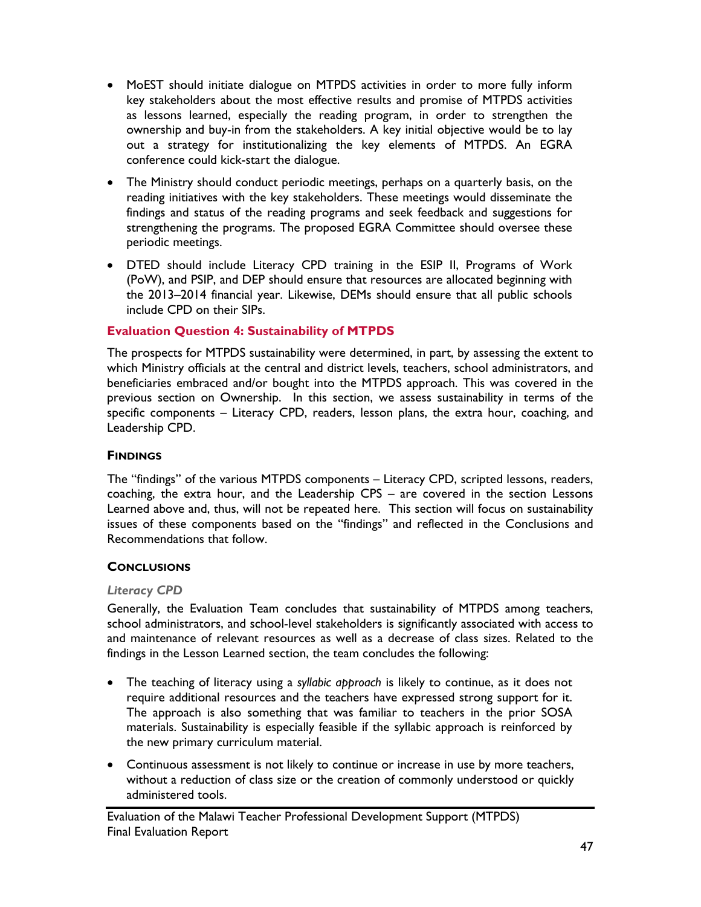- MoEST should initiate dialogue on MTPDS activities in order to more fully inform key stakeholders about the most effective results and promise of MTPDS activities as lessons learned, especially the reading program, in order to strengthen the ownership and buy-in from the stakeholders. A key initial objective would be to lay out a strategy for institutionalizing the key elements of MTPDS. An EGRA conference could kick-start the dialogue.
- The Ministry should conduct periodic meetings, perhaps on a quarterly basis, on the reading initiatives with the key stakeholders. These meetings would disseminate the findings and status of the reading programs and seek feedback and suggestions for strengthening the programs. The proposed EGRA Committee should oversee these periodic meetings.
- DTED should include Literacy CPD training in the ESIP II, Programs of Work (PoW), and PSIP, and DEP should ensure that resources are allocated beginning with the 2013–2014 financial year. Likewise, DEMs should ensure that all public schools include CPD on their SIPs.

### Evaluation Question 4: Sustainability of MTPDS

The prospects for MTPDS sustainability were determined, in part, by assessing the extent to which Ministry officials at the central and district levels, teachers, school administrators, and beneficiaries embraced and/or bought into the MTPDS approach. This was covered in the previous section on Ownership. In this section, we assess sustainability in terms of the specific components – Literacy CPD, readers, lesson plans, the extra hour, coaching, and Leadership CPD.

#### Findings

The "findings" of the various MTPDS components – Literacy CPD, scripted lessons, readers, coaching, the extra hour, and the Leadership CPS – are covered in the section Lessons Learned above and, thus, will not be repeated here. This section will focus on sustainability issues of these components based on the "findings" and reflected in the Conclusions and Recommendations that follow.

#### Conclusions

*Literacy CPD*

Generally, the Evaluation Team concludes that sustainability of MTPDS among teachers, school administrators, and school-level stakeholders is significantly associated with access to and maintenance of relevant resources as well as a decrease of class sizes. Related to the findings in the Lesson Learned section, the team concludes the following:

- The teaching of literacy using a *syllabic approach* is likely to continue, as it does not require additional resources and the teachers have expressed strong support for it. The approach is also something that was familiar to teachers in the prior SOSA materials. Sustainability is especially feasible if the syllabic approach is reinforced by the new primary curriculum material.
- Continuous assessment is not likely to continue or increase in use by more teachers, without a reduction of class size or the creation of commonly understood or quickly administered tools.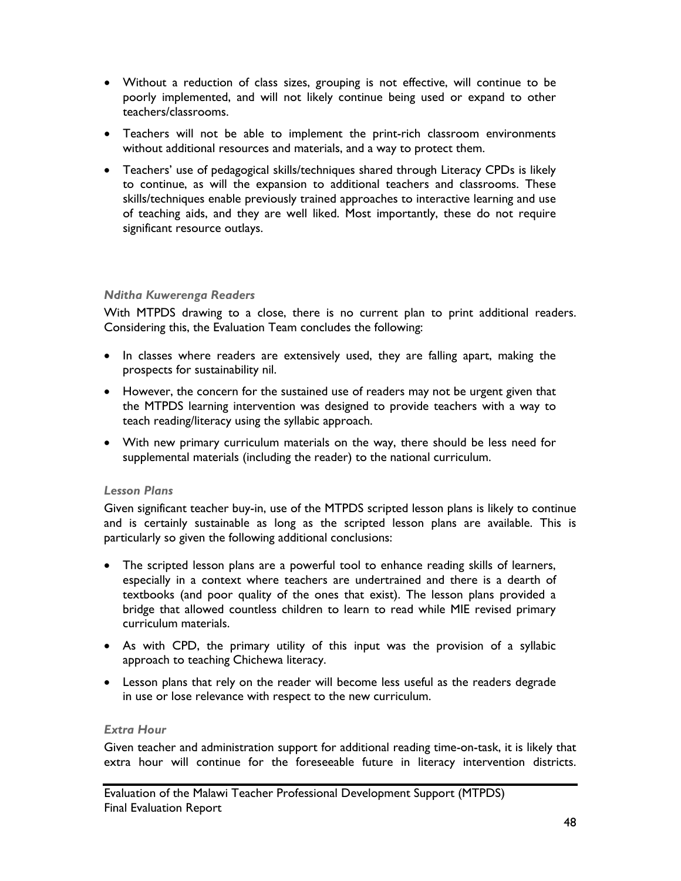- Without a reduction of class sizes, grouping is not effective, will continue to be poorly implemented, and will not likely continue being used or expand to other teachers/classrooms.
- Teachers will not be able to implement the print-rich classroom environments without additional resources and materials, and a way to protect them.
- Teachers' use of pedagogical skills/techniques shared through Literacy CPDs is likely to continue, as will the expansion to additional teachers and classrooms. These skills/techniques enable previously trained approaches to interactive learning and use of teaching aids, and they are well liked. Most importantly, these do not require significant resource outlays.

#### *Nditha Kuwerenga Readers*

With MTPDS drawing to a close, there is no current plan to print additional readers. Considering this, the Evaluation Team concludes the following:

- In classes where readers are extensively used, they are falling apart, making the prospects for sustainability nil.
- However, the concern for the sustained use of readers may not be urgent given that the MTPDS learning intervention was designed to provide teachers with a way to teach reading/literacy using the syllabic approach.
- With new primary curriculum materials on the way, there should be less need for supplemental materials (including the reader) to the national curriculum.

#### *Lesson Plans*

Given significant teacher buy-in, use of the MTPDS scripted lesson plans is likely to continue and is certainly sustainable as long as the scripted lesson plans are available. This is particularly so given the following additional conclusions:

- The scripted lesson plans are a powerful tool to enhance reading skills of learners, especially in a context where teachers are undertrained and there is a dearth of textbooks (and poor quality of the ones that exist). The lesson plans provided a bridge that allowed countless children to learn to read while MIE revised primary curriculum materials.
- As with CPD, the primary utility of this input was the provision of a syllabic approach to teaching Chichewa literacy.
- Lesson plans that rely on the reader will become less useful as the readers degrade in use or lose relevance with respect to the new curriculum.

#### *Extra Hour*

Given teacher and administration support for additional reading time-on-task, it is likely that extra hour will continue for the foreseeable future in literacy intervention districts.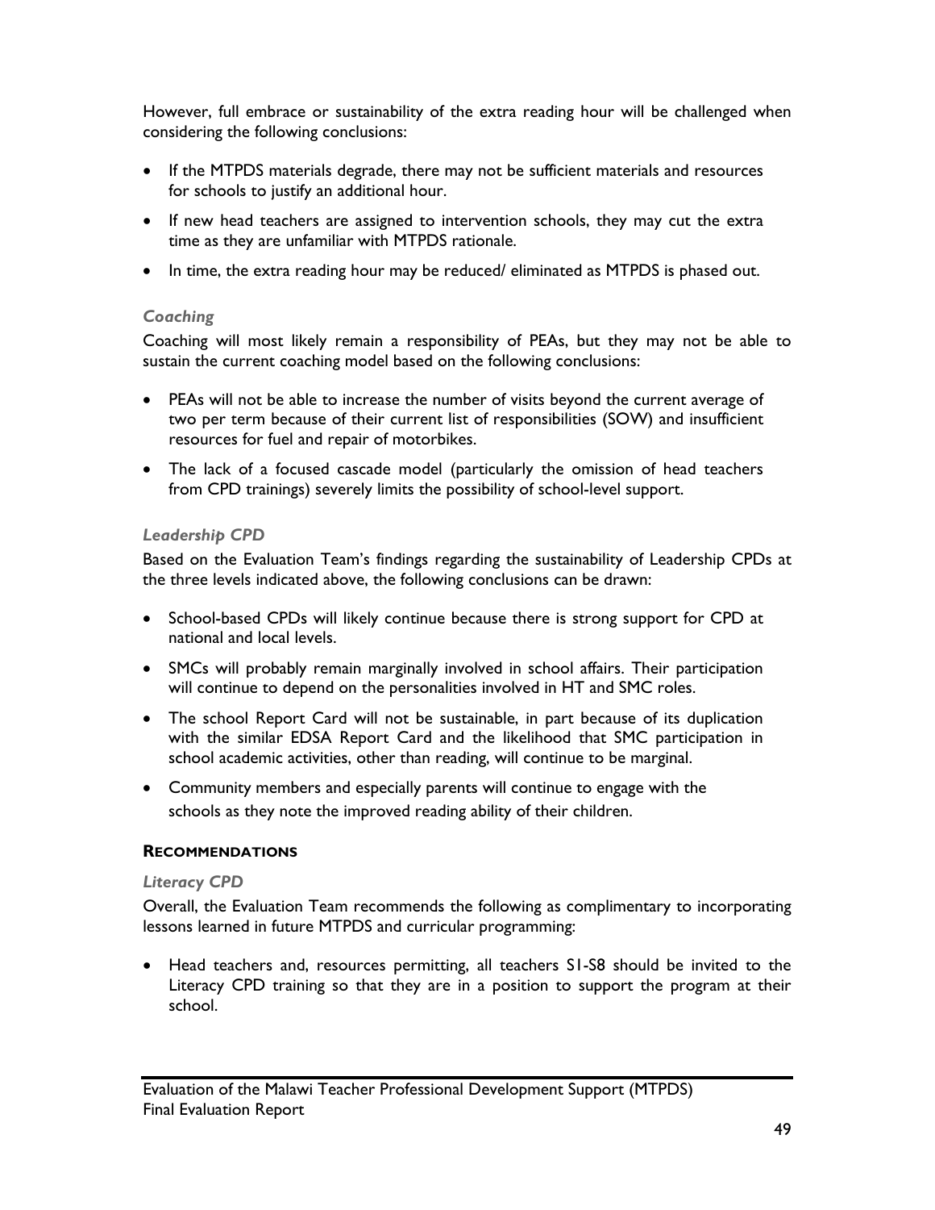However, full embrace or sustainability of the extra reading hour will be challenged when considering the following conclusions:

- If the MTPDS materials degrade, there may not be sufficient materials and resources for schools to justify an additional hour.
- If new head teachers are assigned to intervention schools, they may cut the extra time as they are unfamiliar with MTPDS rationale.
- In time, the extra reading hour may be reduced/ eliminated as MTPDS is phased out.

### *Coaching*

Coaching will most likely remain a responsibility of PEAs, but they may not be able to sustain the current coaching model based on the following conclusions:

- PEAs will not be able to increase the number of visits beyond the current average of two per term because of their current list of responsibilities (SOW) and insufficient resources for fuel and repair of motorbikes.
- The lack of a focused cascade model (particularly the omission of head teachers from CPD trainings) severely limits the possibility of school-level support.

### *Leadership CPD*

Based on the Evaluation Team's findings regarding the sustainability of Leadership CPDs at the three levels indicated above, the following conclusions can be drawn:

- School-based CPDs will likely continue because there is strong support for CPD at national and local levels.
- SMCs will probably remain marginally involved in school affairs. Their participation will continue to depend on the personalities involved in HT and SMC roles.
- The school Report Card will not be sustainable, in part because of its duplication with the similar EDSA Report Card and the likelihood that SMC participation in school academic activities, other than reading, will continue to be marginal.
- Community members and especially parents will continue to engage with the schools as they note the improved reading ability of their children.

## **RECOMMENDATIONS**

### *Literacy CPD*

Overall, the Evaluation Team recommends the following as complimentary to incorporating lessons learned in future MTPDS and curricular programming:

- Head teachers and, resources permitting, all teachers S1-S8 should be invited to the Literacy CPD training so that they are in a position to support the program at their school.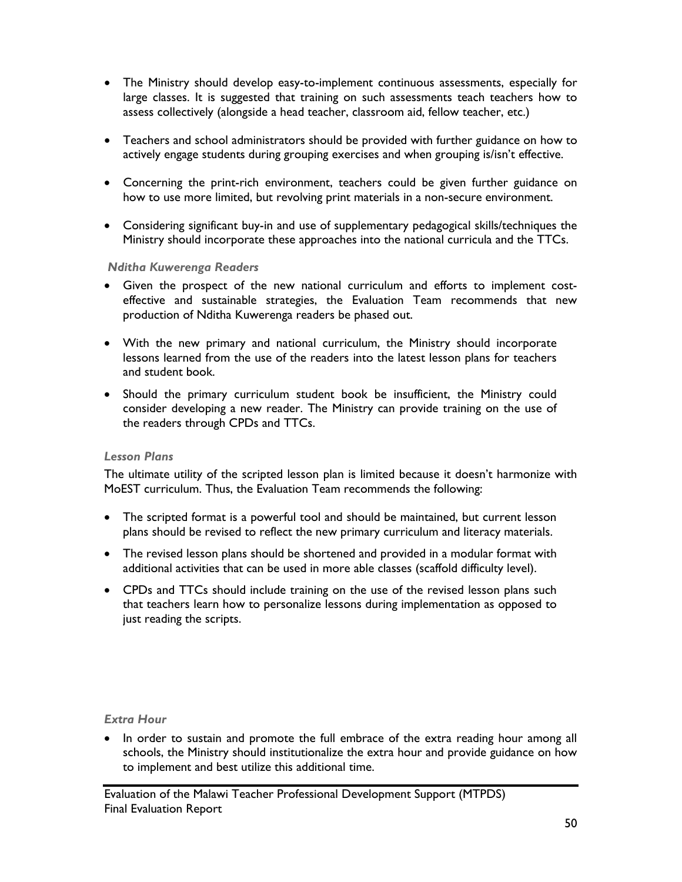- The Ministry should develop easy-to-implement continuous assessments, especially for large classes. It is suggested that training on such assessments teach teachers how to assess collectively (alongside a head teacher, classroom aid, fellow teacher, etc.)
- Teachers and school administrators should be provided with further guidance on how to actively engage students during grouping exercises and when grouping is/isn't effective.
- Concerning the print-rich environment, teachers could be given further guidance on how to use more limited, but revolving print materials in a non-secure environment.
- Considering significant buy-in and use of supplementary pedagogical skills/techniques the Ministry should incorporate these approaches into the national curricula and the TTCs.

#### *Nditha Kuwerenga Readers*

- Given the prospect of the new national curriculum and efforts to implement cost-effective and sustainable strategies, the Evaluation Team recommends that new production of Nditha Kuwerenga readers be phased out.
- With the new primary and national curriculum, the Ministry should incorporate lessons learned from the use of the readers into the latest lesson plans for teachers and student book.
- Should the primary curriculum student book be insufficient, the Ministry could consider developing a new reader. The Ministry can provide training on the use of the readers through CPDs and TTCs.

#### *Lesson Plans*

The ultimate utility of the scripted lesson plan is limited because it doesn't harmonize with MoEST curriculum. Thus, the Evaluation Team recommends the following:

- The scripted format is a powerful tool and should be maintained, but current lesson plans should be revised to reflect the new primary curriculum and literacy materials.
- The revised lesson plans should be shortened and provided in a modular format with additional activities that can be used in more able classes (scaffold difficulty level).
- CPDs and TTCs should include training on the use of the revised lesson plans such that teachers learn how to personalize lessons during implementation as opposed to just reading the scripts.

#### *Extra Hour*

- In order to sustain and promote the full embrace of the extra reading hour among all schools, the Ministry should institutionalize the extra hour and provide guidance on how to implement and best utilize this additional time.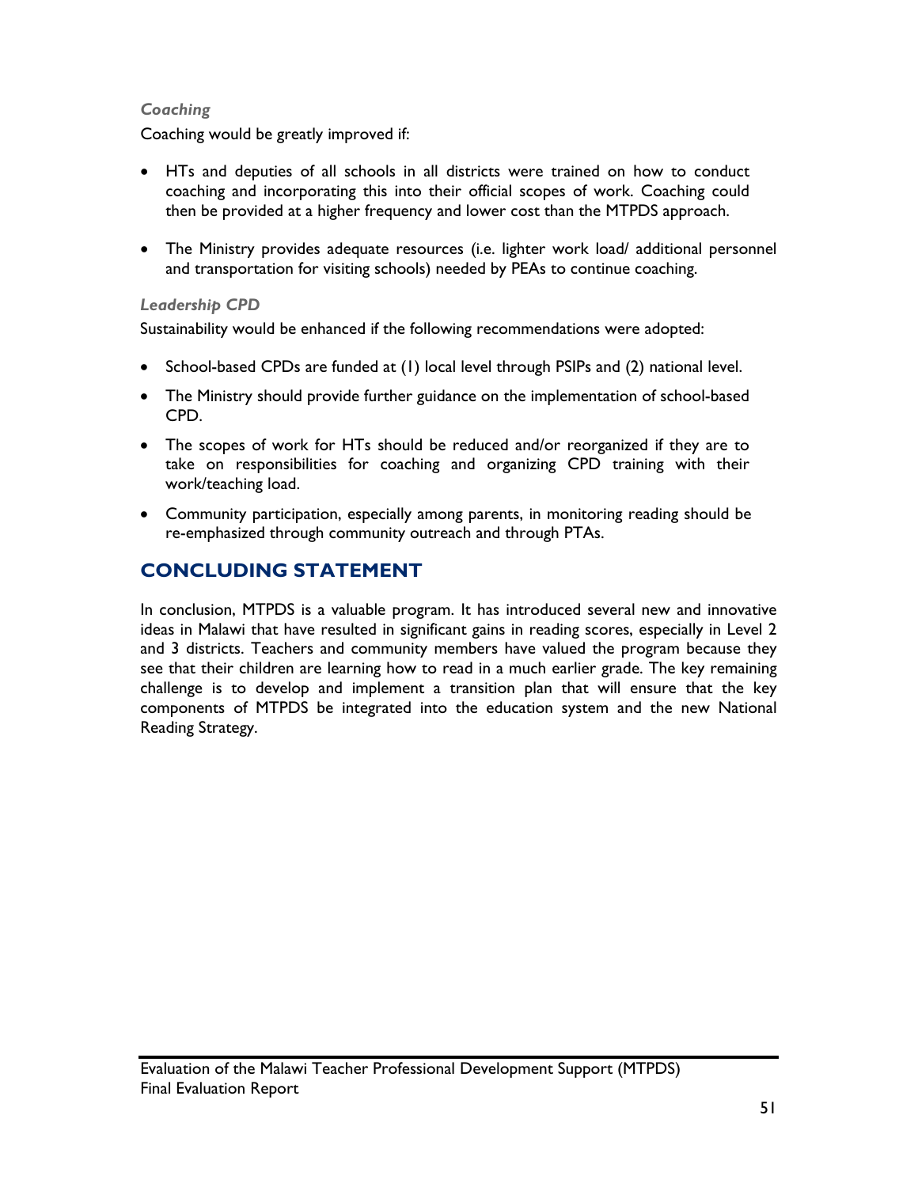### *Coaching*

Coaching would be greatly improved if:

- HTs and deputies of all schools in all districts were trained on how to conduct coaching and incorporating this into their official scopes of work. Coaching could then be provided at a higher frequency and lower cost than the MTPDS approach.
- The Ministry provides adequate resources (i.e. lighter work load/ additional personnel and transportation for visiting schools) needed by PEAs to continue coaching.

### *Leadership CPD*

Sustainability would be enhanced if the following recommendations were adopted:

- School-based CPDs are funded at (1) local level through PSIPs and (2) national level.
- The Ministry should provide further guidance on the implementation of school-based CPD.
- The scopes of work for HTs should be reduced and/or reorganized if they are to take on responsibilities for coaching and organizing CPD training with their work/teaching load.
- Community participation, especially among parents, in monitoring reading should be re-emphasized through community outreach and through PTAs.

## CONCLUDING STATEMENT

In conclusion, MTPDS is a valuable program. It has introduced several new and innovative ideas in Malawi that have resulted in significant gains in reading scores, especially in Level 2 and 3 districts. Teachers and community members have valued the program because they see that their children are learning how to read in a much earlier grade. The key remaining challenge is to develop and implement a transition plan that will ensure that the key components of MTPDS be integrated into the education system and the new National Reading Strategy.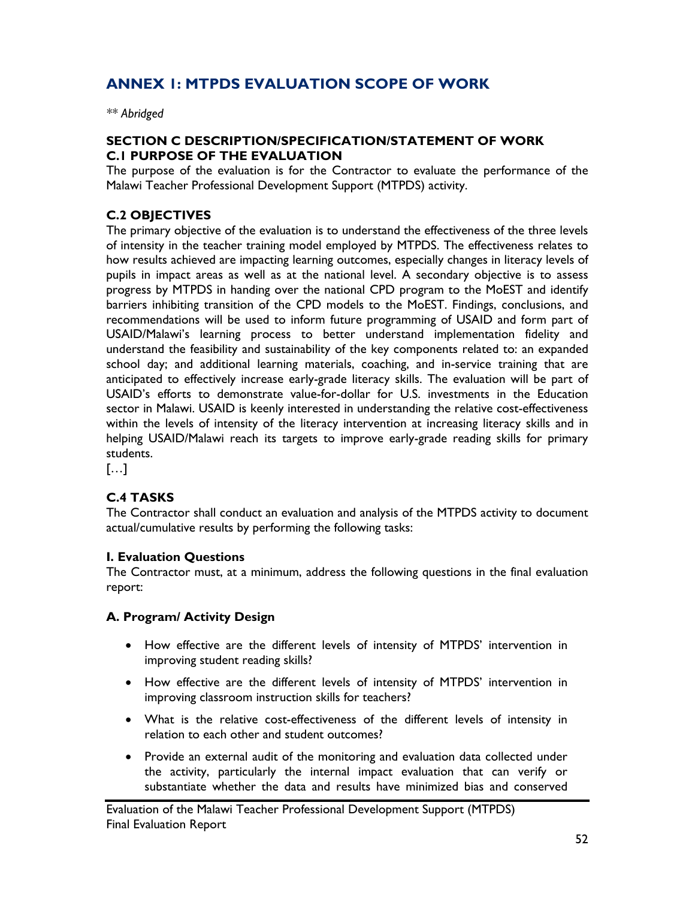# ANNEX 1: MTPDS EVALUATION SCOPE OF WORK

*** Abridged*

### SECTION C DESCRIPTION/SPECIFICATION/STATEMENT OF WORK
### C.1 PURPOSE OF THE EVALUATION

The purpose of the evaluation is for the Contractor to evaluate the performance of the Malawi Teacher Professional Development Support (MTPDS) activity.

### C.2 OBJECTIVES

The primary objective of the evaluation is to understand the effectiveness of the three levels of intensity in the teacher training model employed by MTPDS. The effectiveness relates to how results achieved are impacting learning outcomes, especially changes in literacy levels of pupils in impact areas as well as at the national level. A secondary objective is to assess progress by MTPDS in handing over the national CPD program to the MoEST and identify barriers inhibiting transition of the CPD models to the MoEST. Findings, conclusions, and recommendations will be used to inform future programming of USAID and form part of USAID/Malawi's learning process to better understand implementation fidelity and understand the feasibility and sustainability of the key components related to: an expanded school day; and additional learning materials, coaching, and in-service training that are anticipated to effectively increase early-grade literacy skills. The evaluation will be part of USAID's efforts to demonstrate value-for-dollar for U.S. investments in the Education sector in Malawi. USAID is keenly interested in understanding the relative cost-effectiveness within the levels of intensity of the literacy intervention at increasing literacy skills and in helping USAID/Malawi reach its targets to improve early-grade reading skills for primary students.

[…]

### C.4 TASKS

The Contractor shall conduct an evaluation and analysis of the MTPDS activity to document actual/cumulative results by performing the following tasks:

#### I. Evaluation Questions

The Contractor must, at a minimum, address the following questions in the final evaluation report:

#### A. Program/ Activity Design

- How effective are the different levels of intensity of MTPDS' intervention in improving student reading skills?
- How effective are the different levels of intensity of MTPDS' intervention in improving classroom instruction skills for teachers?
- What is the relative cost-effectiveness of the different levels of intensity in relation to each other and student outcomes?
- Provide an external audit of the monitoring and evaluation data collected under the activity, particularly the internal impact evaluation that can verify or substantiate whether the data and results have minimized bias and conserved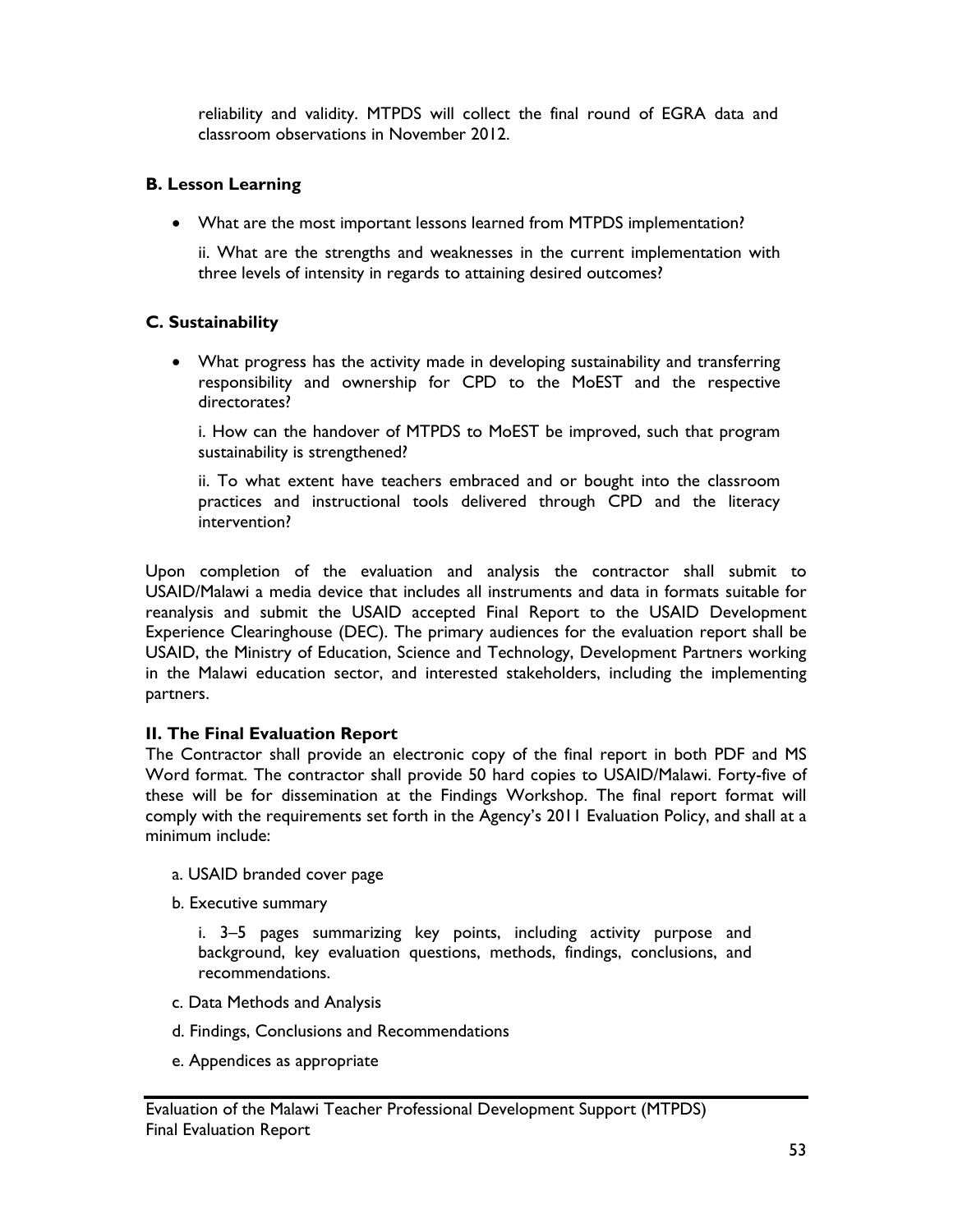reliability and validity. MTPDS will collect the final round of EGRA data and classroom observations in November 2012.

**B. Lesson Learning**

- What are the most important lessons learned from MTPDS implementation?

  ii. What are the strengths and weaknesses in the current implementation with three levels of intensity in regards to attaining desired outcomes?

**C. Sustainability**

- What progress has the activity made in developing sustainability and transferring responsibility and ownership for CPD to the MoEST and the respective directorates?

  i. How can the handover of MTPDS to MoEST be improved, such that program sustainability is strengthened?

  ii. To what extent have teachers embraced and or bought into the classroom practices and instructional tools delivered through CPD and the literacy intervention?

Upon completion of the evaluation and analysis the contractor shall submit to USAID/Malawi a media device that includes all instruments and data in formats suitable for reanalysis and submit the USAID accepted Final Report to the USAID Development Experience Clearinghouse (DEC). The primary audiences for the evaluation report shall be USAID, the Ministry of Education, Science and Technology, Development Partners working in the Malawi education sector, and interested stakeholders, including the implementing partners.

**II. The Final Evaluation Report**

The Contractor shall provide an electronic copy of the final report in both PDF and MS Word format. The contractor shall provide 50 hard copies to USAID/Malawi. Forty-five of these will be for dissemination at the Findings Workshop. The final report format will comply with the requirements set forth in the Agency's 2011 Evaluation Policy, and shall at a minimum include:

a. USAID branded cover page

b. Executive summary

   i. 3–5 pages summarizing key points, including activity purpose and background, key evaluation questions, methods, findings, conclusions, and recommendations.

c. Data Methods and Analysis

d. Findings, Conclusions and Recommendations

e. Appendices as appropriate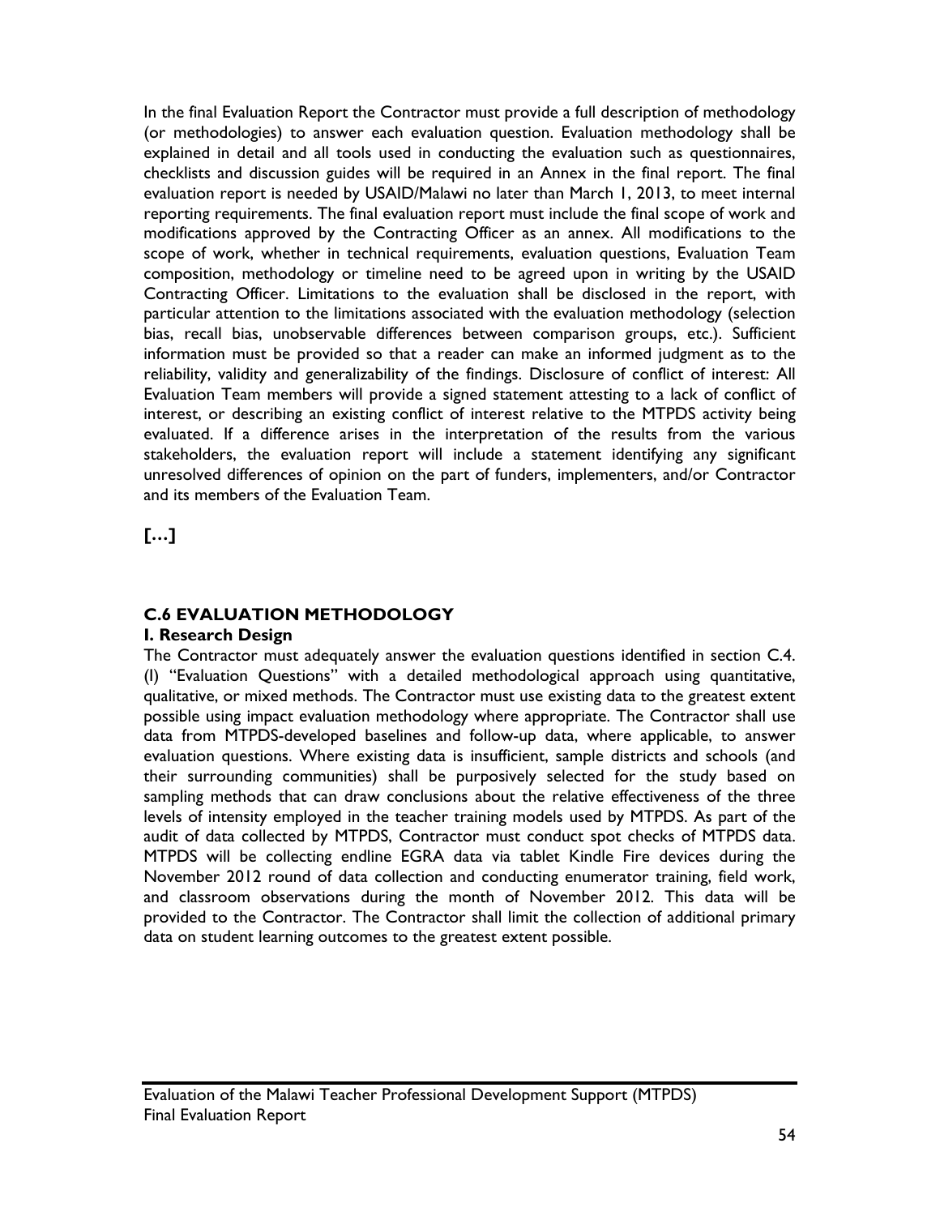In the final Evaluation Report the Contractor must provide a full description of methodology (or methodologies) to answer each evaluation question. Evaluation methodology shall be explained in detail and all tools used in conducting the evaluation such as questionnaires, checklists and discussion guides will be required in an Annex in the final report. The final evaluation report is needed by USAID/Malawi no later than March 1, 2013, to meet internal reporting requirements. The final evaluation report must include the final scope of work and modifications approved by the Contracting Officer as an annex. All modifications to the scope of work, whether in technical requirements, evaluation questions, Evaluation Team composition, methodology or timeline need to be agreed upon in writing by the USAID Contracting Officer. Limitations to the evaluation shall be disclosed in the report, with particular attention to the limitations associated with the evaluation methodology (selection bias, recall bias, unobservable differences between comparison groups, etc.). Sufficient information must be provided so that a reader can make an informed judgment as to the reliability, validity and generalizability of the findings. Disclosure of conflict of interest: All Evaluation Team members will provide a signed statement attesting to a lack of conflict of interest, or describing an existing conflict of interest relative to the MTPDS activity being evaluated. If a difference arises in the interpretation of the results from the various stakeholders, the evaluation report will include a statement identifying any significant unresolved differences of opinion on the part of funders, implementers, and/or Contractor and its members of the Evaluation Team.

**[…]**

### C.6 EVALUATION METHODOLOGY

**I. Research Design**

The Contractor must adequately answer the evaluation questions identified in section C.4. (I) "Evaluation Questions" with a detailed methodological approach using quantitative, qualitative, or mixed methods. The Contractor must use existing data to the greatest extent possible using impact evaluation methodology where appropriate. The Contractor shall use data from MTPDS-developed baselines and follow-up data, where applicable, to answer evaluation questions. Where existing data is insufficient, sample districts and schools (and their surrounding communities) shall be purposively selected for the study based on sampling methods that can draw conclusions about the relative effectiveness of the three levels of intensity employed in the teacher training models used by MTPDS. As part of the audit of data collected by MTPDS, Contractor must conduct spot checks of MTPDS data. MTPDS will be collecting endline EGRA data via tablet Kindle Fire devices during the November 2012 round of data collection and conducting enumerator training, field work, and classroom observations during the month of November 2012. This data will be provided to the Contractor. The Contractor shall limit the collection of additional primary data on student learning outcomes to the greatest extent possible.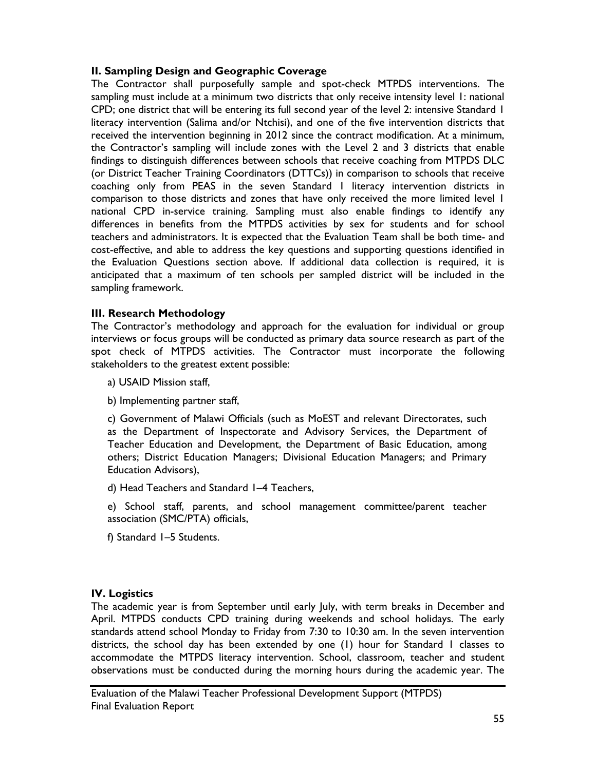### II. Sampling Design and Geographic Coverage

The Contractor shall purposefully sample and spot-check MTPDS interventions. The sampling must include at a minimum two districts that only receive intensity level 1: national CPD; one district that will be entering its full second year of the level 2: intensive Standard 1 literacy intervention (Salima and/or Ntchisi), and one of the five intervention districts that received the intervention beginning in 2012 since the contract modification. At a minimum, the Contractor's sampling will include zones with the Level 2 and 3 districts that enable findings to distinguish differences between schools that receive coaching from MTPDS DLC (or District Teacher Training Coordinators (DTTCs)) in comparison to schools that receive coaching only from PEAS in the seven Standard 1 literacy intervention districts in comparison to those districts and zones that have only received the more limited level 1 national CPD in-service training. Sampling must also enable findings to identify any differences in benefits from the MTPDS activities by sex for students and for school teachers and administrators. It is expected that the Evaluation Team shall be both time- and cost-effective, and able to address the key questions and supporting questions identified in the Evaluation Questions section above. If additional data collection is required, it is anticipated that a maximum of ten schools per sampled district will be included in the sampling framework.

### III. Research Methodology

The Contractor's methodology and approach for the evaluation for individual or group interviews or focus groups will be conducted as primary data source research as part of the spot check of MTPDS activities. The Contractor must incorporate the following stakeholders to the greatest extent possible:

a) USAID Mission staff,

b) Implementing partner staff,

c) Government of Malawi Officials (such as MoEST and relevant Directorates, such as the Department of Inspectorate and Advisory Services, the Department of Teacher Education and Development, the Department of Basic Education, among others; District Education Managers; Divisional Education Managers; and Primary Education Advisors),

d) Head Teachers and Standard 1–4 Teachers,

e) School staff, parents, and school management committee/parent teacher association (SMC/PTA) officials,

f) Standard 1–5 Students.

### IV. Logistics

The academic year is from September until early July, with term breaks in December and April. MTPDS conducts CPD training during weekends and school holidays. The early standards attend school Monday to Friday from 7:30 to 10:30 am. In the seven intervention districts, the school day has been extended by one (1) hour for Standard 1 classes to accommodate the MTPDS literacy intervention. School, classroom, teacher and student observations must be conducted during the morning hours during the academic year. The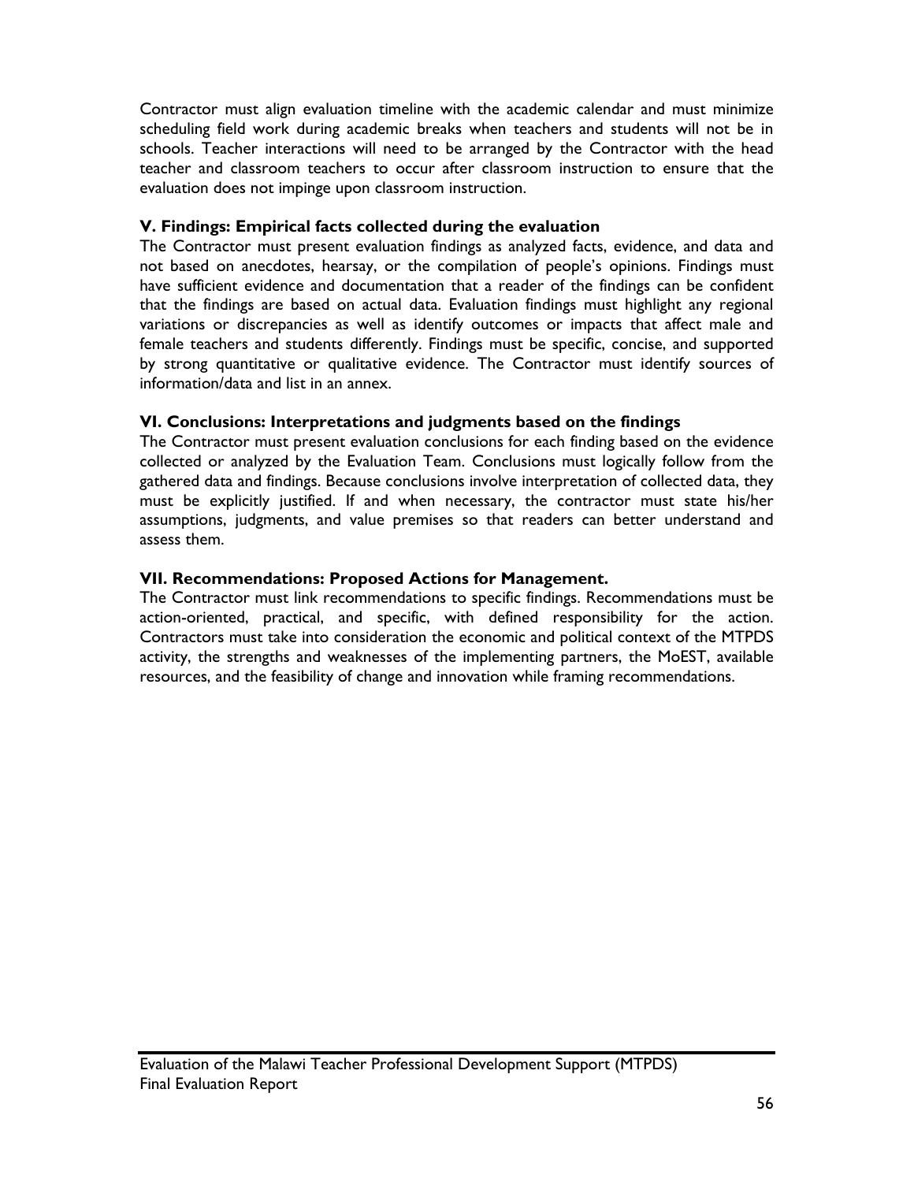Contractor must align evaluation timeline with the academic calendar and must minimize scheduling field work during academic breaks when teachers and students will not be in schools. Teacher interactions will need to be arranged by the Contractor with the head teacher and classroom teachers to occur after classroom instruction to ensure that the evaluation does not impinge upon classroom instruction.

**V. Findings: Empirical facts collected during the evaluation**

The Contractor must present evaluation findings as analyzed facts, evidence, and data and not based on anecdotes, hearsay, or the compilation of people's opinions. Findings must have sufficient evidence and documentation that a reader of the findings can be confident that the findings are based on actual data. Evaluation findings must highlight any regional variations or discrepancies as well as identify outcomes or impacts that affect male and female teachers and students differently. Findings must be specific, concise, and supported by strong quantitative or qualitative evidence. The Contractor must identify sources of information/data and list in an annex.

**VI. Conclusions: Interpretations and judgments based on the findings**

The Contractor must present evaluation conclusions for each finding based on the evidence collected or analyzed by the Evaluation Team. Conclusions must logically follow from the gathered data and findings. Because conclusions involve interpretation of collected data, they must be explicitly justified. If and when necessary, the contractor must state his/her assumptions, judgments, and value premises so that readers can better understand and assess them.

**VII. Recommendations: Proposed Actions for Management.**

The Contractor must link recommendations to specific findings. Recommendations must be action-oriented, practical, and specific, with defined responsibility for the action. Contractors must take into consideration the economic and political context of the MTPDS activity, the strengths and weaknesses of the implementing partners, the MoEST, available resources, and the feasibility of change and innovation while framing recommendations.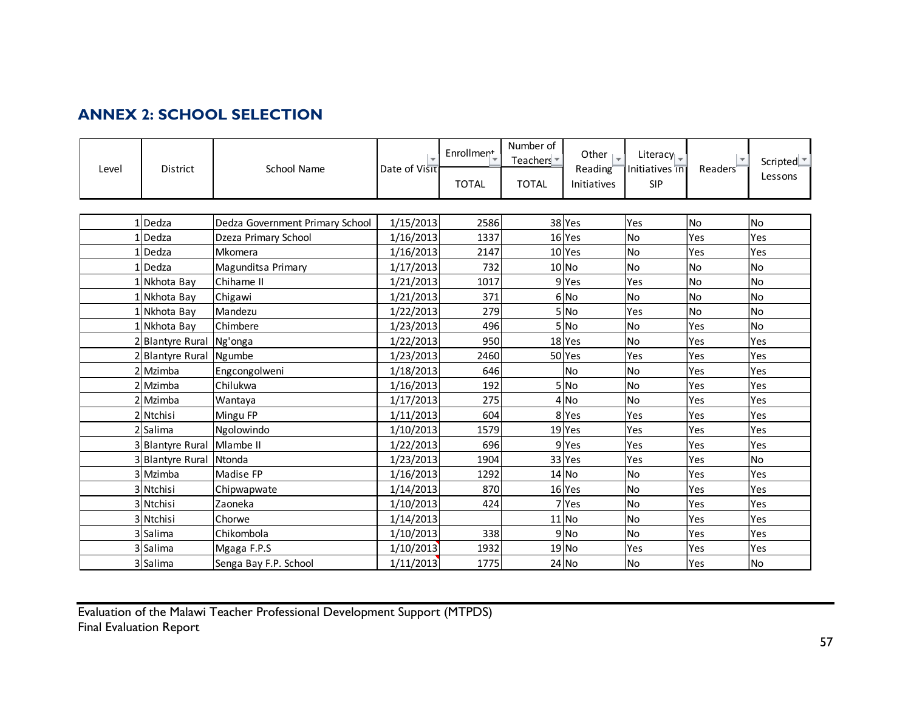## ANNEX 2: SCHOOL SELECTION

| Level | District | School Name | Date of Visit | Enrollment | Number of Teachers | Other Reading Initiatives | Literacy Initiatives in SIP | Readers | Scripted Lessons |
|---|---|---|---|---|---|---|---|---|---|
| | | | | TOTAL | TOTAL | | | | |
| 1 | Dedza | Dedza Government Primary School | 1/15/2013 | 2586 | 38 | Yes | Yes | No | No |
| 1 | Dedza | Dzeza Primary School | 1/16/2013 | 1337 | 16 | Yes | No | Yes | Yes |
| 1 | Dedza | Mkomera | 1/16/2013 | 2147 | 10 | Yes | No | Yes | Yes |
| 1 | Dedza | Magunditsa Primary | 1/17/2013 | 732 | 10 | No | No | No | No |
| 1 | Nkhota Bay | Chihame II | 1/21/2013 | 1017 | 9 | Yes | Yes | No | No |
| 1 | Nkhota Bay | Chigawi | 1/21/2013 | 371 | 6 | No | No | No | No |
| 1 | Nkhota Bay | Mandezu | 1/22/2013 | 279 | 5 | No | Yes | No | No |
| 1 | Nkhota Bay | Chimbere | 1/23/2013 | 496 | 5 | No | No | Yes | No |
| 2 | Blantyre Rural | Ng'onga | 1/22/2013 | 950 | 18 | Yes | No | Yes | Yes |
| 2 | Blantyre Rural | Ngumbe | 1/23/2013 | 2460 | 50 | Yes | Yes | Yes | Yes |
| 2 | Mzimba | Engcongolweni | 1/18/2013 | 646 | | No | No | Yes | Yes |
| 2 | Mzimba | Chilukwa | 1/16/2013 | 192 | 5 | No | No | Yes | Yes |
| 2 | Mzimba | Wantaya | 1/17/2013 | 275 | 4 | No | No | Yes | Yes |
| 2 | Ntchisi | Mingu FP | 1/11/2013 | 604 | 8 | Yes | Yes | Yes | Yes |
| 2 | Salima | Ngolowindo | 1/10/2013 | 1579 | 19 | Yes | Yes | Yes | Yes |
| 3 | Blantyre Rural | Mlambe II | 1/22/2013 | 696 | 9 | Yes | Yes | Yes | Yes |
| 3 | Blantyre Rural | Ntonda | 1/23/2013 | 1904 | 33 | Yes | Yes | Yes | No |
| 3 | Mzimba | Madise FP | 1/16/2013 | 1292 | 14 | No | No | Yes | Yes |
| 3 | Ntchisi | Chipwapwate | 1/14/2013 | 870 | 16 | Yes | No | Yes | Yes |
| 3 | Ntchisi | Zaoneka | 1/10/2013 | 424 | 7 | Yes | No | Yes | Yes |
| 3 | Ntchisi | Chorwe | 1/14/2013 | | 11 | No | No | Yes | Yes |
| 3 | Salima | Chikombola | 1/10/2013 | 338 | 9 | No | No | Yes | Yes |
| 3 | Salima | Mgaga F.P.S | 1/10/2013 | 1932 | 19 | No | Yes | Yes | Yes |
| 3 | Salima | Senga Bay F.P. School | 1/11/2013 | 1775 | 24 | No | No | Yes | No |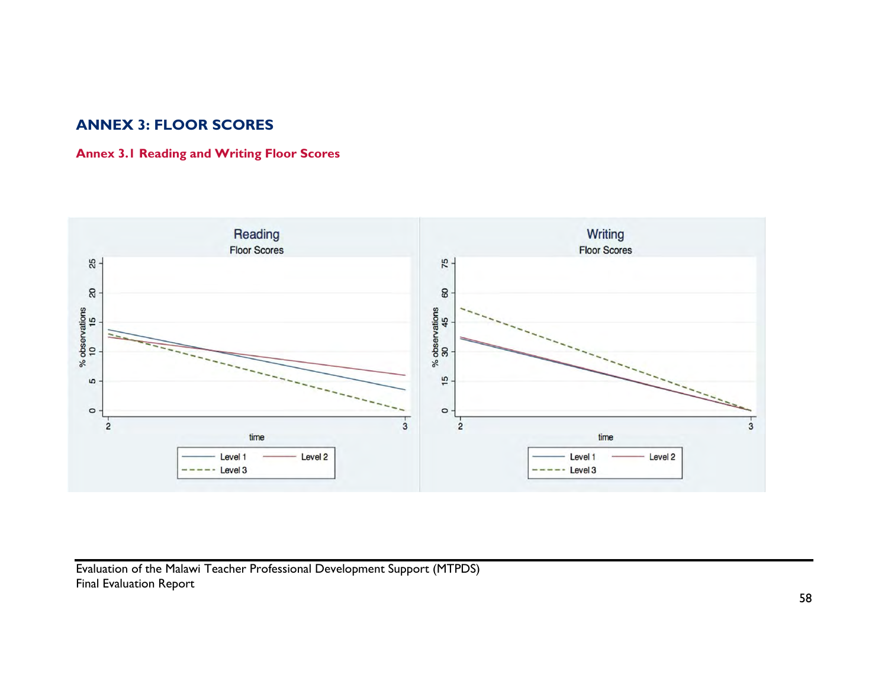# ANNEX 3: FLOOR SCORES

## Annex 3.1 Reading and Writing Floor Scores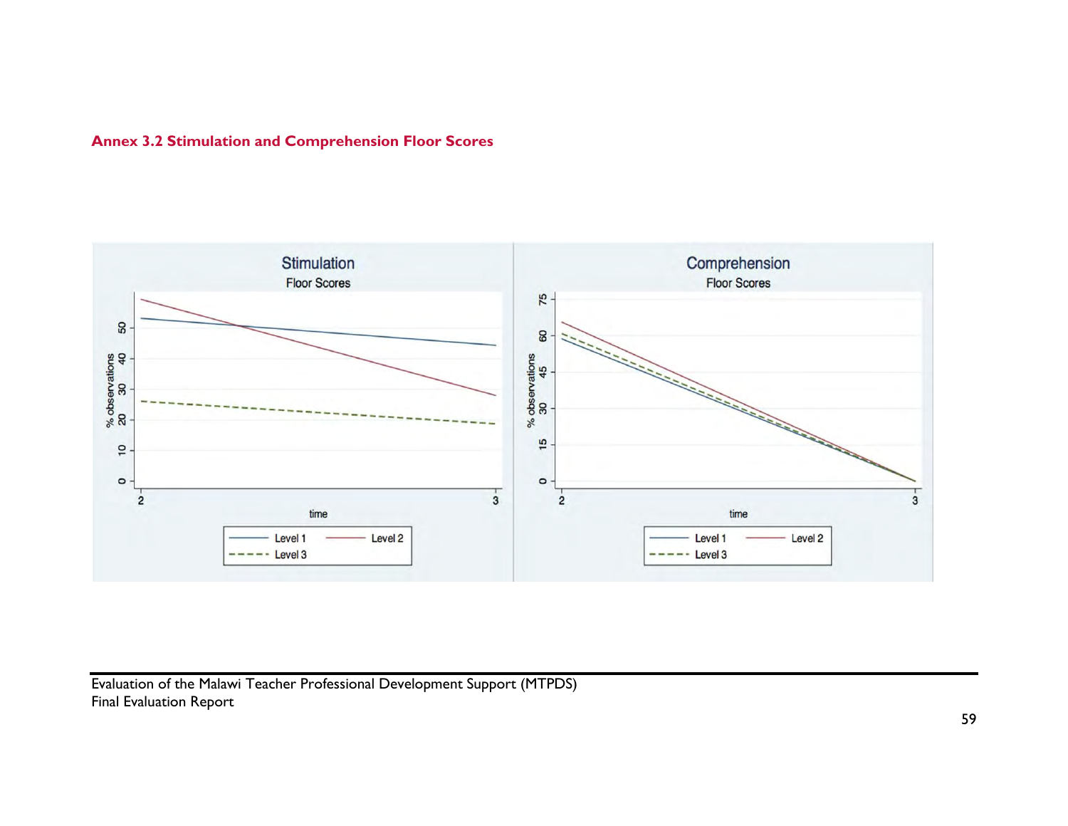### Annex 3.2 Stimulation and Comprehension Floor Scores

Stimulation

Floor Scores

Comprehension

Floor Scores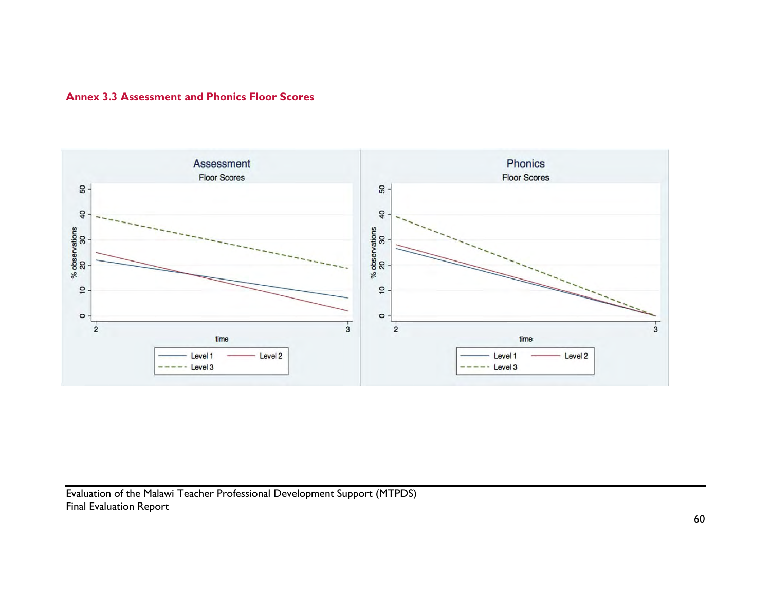### Annex 3.3 Assessment and Phonics Floor Scores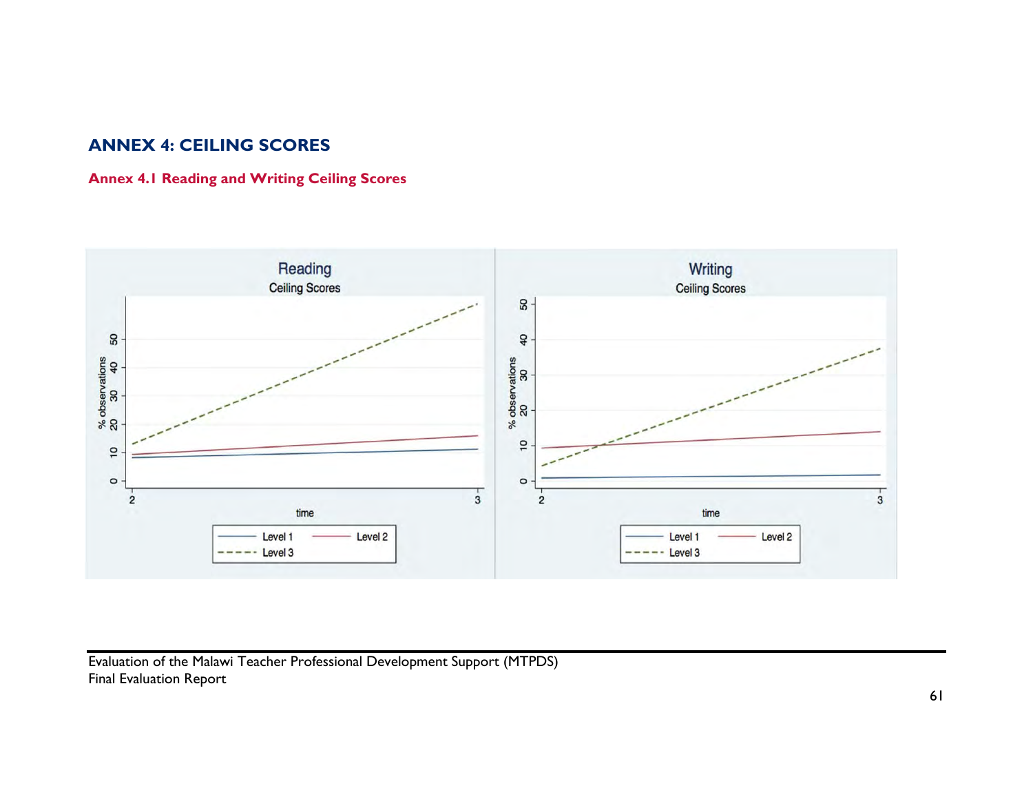# ANNEX 4: CEILING SCORES

## Annex 4.1 Reading and Writing Ceiling Scores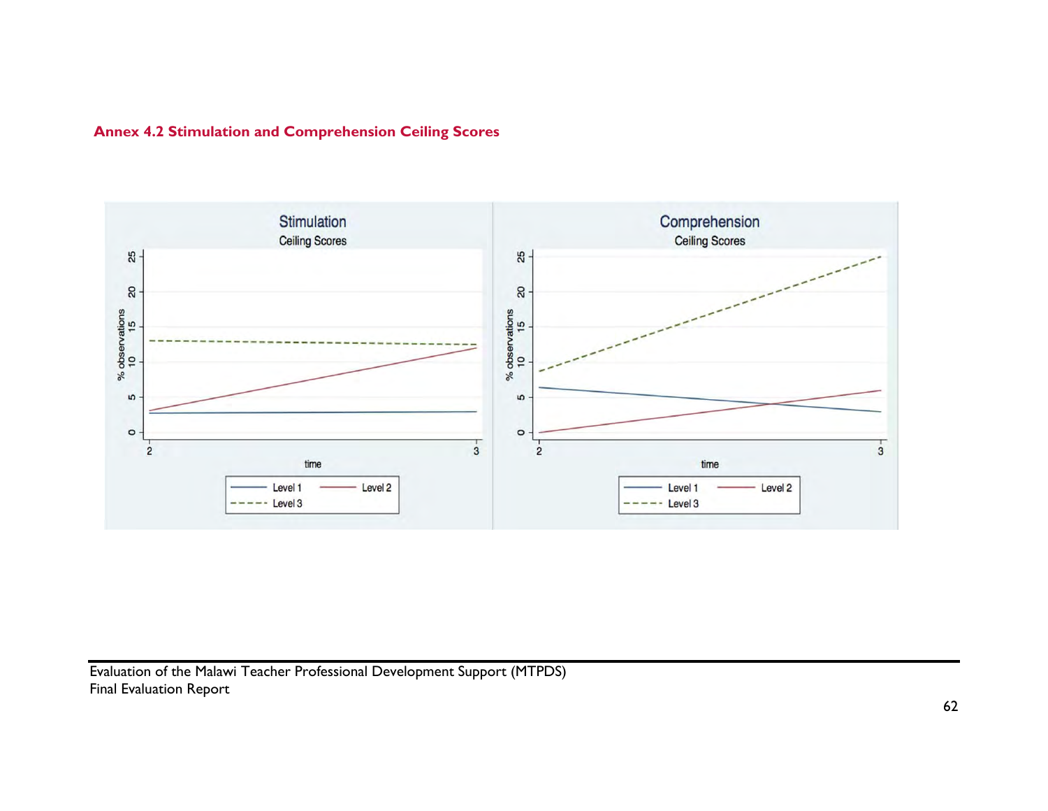## Annex 4.2 Stimulation and Comprehension Ceiling Scores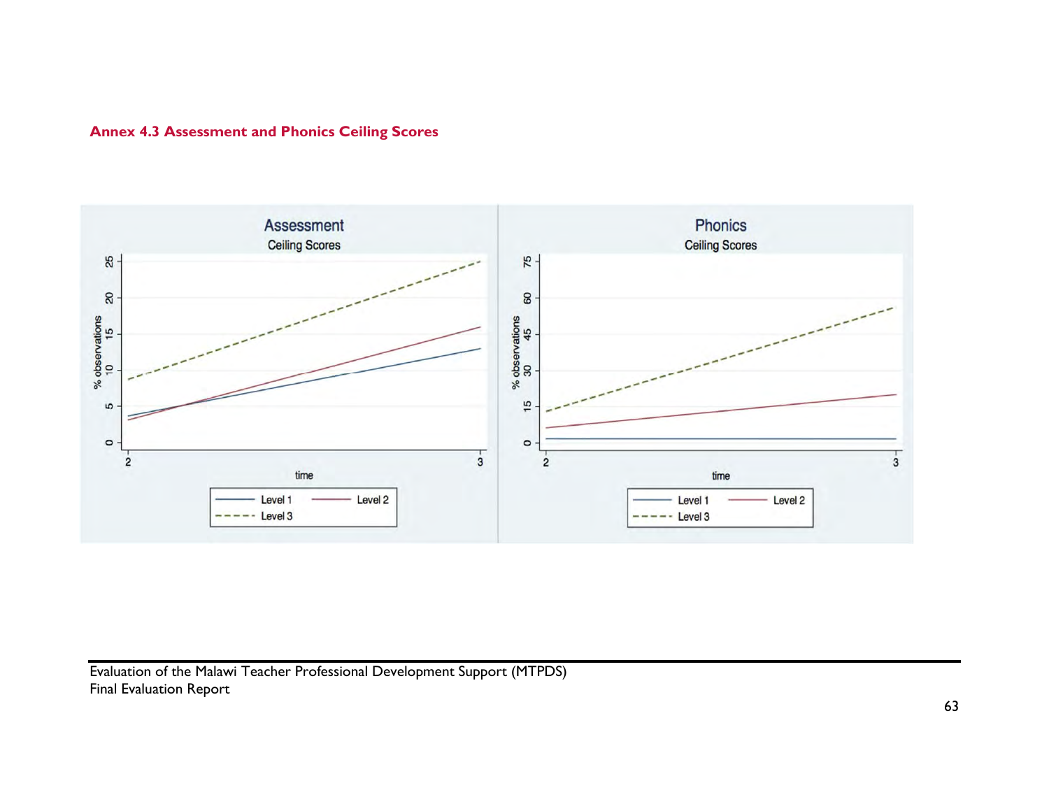### Annex 4.3 Assessment and Phonics Ceiling Scores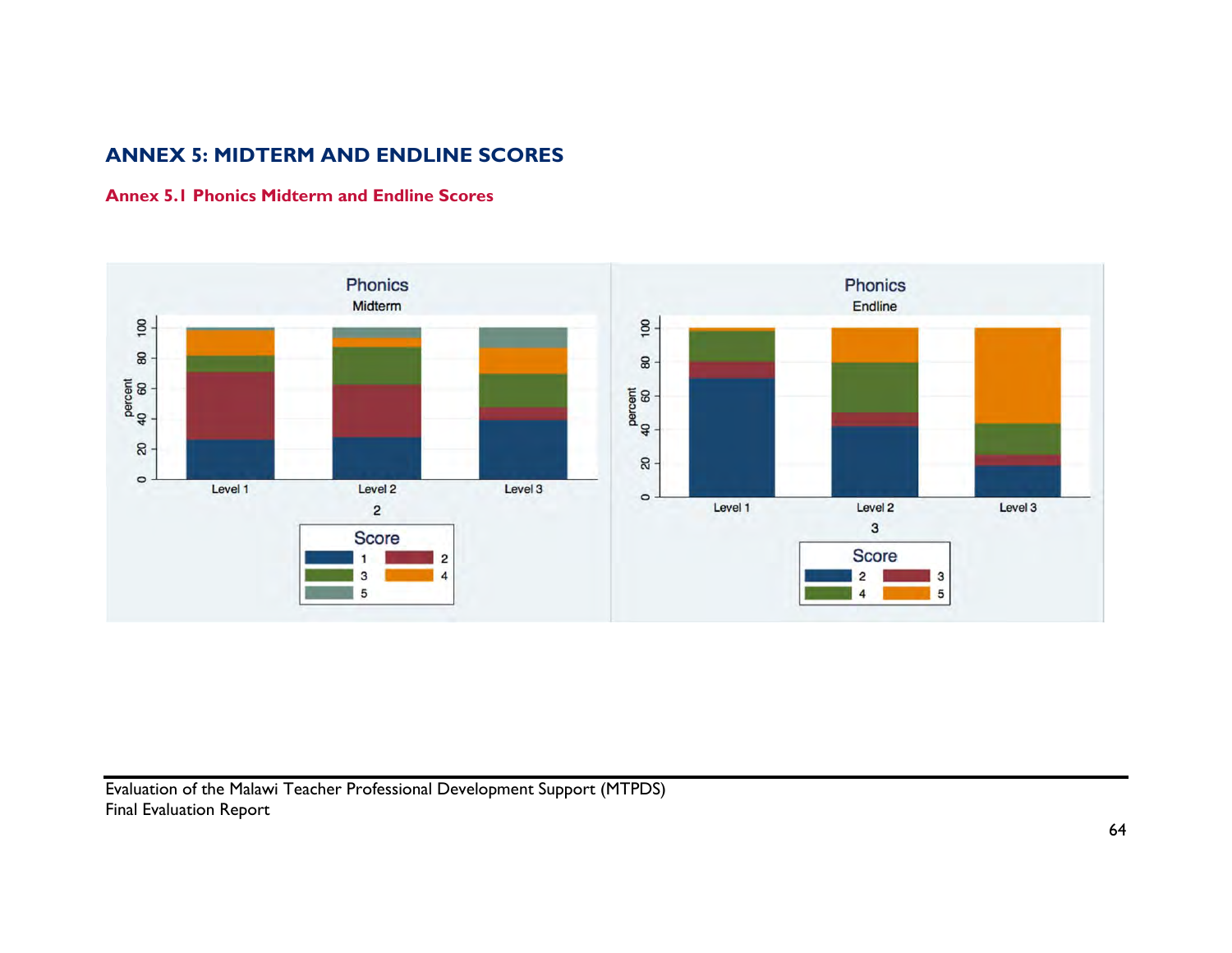# ANNEX 5: MIDTERM AND ENDLINE SCORES

## Annex 5.1 Phonics Midterm and Endline Scores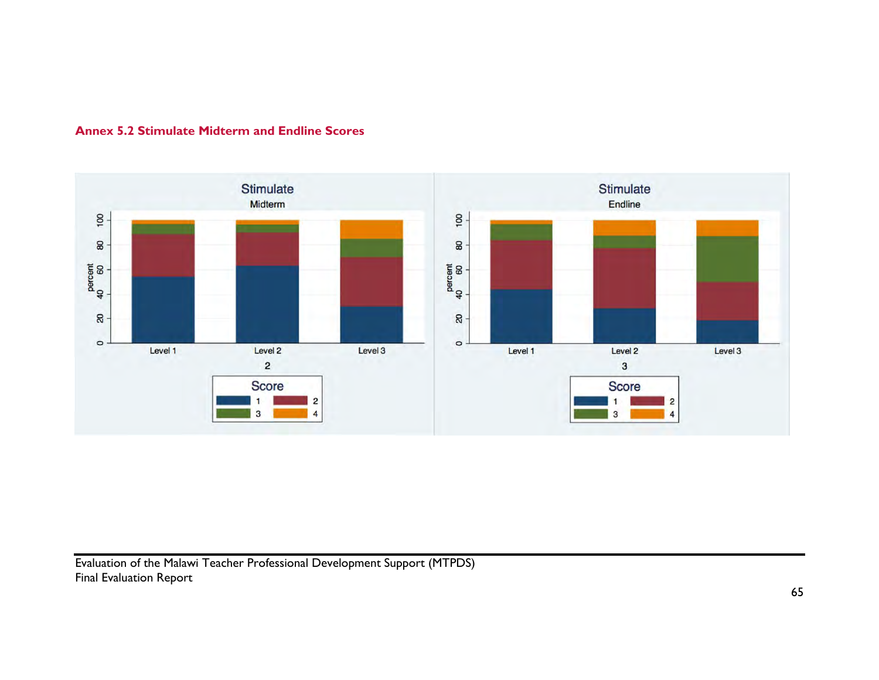### Annex 5.2 Stimulate Midterm and Endline Scores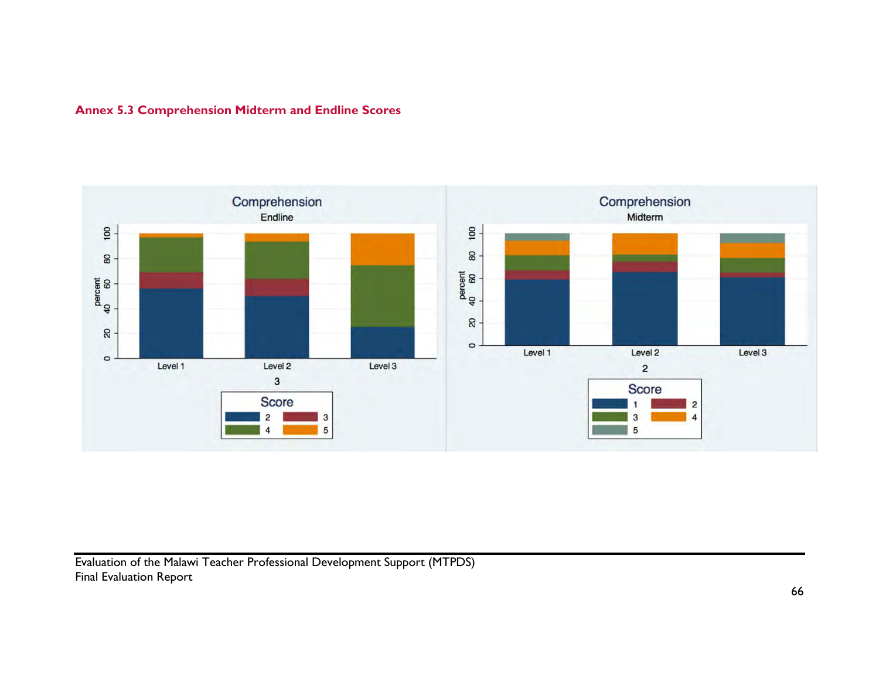### Annex 5.3 Comprehension Midterm and Endline Scores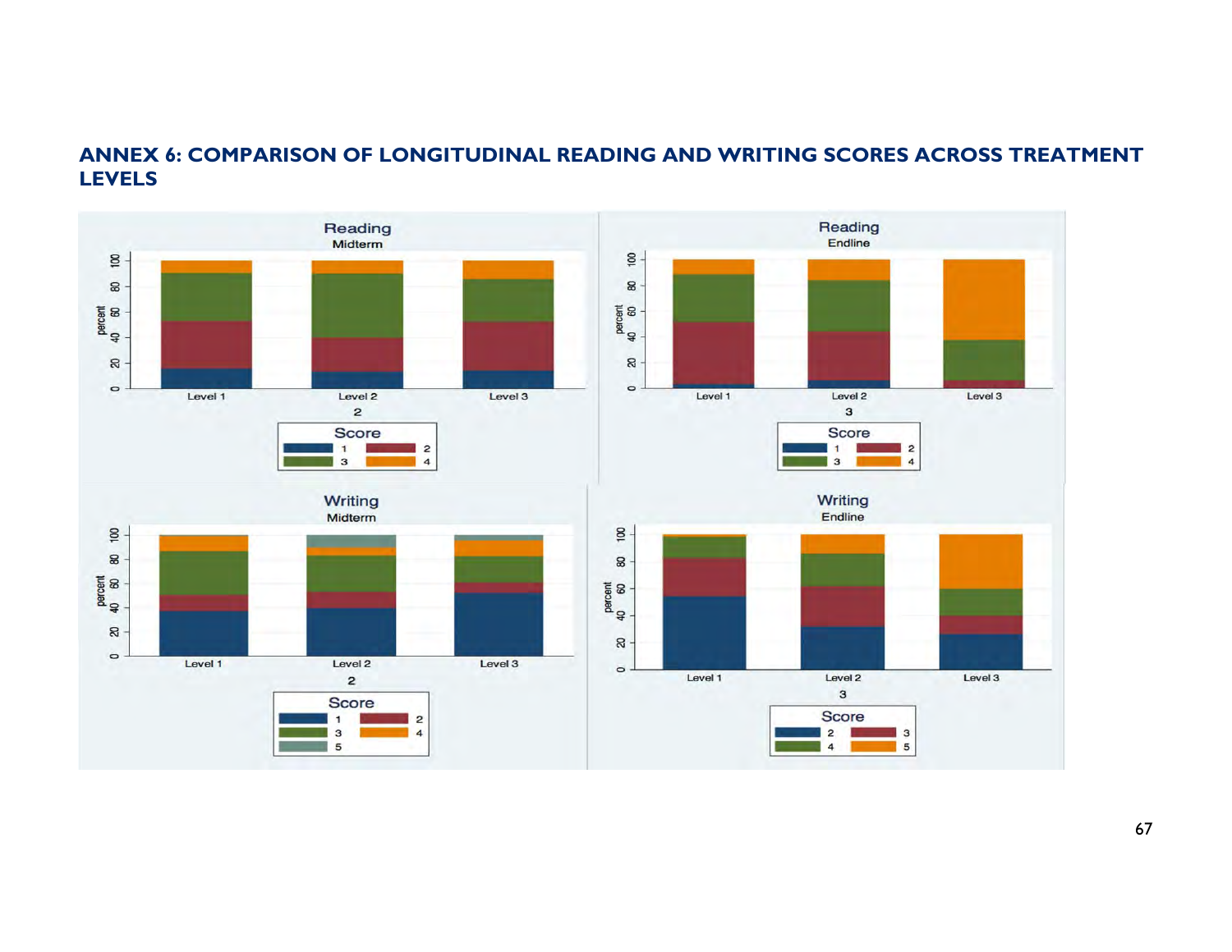## ANNEX 6: COMPARISON OF LONGITUDINAL READING AND WRITING SCORES ACROSS TREATMENT LEVELS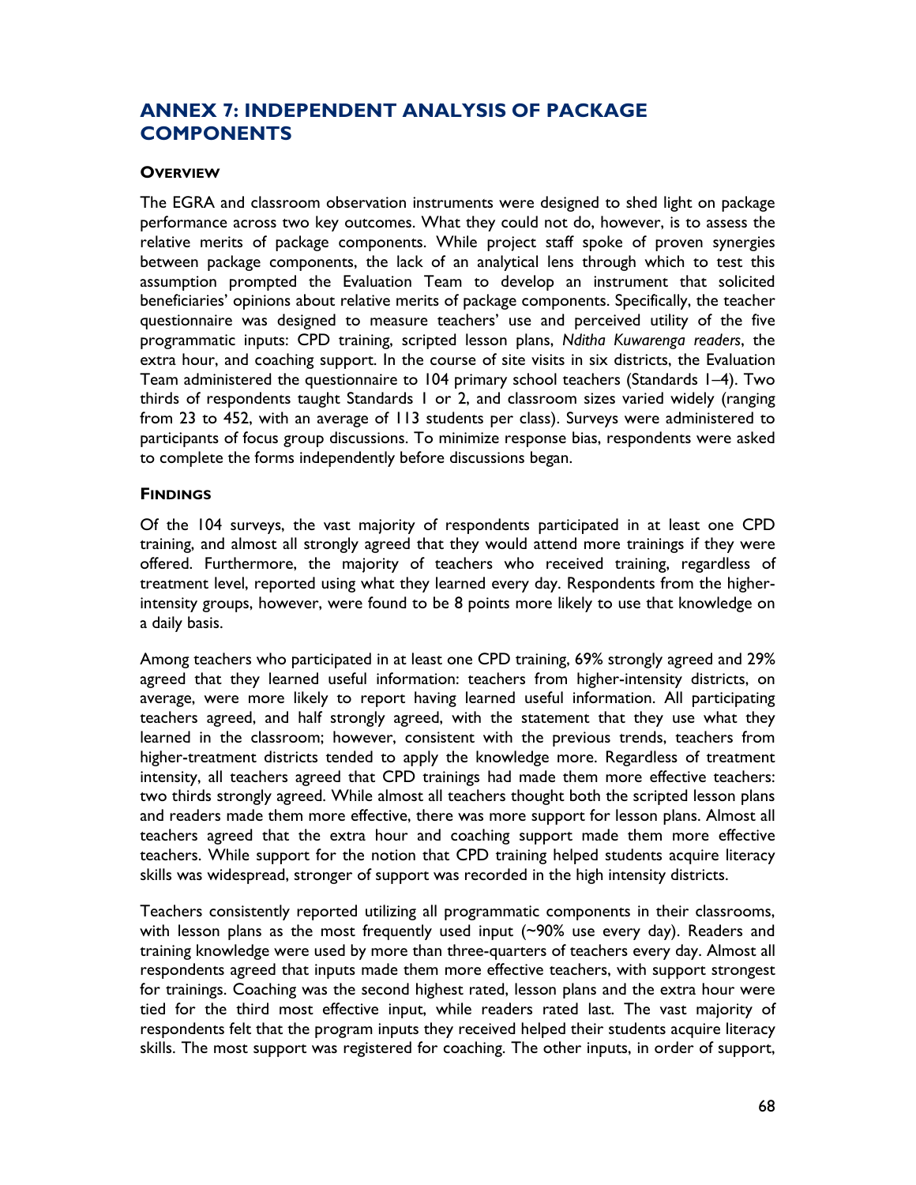# ANNEX 7: INDEPENDENT ANALYSIS OF PACKAGE COMPONENTS

### OVERVIEW

The EGRA and classroom observation instruments were designed to shed light on package performance across two key outcomes. What they could not do, however, is to assess the relative merits of package components. While project staff spoke of proven synergies between package components, the lack of an analytical lens through which to test this assumption prompted the Evaluation Team to develop an instrument that solicited beneficiaries' opinions about relative merits of package components. Specifically, the teacher questionnaire was designed to measure teachers' use and perceived utility of the five programmatic inputs: CPD training, scripted lesson plans, *Nditha Kuwarenga readers*, the extra hour, and coaching support. In the course of site visits in six districts, the Evaluation Team administered the questionnaire to 104 primary school teachers (Standards 1–4). Two thirds of respondents taught Standards 1 or 2, and classroom sizes varied widely (ranging from 23 to 452, with an average of 113 students per class). Surveys were administered to participants of focus group discussions. To minimize response bias, respondents were asked to complete the forms independently before discussions began.

### FINDINGS

Of the 104 surveys, the vast majority of respondents participated in at least one CPD training, and almost all strongly agreed that they would attend more trainings if they were offered. Furthermore, the majority of teachers who received training, regardless of treatment level, reported using what they learned every day. Respondents from the higher-intensity groups, however, were found to be 8 points more likely to use that knowledge on a daily basis.

Among teachers who participated in at least one CPD training, 69% strongly agreed and 29% agreed that they learned useful information: teachers from higher-intensity districts, on average, were more likely to report having learned useful information. All participating teachers agreed, and half strongly agreed, with the statement that they use what they learned in the classroom; however, consistent with the previous trends, teachers from higher-treatment districts tended to apply the knowledge more. Regardless of treatment intensity, all teachers agreed that CPD trainings had made them more effective teachers: two thirds strongly agreed. While almost all teachers thought both the scripted lesson plans and readers made them more effective, there was more support for lesson plans. Almost all teachers agreed that the extra hour and coaching support made them more effective teachers. While support for the notion that CPD training helped students acquire literacy skills was widespread, stronger of support was recorded in the high intensity districts.

Teachers consistently reported utilizing all programmatic components in their classrooms, with lesson plans as the most frequently used input (~90% use every day). Readers and training knowledge were used by more than three-quarters of teachers every day. Almost all respondents agreed that inputs made them more effective teachers, with support strongest for trainings. Coaching was the second highest rated, lesson plans and the extra hour were tied for the third most effective input, while readers rated last. The vast majority of respondents felt that the program inputs they received helped their students acquire literacy skills. The most support was registered for coaching. The other inputs, in order of support,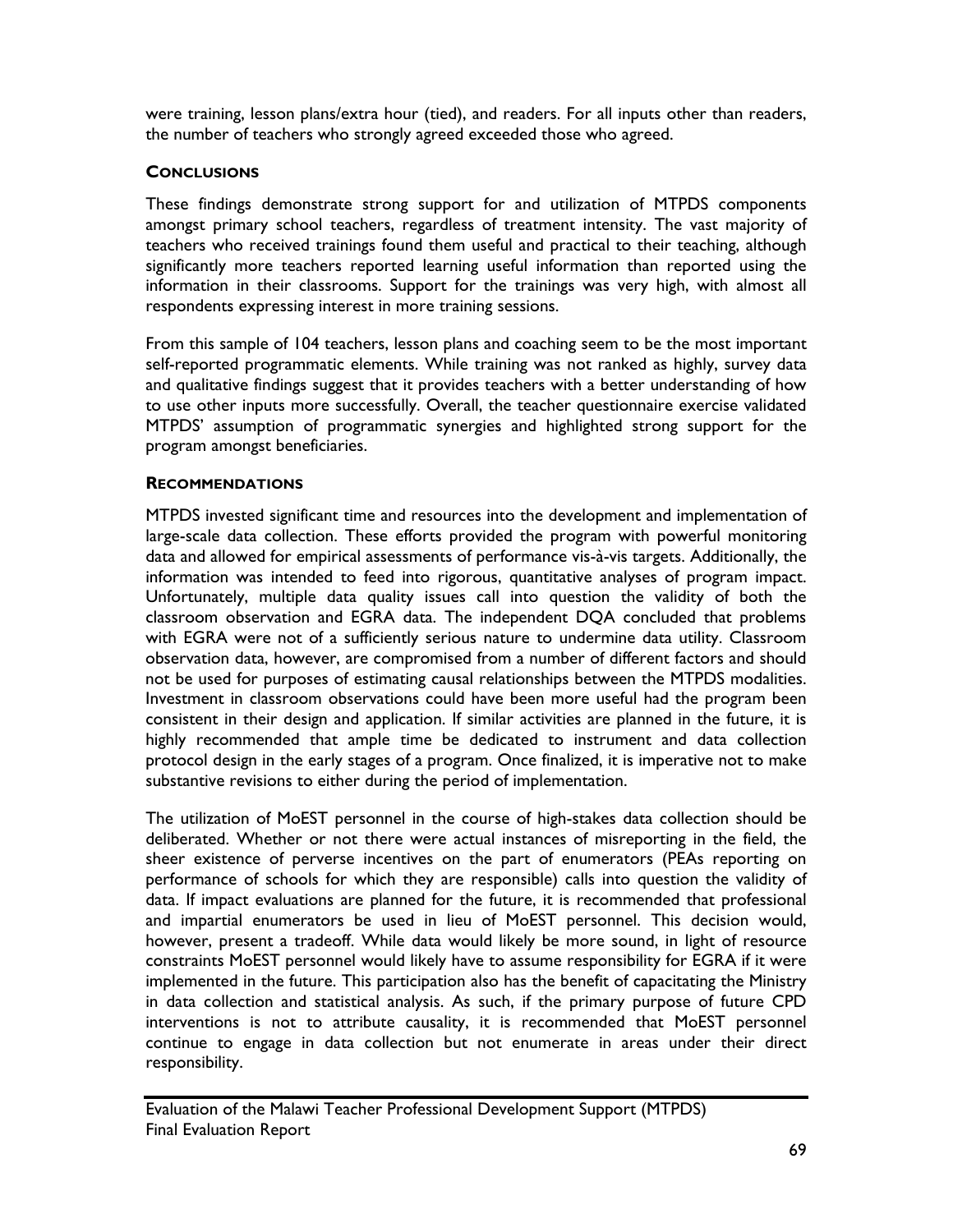were training, lesson plans/extra hour (tied), and readers. For all inputs other than readers, the number of teachers who strongly agreed exceeded those who agreed.

### CONCLUSIONS

These findings demonstrate strong support for and utilization of MTPDS components amongst primary school teachers, regardless of treatment intensity. The vast majority of teachers who received trainings found them useful and practical to their teaching, although significantly more teachers reported learning useful information than reported using the information in their classrooms. Support for the trainings was very high, with almost all respondents expressing interest in more training sessions.

From this sample of 104 teachers, lesson plans and coaching seem to be the most important self-reported programmatic elements. While training was not ranked as highly, survey data and qualitative findings suggest that it provides teachers with a better understanding of how to use other inputs more successfully. Overall, the teacher questionnaire exercise validated MTPDS' assumption of programmatic synergies and highlighted strong support for the program amongst beneficiaries.

### RECOMMENDATIONS

MTPDS invested significant time and resources into the development and implementation of large-scale data collection. These efforts provided the program with powerful monitoring data and allowed for empirical assessments of performance vis-à-vis targets. Additionally, the information was intended to feed into rigorous, quantitative analyses of program impact. Unfortunately, multiple data quality issues call into question the validity of both the classroom observation and EGRA data. The independent DQA concluded that problems with EGRA were not of a sufficiently serious nature to undermine data utility. Classroom observation data, however, are compromised from a number of different factors and should not be used for purposes of estimating causal relationships between the MTPDS modalities. Investment in classroom observations could have been more useful had the program been consistent in their design and application. If similar activities are planned in the future, it is highly recommended that ample time be dedicated to instrument and data collection protocol design in the early stages of a program. Once finalized, it is imperative not to make substantive revisions to either during the period of implementation.

The utilization of MoEST personnel in the course of high-stakes data collection should be deliberated. Whether or not there were actual instances of misreporting in the field, the sheer existence of perverse incentives on the part of enumerators (PEAs reporting on performance of schools for which they are responsible) calls into question the validity of data. If impact evaluations are planned for the future, it is recommended that professional and impartial enumerators be used in lieu of MoEST personnel. This decision would, however, present a tradeoff. While data would likely be more sound, in light of resource constraints MoEST personnel would likely have to assume responsibility for EGRA if it were implemented in the future. This participation also has the benefit of capacitating the Ministry in data collection and statistical analysis. As such, if the primary purpose of future CPD interventions is not to attribute causality, it is recommended that MoEST personnel continue to engage in data collection but not enumerate in areas under their direct responsibility.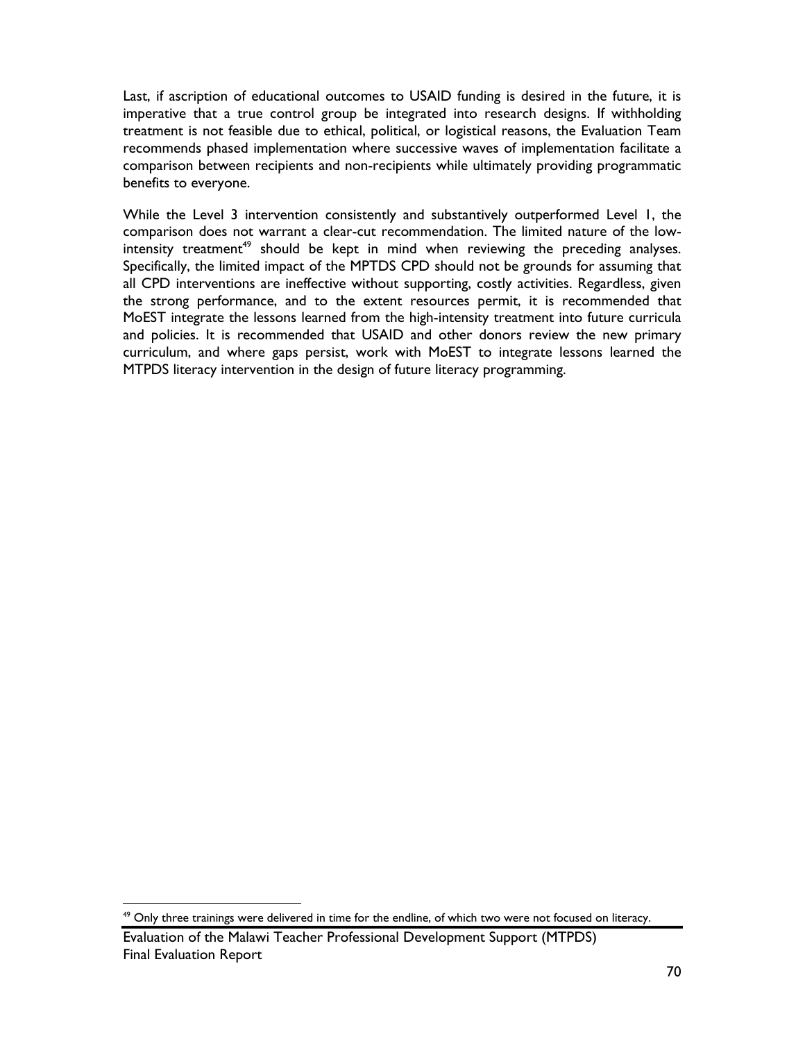Last, if ascription of educational outcomes to USAID funding is desired in the future, it is imperative that a true control group be integrated into research designs. If withholding treatment is not feasible due to ethical, political, or logistical reasons, the Evaluation Team recommends phased implementation where successive waves of implementation facilitate a comparison between recipients and non-recipients while ultimately providing programmatic benefits to everyone.

While the Level 3 intervention consistently and substantively outperformed Level 1, the comparison does not warrant a clear-cut recommendation. The limited nature of the low-intensity treatment[49] should be kept in mind when reviewing the preceding analyses. Specifically, the limited impact of the MPTDS CPD should not be grounds for assuming that all CPD interventions are ineffective without supporting, costly activities. Regardless, given the strong performance, and to the extent resources permit, it is recommended that MoEST integrate the lessons learned from the high-intensity treatment into future curricula and policies. It is recommended that USAID and other donors review the new primary curriculum, and where gaps persist, work with MoEST to integrate lessons learned the MTPDS literacy intervention in the design of future literacy programming.

[49] Only three trainings were delivered in time for the endline, of which two were not focused on literacy.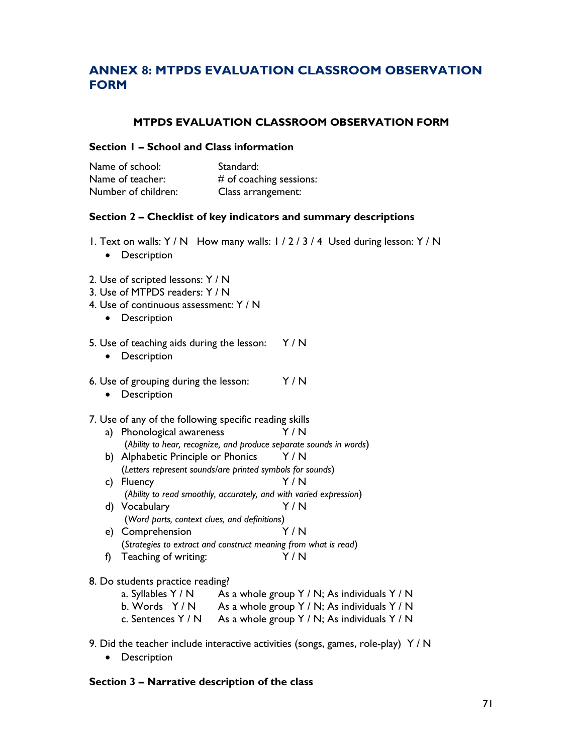# ANNEX 8: MTPDS EVALUATION CLASSROOM OBSERVATION FORM

### MTPDS EVALUATION CLASSROOM OBSERVATION FORM

**Section 1 – School and Class information**

| | |
|---|---|
| Name of school: | Standard: |
| Name of teacher: | # of coaching sessions: |
| Number of children: | Class arrangement: |

**Section 2 – Checklist of key indicators and summary descriptions**

1. Text on walls: Y / N  How many walls: 1 / 2 / 3 / 4  Used during lesson: Y / N
   - Description

2. Use of scripted lessons: Y / N
3. Use of MTPDS readers: Y / N
4. Use of continuous assessment: Y / N
   - Description

5. Use of teaching aids during the lesson: Y / N
   - Description

6. Use of grouping during the lesson: Y / N
   - Description

7. Use of any of the following specific reading skills
   a) Phonological awareness Y / N
      (*Ability to hear, recognize, and produce separate sounds in words*)
   b) Alphabetic Principle or Phonics Y / N
      (*Letters represent sounds/are printed symbols for sounds*)
   c) Fluency Y / N
      (*Ability to read smoothly, accurately, and with varied expression*)
   d) Vocabulary Y / N
      (*Word parts, context clues, and definitions*)
   e) Comprehension Y / N
      (*Strategies to extract and construct meaning from what is read*)
   f) Teaching of writing: Y / N

8. Do students practice reading?
   a. Syllables Y / N  As a whole group Y / N; As individuals Y / N
   b. Words Y / N  As a whole group Y / N; As individuals Y / N
   c. Sentences Y / N  As a whole group Y / N; As individuals Y / N

9. Did the teacher include interactive activities (songs, games, role-play) Y / N
   - Description

**Section 3 – Narrative description of the class**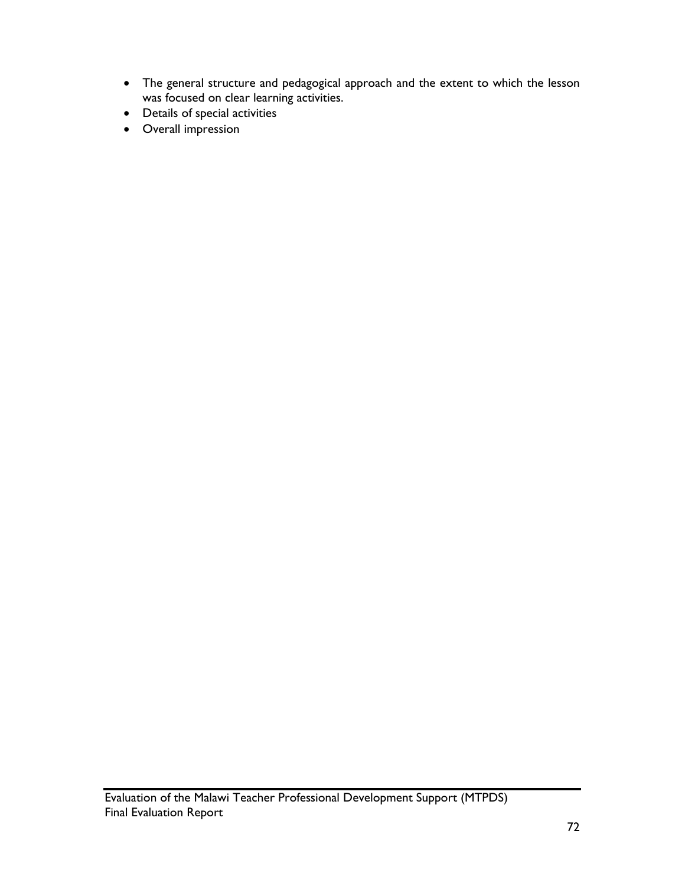- The general structure and pedagogical approach and the extent to which the lesson was focused on clear learning activities.
- Details of special activities
- Overall impression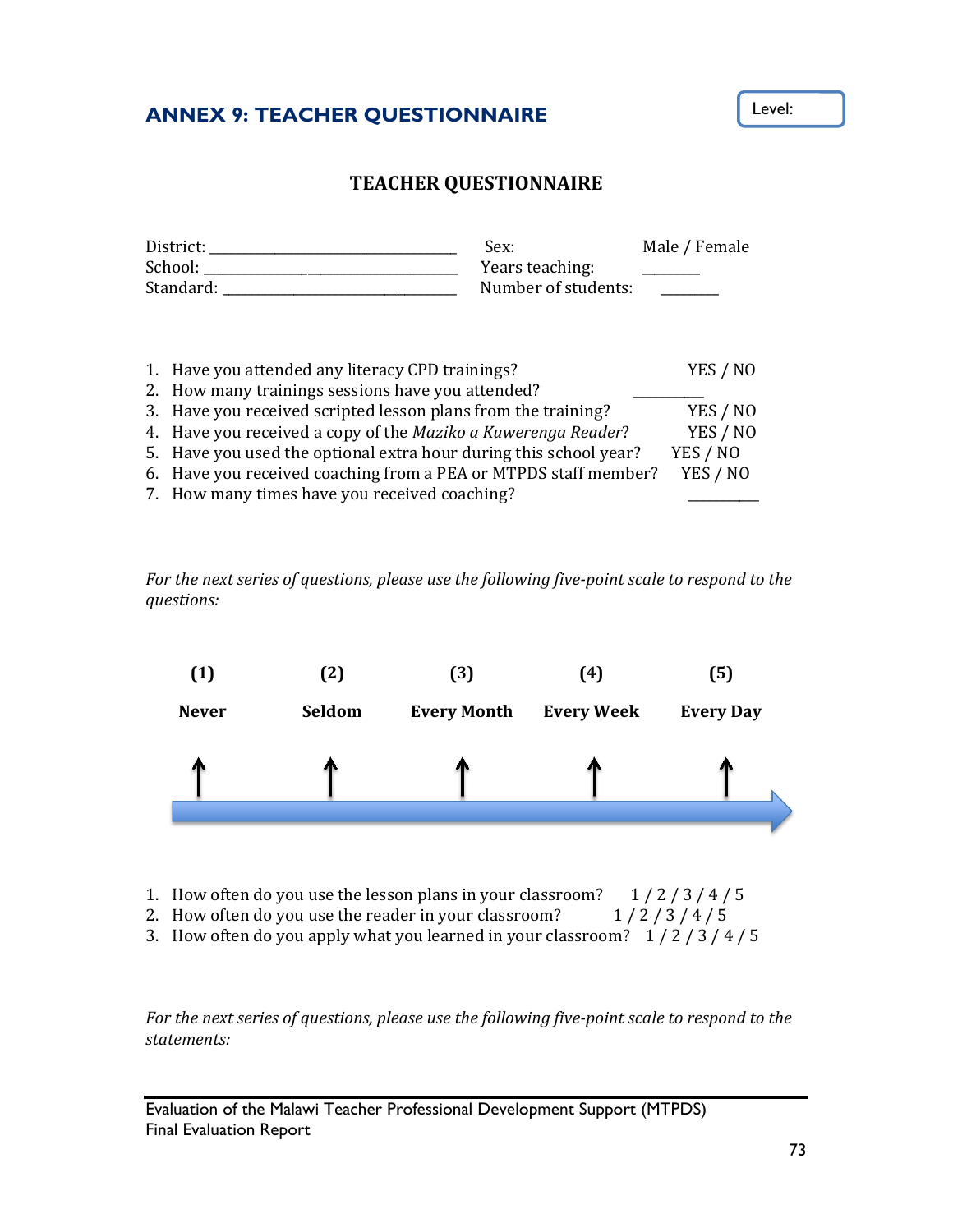## ANNEX 9: TEACHER QUESTIONNAIRE

Level:

### TEACHER QUESTIONNAIRE

District: ________________________________ Sex: Male / Female
School: __________________________________ Years teaching: _______
Standard: ________________________________ Number of students: _______

1. Have you attended any literacy CPD trainings? YES / NO
2. How many trainings sessions have you attended? _________
3. Have you received scripted lesson plans from the training? YES / NO
4. Have you received a copy of the *Maziko a Kuwerenga Reader*? YES / NO
5. Have you used the optional extra hour during this school year? YES / NO
6. Have you received coaching from a PEA or MTPDS staff member? YES / NO
7. How many times have you received coaching? _________

*For the next series of questions, please use the following five-point scale to respond to the questions:*

| (1) | (2) | (3) | (4) | (5) |
|---|---|---|---|---|
| **Never** | **Seldom** | **Every Month** | **Every Week** | **Every Day** |

1. How often do you use the lesson plans in your classroom? 1 / 2 / 3 / 4 / 5
2. How often do you use the reader in your classroom? 1 / 2 / 3 / 4 / 5
3. How often do you apply what you learned in your classroom? 1 / 2 / 3 / 4 / 5

*For the next series of questions, please use the following five-point scale to respond to the statements:*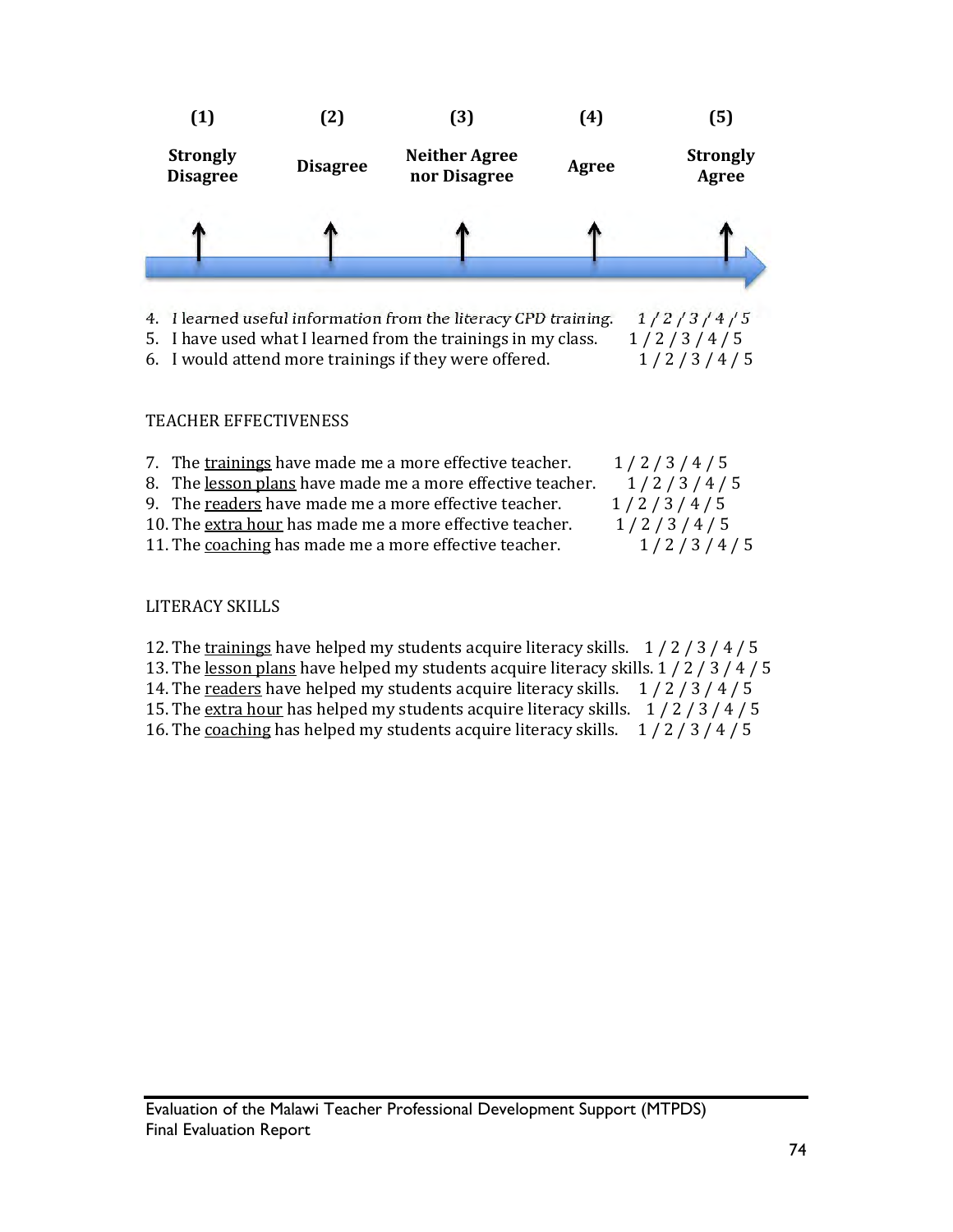| (1) | (2) | (3) | (4) | (5) |
|---|---|---|---|---|
| **Strongly Disagree** | **Disagree** | **Neither Agree nor Disagree** | **Agree** | **Strongly Agree** |

4. I learned useful information from the literacy CPD training. 1 / 2 / 3 / 4 / 5
5. I have used what I learned from the trainings in my class. 1 / 2 / 3 / 4 / 5
6. I would attend more trainings if they were offered. 1 / 2 / 3 / 4 / 5

TEACHER EFFECTIVENESS

7. The <u>trainings</u> have made me a more effective teacher. 1 / 2 / 3 / 4 / 5
8. The <u>lesson plans</u> have made me a more effective teacher. 1 / 2 / 3 / 4 / 5
9. The <u>readers</u> have made me a more effective teacher. 1 / 2 / 3 / 4 / 5
10. The <u>extra hour</u> has made me a more effective teacher. 1 / 2 / 3 / 4 / 5
11. The <u>coaching</u> has made me a more effective teacher. 1 / 2 / 3 / 4 / 5

LITERACY SKILLS

12. The <u>trainings</u> have helped my students acquire literacy skills. 1 / 2 / 3 / 4 / 5
13. The <u>lesson plans</u> have helped my students acquire literacy skills. 1 / 2 / 3 / 4 / 5
14. The <u>readers</u> have helped my students acquire literacy skills. 1 / 2 / 3 / 4 / 5
15. The <u>extra hour</u> has helped my students acquire literacy skills. 1 / 2 / 3 / 4 / 5
16. The <u>coaching</u> has helped my students acquire literacy skills. 1 / 2 / 3 / 4 / 5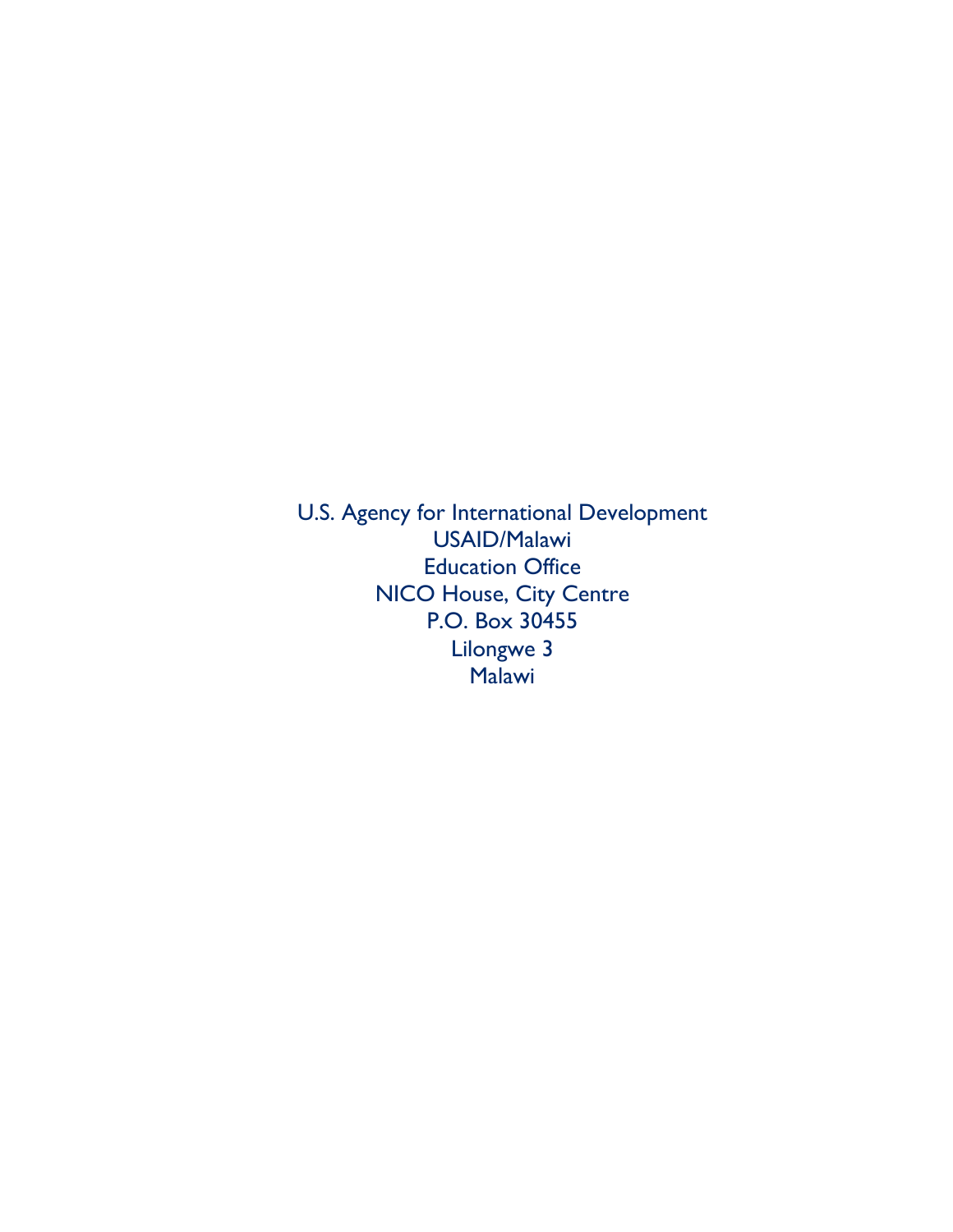U.S. Agency for International Development
USAID/Malawi
Education Office
NICO House, City Centre
P.O. Box 30455
Lilongwe 3
Malawi